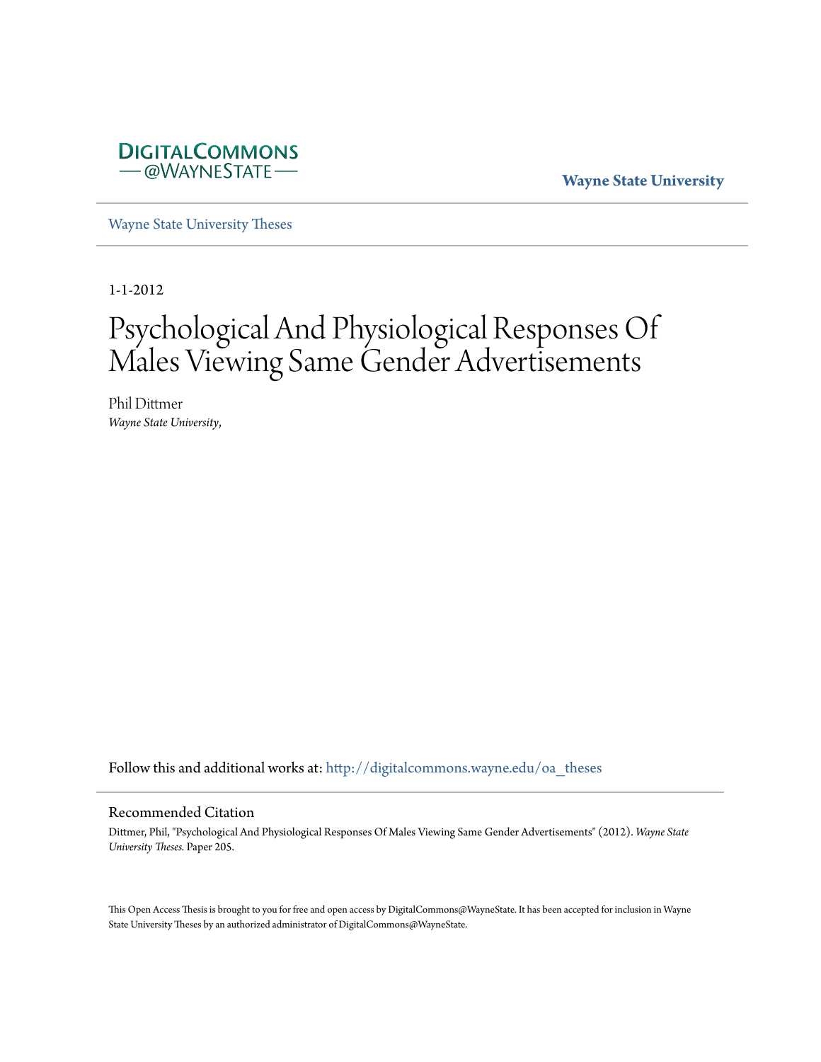DIGITALCOMMONS
— @WAYNESTATE —

**Wayne State University**

Wayne State University Theses

1-1-2012

# Psychological And Physiological Responses Of Males Viewing Same Gender Advertisements

Phil Dittmer
*Wayne State University,*

Follow this and additional works at: http://digitalcommons.wayne.edu/oa_theses

## Recommended Citation

Dittmer, Phil, "Psychological And Physiological Responses Of Males Viewing Same Gender Advertisements" (2012). *Wayne State University Theses.* Paper 205.

This Open Access Thesis is brought to you for free and open access by DigitalCommons@WayneState. It has been accepted for inclusion in Wayne State University Theses by an authorized administrator of DigitalCommons@WayneState.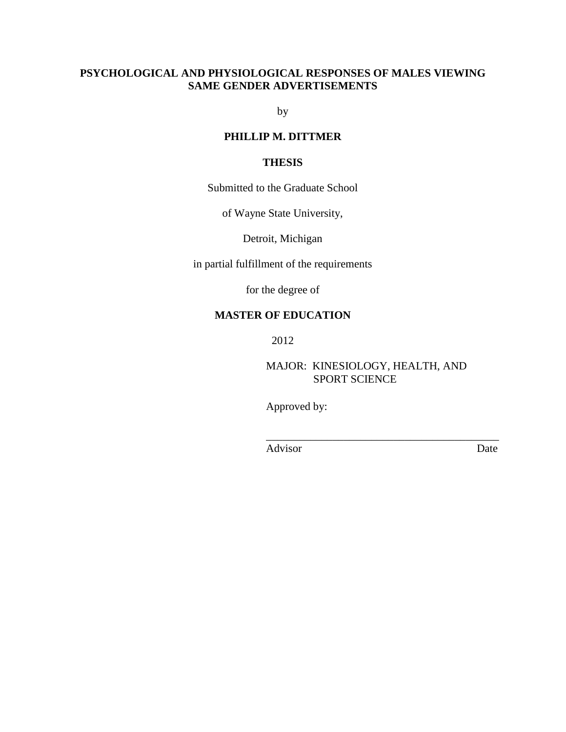**PSYCHOLOGICAL AND PHYSIOLOGICAL RESPONSES OF MALES VIEWING SAME GENDER ADVERTISEMENTS**

by

**PHILLIP M. DITTMER**

**THESIS**

Submitted to the Graduate School

of Wayne State University,

Detroit, Michigan

in partial fulfillment of the requirements

for the degree of

**MASTER OF EDUCATION**

2012

MAJOR: KINESIOLOGY, HEALTH, AND SPORT SCIENCE

Approved by:

___________________________________________

Advisor Date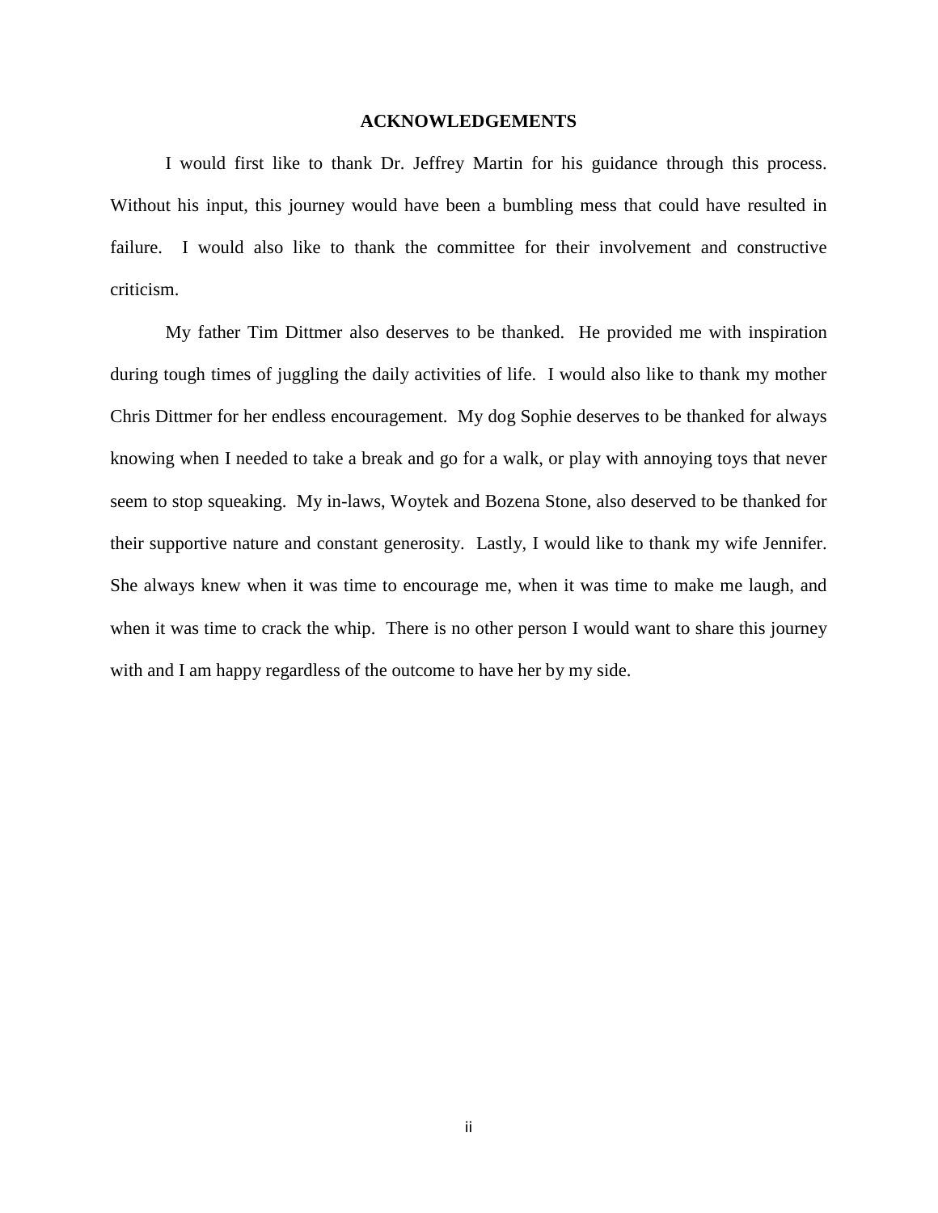## ACKNOWLEDGEMENTS

I would first like to thank Dr. Jeffrey Martin for his guidance through this process. Without his input, this journey would have been a bumbling mess that could have resulted in failure. I would also like to thank the committee for their involvement and constructive criticism.

My father Tim Dittmer also deserves to be thanked. He provided me with inspiration during tough times of juggling the daily activities of life. I would also like to thank my mother Chris Dittmer for her endless encouragement. My dog Sophie deserves to be thanked for always knowing when I needed to take a break and go for a walk, or play with annoying toys that never seem to stop squeaking. My in-laws, Woytek and Bozena Stone, also deserved to be thanked for their supportive nature and constant generosity. Lastly, I would like to thank my wife Jennifer. She always knew when it was time to encourage me, when it was time to make me laugh, and when it was time to crack the whip. There is no other person I would want to share this journey with and I am happy regardless of the outcome to have her by my side.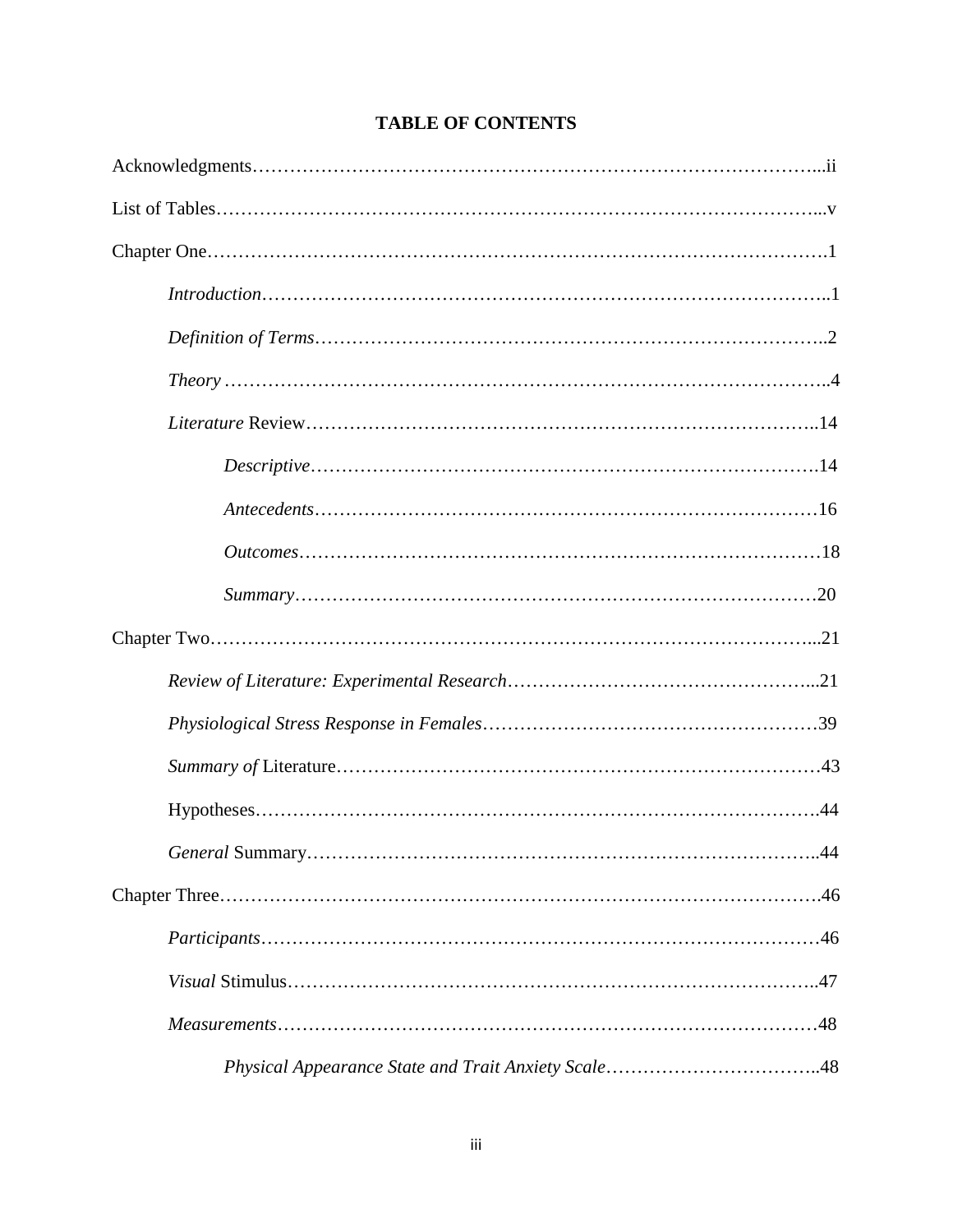**TABLE OF CONTENTS**

Acknowledgments……………………………………………………………………………...ii

List of Tables…………………………………………………………………………………...v

Chapter One…………………………………………………………………………………….1

*Introduction*……………………………………………………………………………..1

*Definition of Terms*……………………………………………………………………..2

*Theory* ………………………………………………………………………………..4

*Literature* Review……………………………………………………………………..14

*Descriptive*……………………………………………………………………….14

*Antecedents*………………………………………………………………………16

*Outcomes*…………………………………………………………………………18

*Summary*…………………………………………………………………………20

Chapter Two…………………………………………………………………………………...21

*Review of Literature: Experimental Research*…………………………………………...21

*Physiological Stress Response in Females*………………………………………………39

*Summary of* Literature…………………………………………………………………43

Hypotheses……………………………………………………………………………….44

*General* Summary……………………………………………………………………..44

Chapter Three…………………………………………………………………………………46

*Participants*……………………………………………………………………………46

*Visual* Stimulus………………………………………………………………………..47

*Measurements*…………………………………………………………………………48

*Physical Appearance State and Trait Anxiety Scale*……………………………..48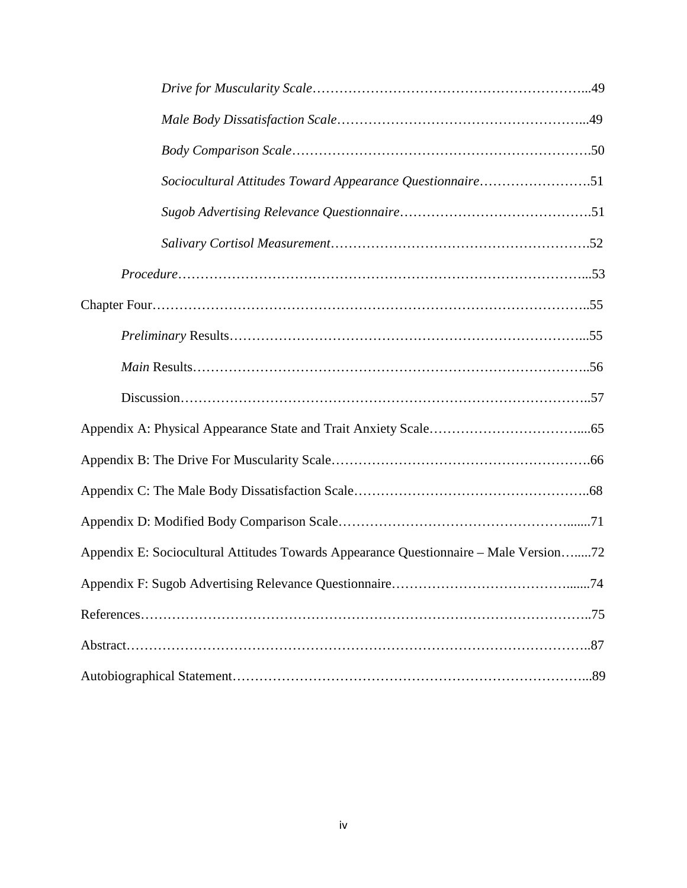*Drive for Muscularity Scale*……………………………………………………...49

*Male Body Dissatisfaction Scale*………………………………………………...49

*Body Comparison Scale*……………………………………………………….50

*Sociocultural Attitudes Toward Appearance Questionnaire*…………………….51

*Sugob Advertising Relevance Questionnaire*…………………………………….51

*Salivary Cortisol Measurement*…………………………………………………52

*Procedure*…………………………………………………………………………...53

Chapter Four………………………………………………………………………………..55

*Preliminary* Results…………………………………………………………………...55

*Main* Results…………………………………………………………………………..56

Discussion……………………………………………………………………………..57

Appendix A: Physical Appearance State and Trait Anxiety Scale……………………………....65

Appendix B: The Drive For Muscularity Scale………………………………………………….66

Appendix C: The Male Body Dissatisfaction Scale……………………………………………..68

Appendix D: Modified Body Comparison Scale……………………………………………......71

Appendix E: Sociocultural Attitudes Towards Appearance Questionnaire – Male Version…......72

Appendix F: Sugob Advertising Relevance Questionnaire…………………………………......74

References…………………………………………………………………………………..75

Abstract……………………………………………………………………………………..87

Autobiographical Statement………………………………………………………………...89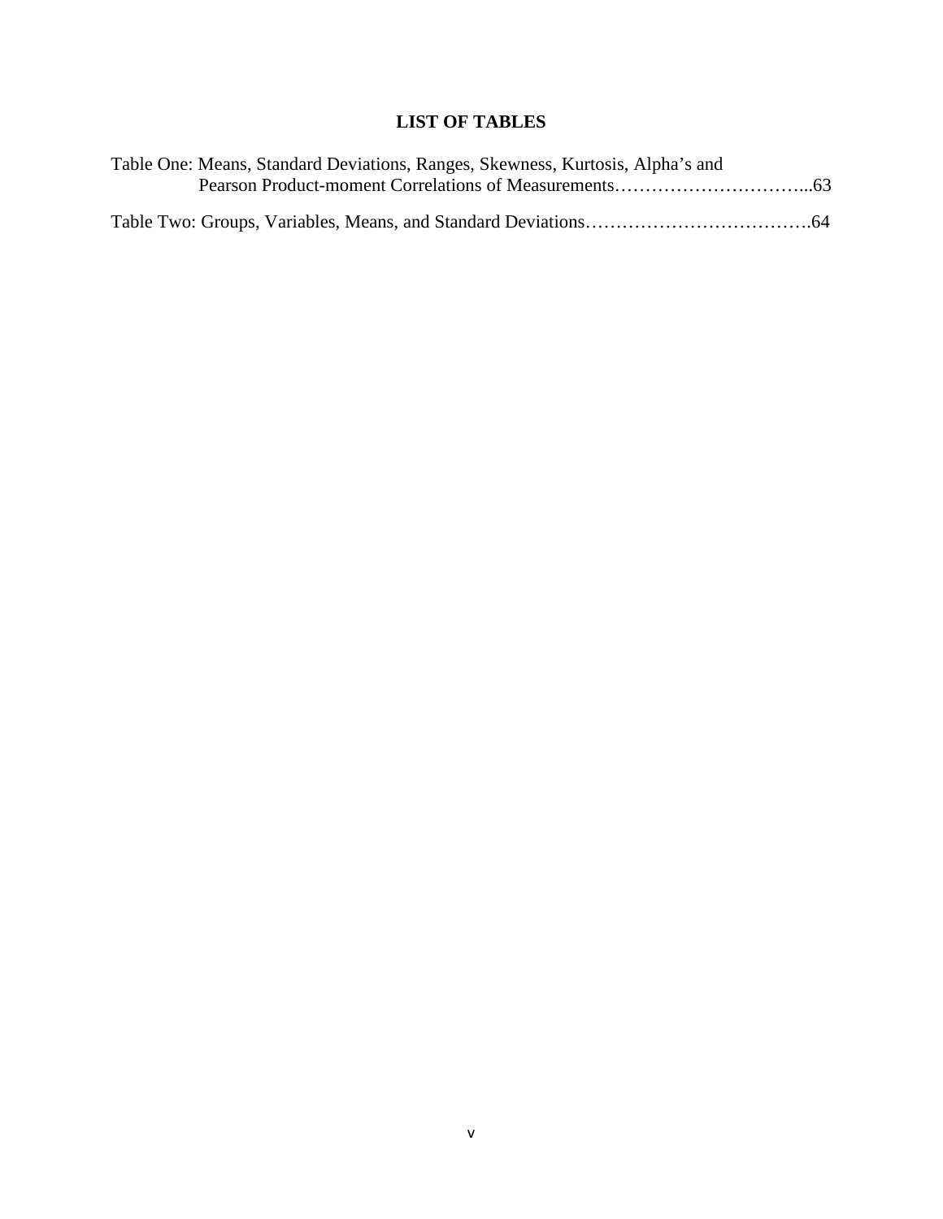# LIST OF TABLES

Table One: Means, Standard Deviations, Ranges, Skewness, Kurtosis, Alpha's and Pearson Product-moment Correlations of Measurements…………………………...63

Table Two: Groups, Variables, Means, and Standard Deviations……………………………….64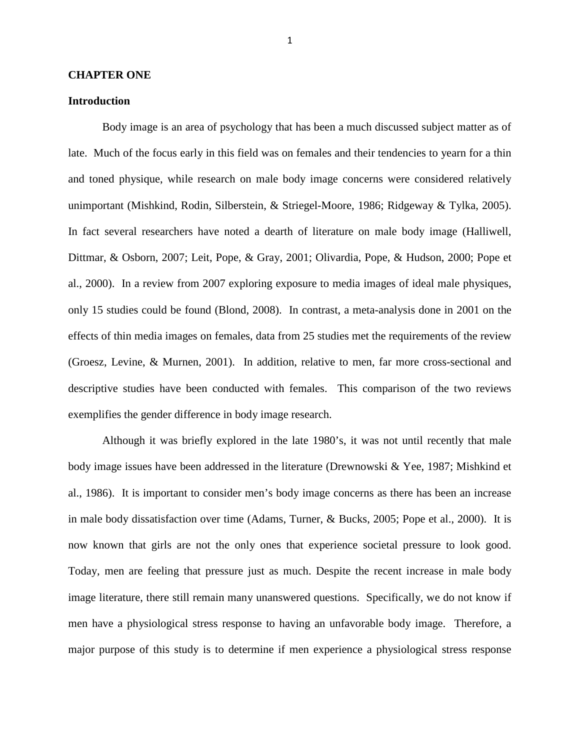# CHAPTER ONE

## Introduction

Body image is an area of psychology that has been a much discussed subject matter as of late. Much of the focus early in this field was on females and their tendencies to yearn for a thin and toned physique, while research on male body image concerns were considered relatively unimportant (Mishkind, Rodin, Silberstein, & Striegel-Moore, 1986; Ridgeway & Tylka, 2005). In fact several researchers have noted a dearth of literature on male body image (Halliwell, Dittmar, & Osborn, 2007; Leit, Pope, & Gray, 2001; Olivardia, Pope, & Hudson, 2000; Pope et al., 2000). In a review from 2007 exploring exposure to media images of ideal male physiques, only 15 studies could be found (Blond, 2008). In contrast, a meta-analysis done in 2001 on the effects of thin media images on females, data from 25 studies met the requirements of the review (Groesz, Levine, & Murnen, 2001). In addition, relative to men, far more cross-sectional and descriptive studies have been conducted with females. This comparison of the two reviews exemplifies the gender difference in body image research.

Although it was briefly explored in the late 1980's, it was not until recently that male body image issues have been addressed in the literature (Drewnowski & Yee, 1987; Mishkind et al., 1986). It is important to consider men's body image concerns as there has been an increase in male body dissatisfaction over time (Adams, Turner, & Bucks, 2005; Pope et al., 2000). It is now known that girls are not the only ones that experience societal pressure to look good. Today, men are feeling that pressure just as much. Despite the recent increase in male body image literature, there still remain many unanswered questions. Specifically, we do not know if men have a physiological stress response to having an unfavorable body image. Therefore, a major purpose of this study is to determine if men experience a physiological stress response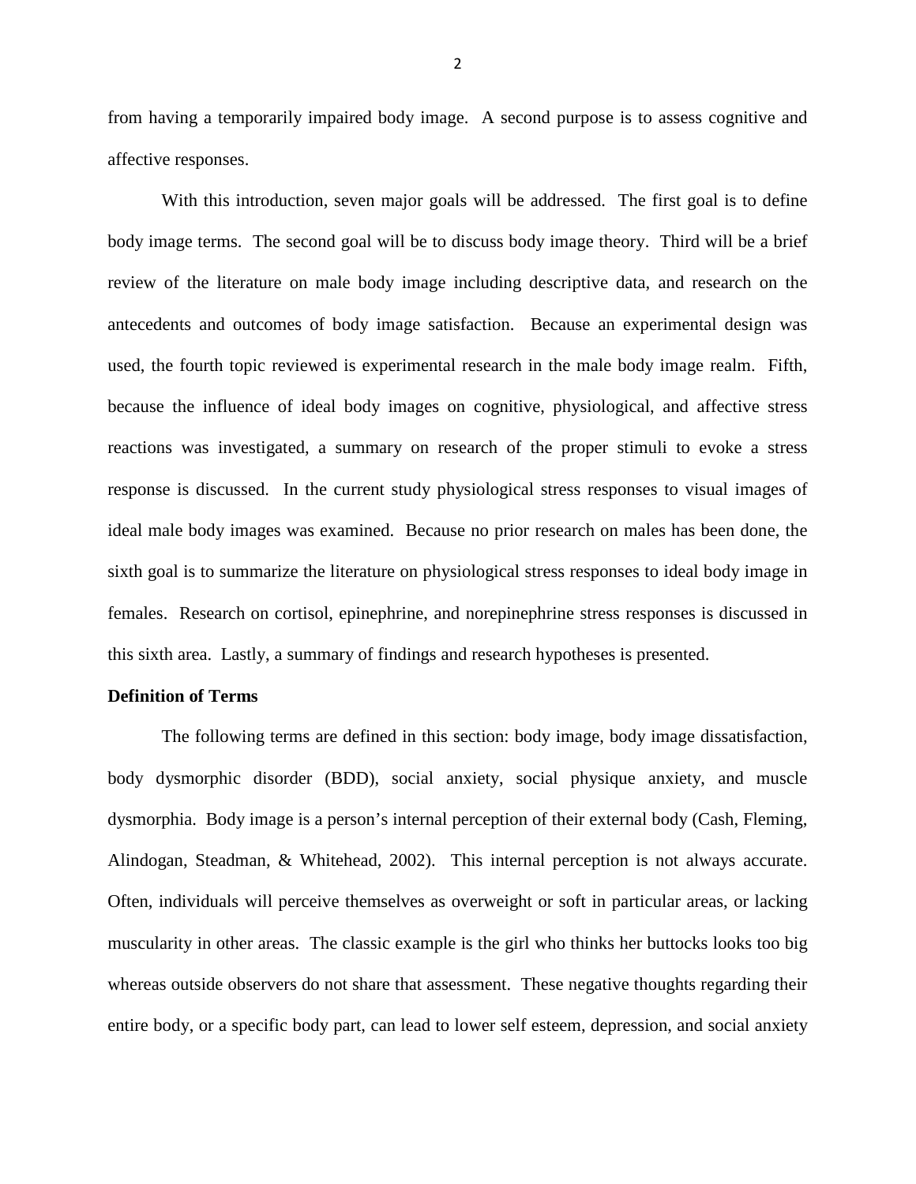from having a temporarily impaired body image. A second purpose is to assess cognitive and affective responses.

With this introduction, seven major goals will be addressed. The first goal is to define body image terms. The second goal will be to discuss body image theory. Third will be a brief review of the literature on male body image including descriptive data, and research on the antecedents and outcomes of body image satisfaction. Because an experimental design was used, the fourth topic reviewed is experimental research in the male body image realm. Fifth, because the influence of ideal body images on cognitive, physiological, and affective stress reactions was investigated, a summary on research of the proper stimuli to evoke a stress response is discussed. In the current study physiological stress responses to visual images of ideal male body images was examined. Because no prior research on males has been done, the sixth goal is to summarize the literature on physiological stress responses to ideal body image in females. Research on cortisol, epinephrine, and norepinephrine stress responses is discussed in this sixth area. Lastly, a summary of findings and research hypotheses is presented.

**Definition of Terms**

The following terms are defined in this section: body image, body image dissatisfaction, body dysmorphic disorder (BDD), social anxiety, social physique anxiety, and muscle dysmorphia. Body image is a person's internal perception of their external body (Cash, Fleming, Alindogan, Steadman, & Whitehead, 2002). This internal perception is not always accurate. Often, individuals will perceive themselves as overweight or soft in particular areas, or lacking muscularity in other areas. The classic example is the girl who thinks her buttocks looks too big whereas outside observers do not share that assessment. These negative thoughts regarding their entire body, or a specific body part, can lead to lower self esteem, depression, and social anxiety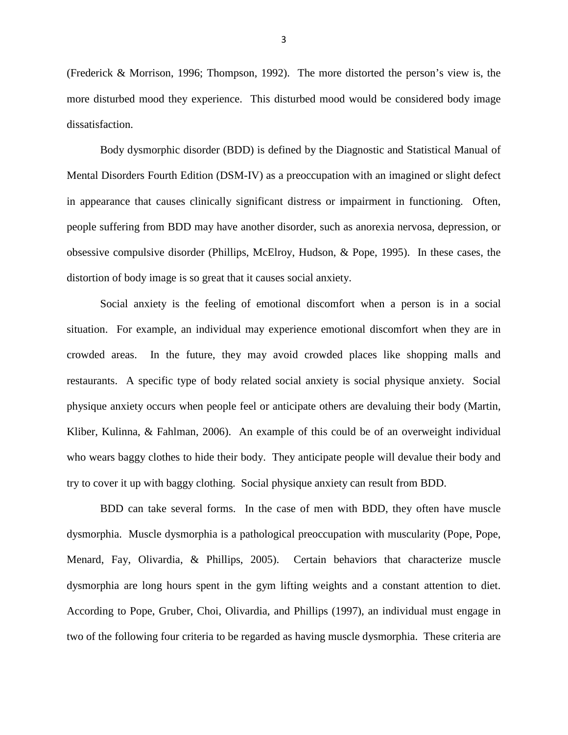(Frederick & Morrison, 1996; Thompson, 1992). The more distorted the person's view is, the more disturbed mood they experience. This disturbed mood would be considered body image dissatisfaction.

Body dysmorphic disorder (BDD) is defined by the Diagnostic and Statistical Manual of Mental Disorders Fourth Edition (DSM-IV) as a preoccupation with an imagined or slight defect in appearance that causes clinically significant distress or impairment in functioning. Often, people suffering from BDD may have another disorder, such as anorexia nervosa, depression, or obsessive compulsive disorder (Phillips, McElroy, Hudson, & Pope, 1995). In these cases, the distortion of body image is so great that it causes social anxiety.

Social anxiety is the feeling of emotional discomfort when a person is in a social situation. For example, an individual may experience emotional discomfort when they are in crowded areas. In the future, they may avoid crowded places like shopping malls and restaurants. A specific type of body related social anxiety is social physique anxiety. Social physique anxiety occurs when people feel or anticipate others are devaluing their body (Martin, Kliber, Kulinna, & Fahlman, 2006). An example of this could be of an overweight individual who wears baggy clothes to hide their body. They anticipate people will devalue their body and try to cover it up with baggy clothing. Social physique anxiety can result from BDD.

BDD can take several forms. In the case of men with BDD, they often have muscle dysmorphia. Muscle dysmorphia is a pathological preoccupation with muscularity (Pope, Pope, Menard, Fay, Olivardia, & Phillips, 2005). Certain behaviors that characterize muscle dysmorphia are long hours spent in the gym lifting weights and a constant attention to diet. According to Pope, Gruber, Choi, Olivardia, and Phillips (1997), an individual must engage in two of the following four criteria to be regarded as having muscle dysmorphia. These criteria are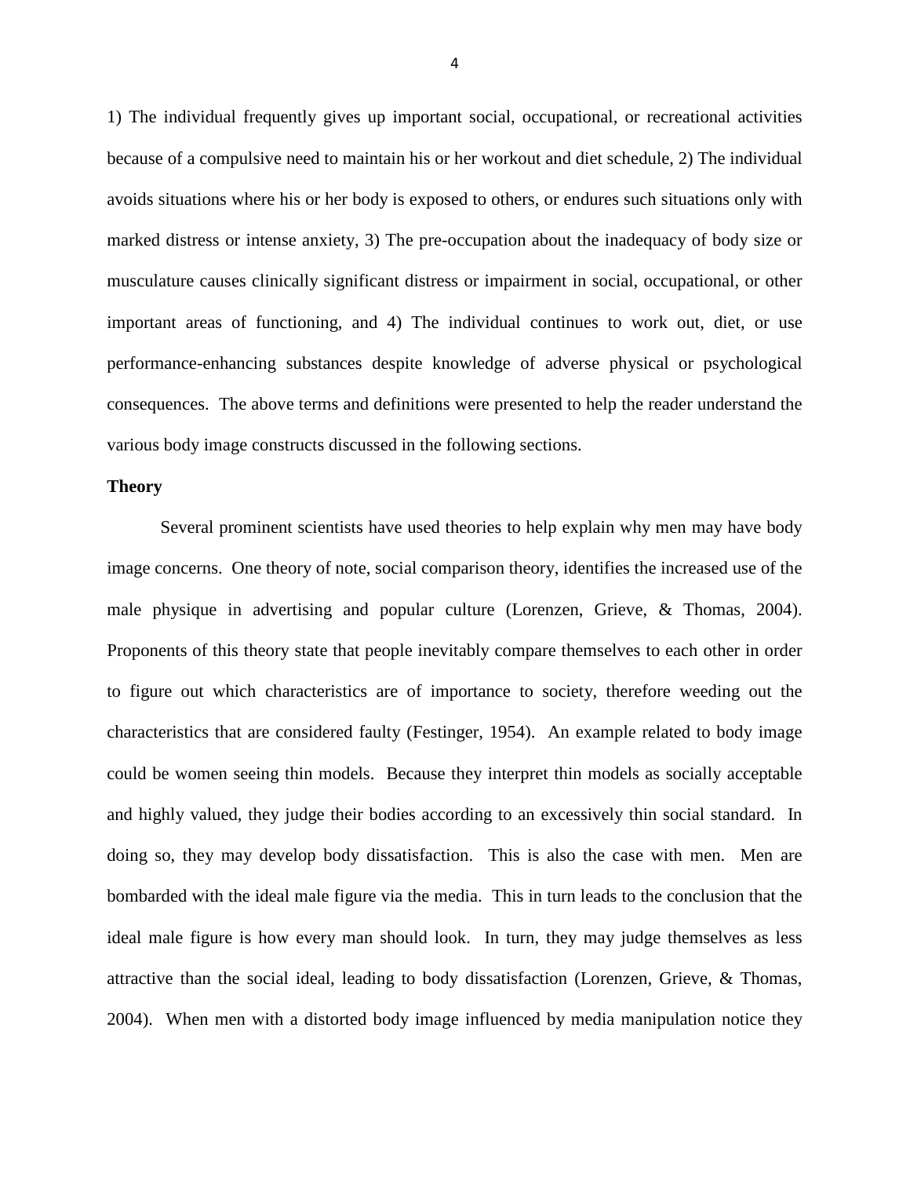1) The individual frequently gives up important social, occupational, or recreational activities because of a compulsive need to maintain his or her workout and diet schedule, 2) The individual avoids situations where his or her body is exposed to others, or endures such situations only with marked distress or intense anxiety, 3) The pre-occupation about the inadequacy of body size or musculature causes clinically significant distress or impairment in social, occupational, or other important areas of functioning, and 4) The individual continues to work out, diet, or use performance-enhancing substances despite knowledge of adverse physical or psychological consequences. The above terms and definitions were presented to help the reader understand the various body image constructs discussed in the following sections.

**Theory**

Several prominent scientists have used theories to help explain why men may have body image concerns. One theory of note, social comparison theory, identifies the increased use of the male physique in advertising and popular culture (Lorenzen, Grieve, & Thomas, 2004). Proponents of this theory state that people inevitably compare themselves to each other in order to figure out which characteristics are of importance to society, therefore weeding out the characteristics that are considered faulty (Festinger, 1954). An example related to body image could be women seeing thin models. Because they interpret thin models as socially acceptable and highly valued, they judge their bodies according to an excessively thin social standard. In doing so, they may develop body dissatisfaction. This is also the case with men. Men are bombarded with the ideal male figure via the media. This in turn leads to the conclusion that the ideal male figure is how every man should look. In turn, they may judge themselves as less attractive than the social ideal, leading to body dissatisfaction (Lorenzen, Grieve, & Thomas, 2004). When men with a distorted body image influenced by media manipulation notice they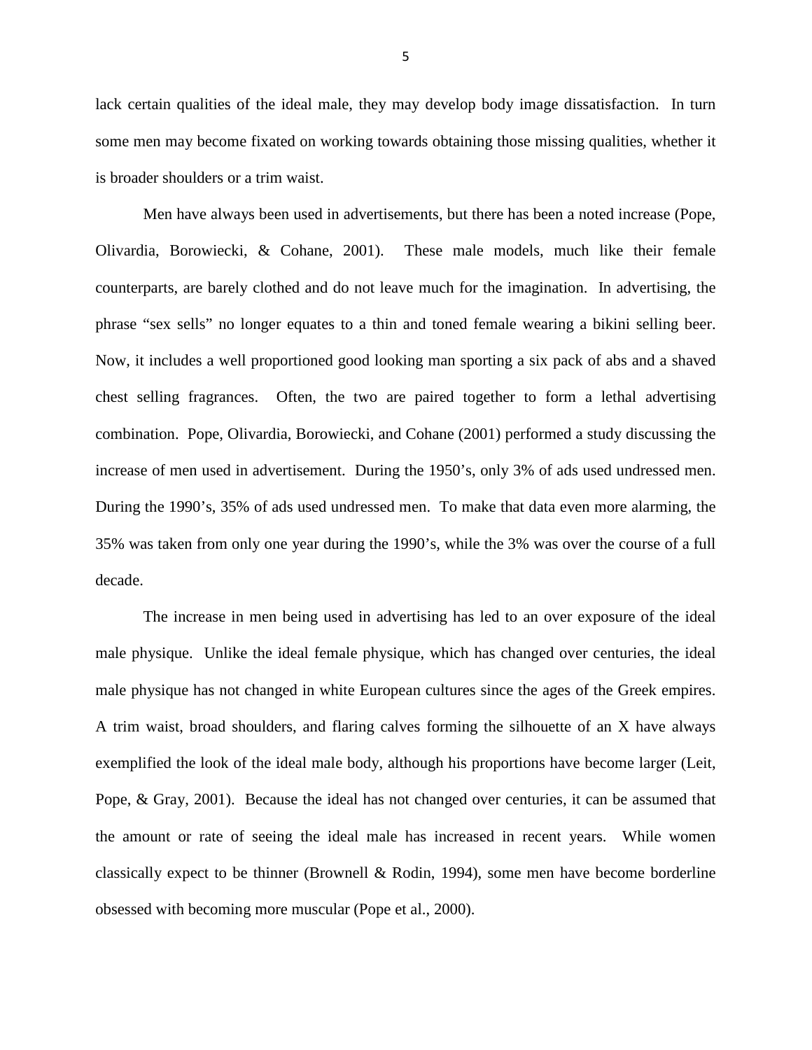lack certain qualities of the ideal male, they may develop body image dissatisfaction. In turn some men may become fixated on working towards obtaining those missing qualities, whether it is broader shoulders or a trim waist.

Men have always been used in advertisements, but there has been a noted increase (Pope, Olivardia, Borowiecki, & Cohane, 2001). These male models, much like their female counterparts, are barely clothed and do not leave much for the imagination. In advertising, the phrase "sex sells" no longer equates to a thin and toned female wearing a bikini selling beer. Now, it includes a well proportioned good looking man sporting a six pack of abs and a shaved chest selling fragrances. Often, the two are paired together to form a lethal advertising combination. Pope, Olivardia, Borowiecki, and Cohane (2001) performed a study discussing the increase of men used in advertisement. During the 1950's, only 3% of ads used undressed men. During the 1990's, 35% of ads used undressed men. To make that data even more alarming, the 35% was taken from only one year during the 1990's, while the 3% was over the course of a full decade.

The increase in men being used in advertising has led to an over exposure of the ideal male physique. Unlike the ideal female physique, which has changed over centuries, the ideal male physique has not changed in white European cultures since the ages of the Greek empires. A trim waist, broad shoulders, and flaring calves forming the silhouette of an X have always exemplified the look of the ideal male body, although his proportions have become larger (Leit, Pope, & Gray, 2001). Because the ideal has not changed over centuries, it can be assumed that the amount or rate of seeing the ideal male has increased in recent years. While women classically expect to be thinner (Brownell & Rodin, 1994), some men have become borderline obsessed with becoming more muscular (Pope et al., 2000).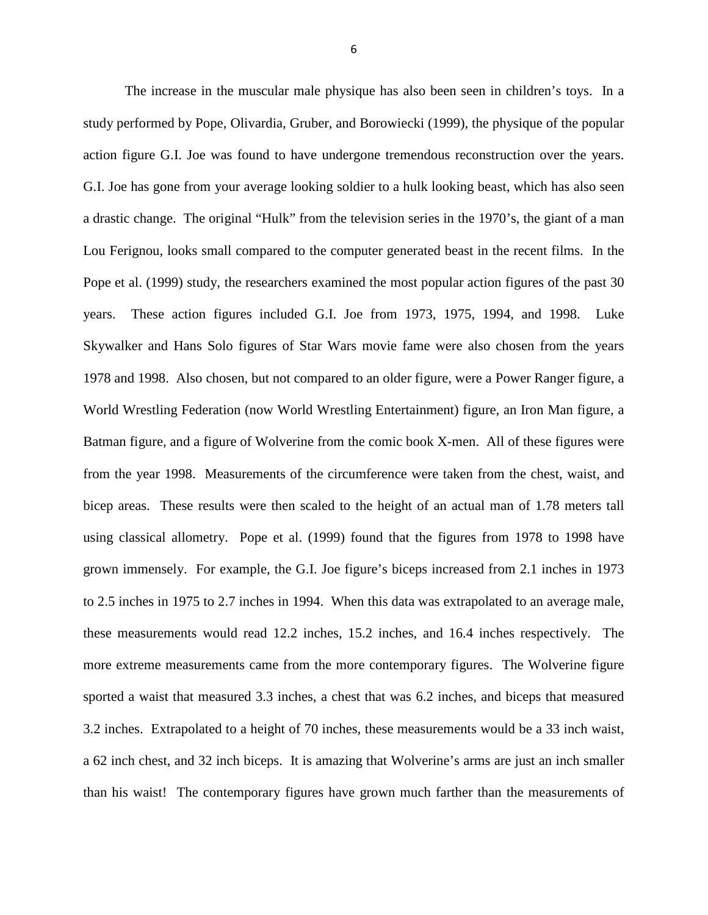The increase in the muscular male physique has also been seen in children's toys. In a study performed by Pope, Olivardia, Gruber, and Borowiecki (1999), the physique of the popular action figure G.I. Joe was found to have undergone tremendous reconstruction over the years. G.I. Joe has gone from your average looking soldier to a hulk looking beast, which has also seen a drastic change. The original "Hulk" from the television series in the 1970's, the giant of a man Lou Ferignou, looks small compared to the computer generated beast in the recent films. In the Pope et al. (1999) study, the researchers examined the most popular action figures of the past 30 years. These action figures included G.I. Joe from 1973, 1975, 1994, and 1998. Luke Skywalker and Hans Solo figures of Star Wars movie fame were also chosen from the years 1978 and 1998. Also chosen, but not compared to an older figure, were a Power Ranger figure, a World Wrestling Federation (now World Wrestling Entertainment) figure, an Iron Man figure, a Batman figure, and a figure of Wolverine from the comic book X-men. All of these figures were from the year 1998. Measurements of the circumference were taken from the chest, waist, and bicep areas. These results were then scaled to the height of an actual man of 1.78 meters tall using classical allometry. Pope et al. (1999) found that the figures from 1978 to 1998 have grown immensely. For example, the G.I. Joe figure's biceps increased from 2.1 inches in 1973 to 2.5 inches in 1975 to 2.7 inches in 1994. When this data was extrapolated to an average male, these measurements would read 12.2 inches, 15.2 inches, and 16.4 inches respectively. The more extreme measurements came from the more contemporary figures. The Wolverine figure sported a waist that measured 3.3 inches, a chest that was 6.2 inches, and biceps that measured 3.2 inches. Extrapolated to a height of 70 inches, these measurements would be a 33 inch waist, a 62 inch chest, and 32 inch biceps. It is amazing that Wolverine's arms are just an inch smaller than his waist! The contemporary figures have grown much farther than the measurements of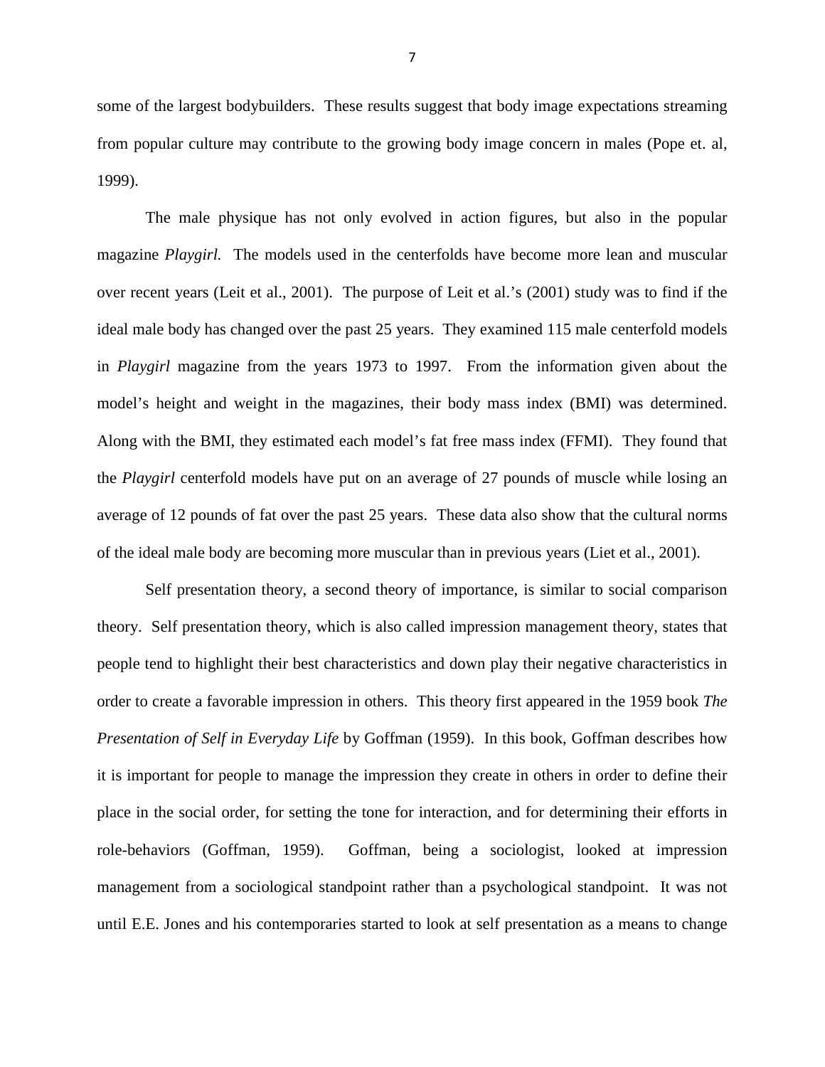some of the largest bodybuilders. These results suggest that body image expectations streaming from popular culture may contribute to the growing body image concern in males (Pope et. al, 1999).

The male physique has not only evolved in action figures, but also in the popular magazine *Playgirl.* The models used in the centerfolds have become more lean and muscular over recent years (Leit et al., 2001). The purpose of Leit et al.'s (2001) study was to find if the ideal male body has changed over the past 25 years. They examined 115 male centerfold models in *Playgirl* magazine from the years 1973 to 1997. From the information given about the model's height and weight in the magazines, their body mass index (BMI) was determined. Along with the BMI, they estimated each model's fat free mass index (FFMI). They found that the *Playgirl* centerfold models have put on an average of 27 pounds of muscle while losing an average of 12 pounds of fat over the past 25 years. These data also show that the cultural norms of the ideal male body are becoming more muscular than in previous years (Liet et al., 2001).

Self presentation theory, a second theory of importance, is similar to social comparison theory. Self presentation theory, which is also called impression management theory, states that people tend to highlight their best characteristics and down play their negative characteristics in order to create a favorable impression in others. This theory first appeared in the 1959 book *The Presentation of Self in Everyday Life* by Goffman (1959). In this book, Goffman describes how it is important for people to manage the impression they create in others in order to define their place in the social order, for setting the tone for interaction, and for determining their efforts in role-behaviors (Goffman, 1959). Goffman, being a sociologist, looked at impression management from a sociological standpoint rather than a psychological standpoint. It was not until E.E. Jones and his contemporaries started to look at self presentation as a means to change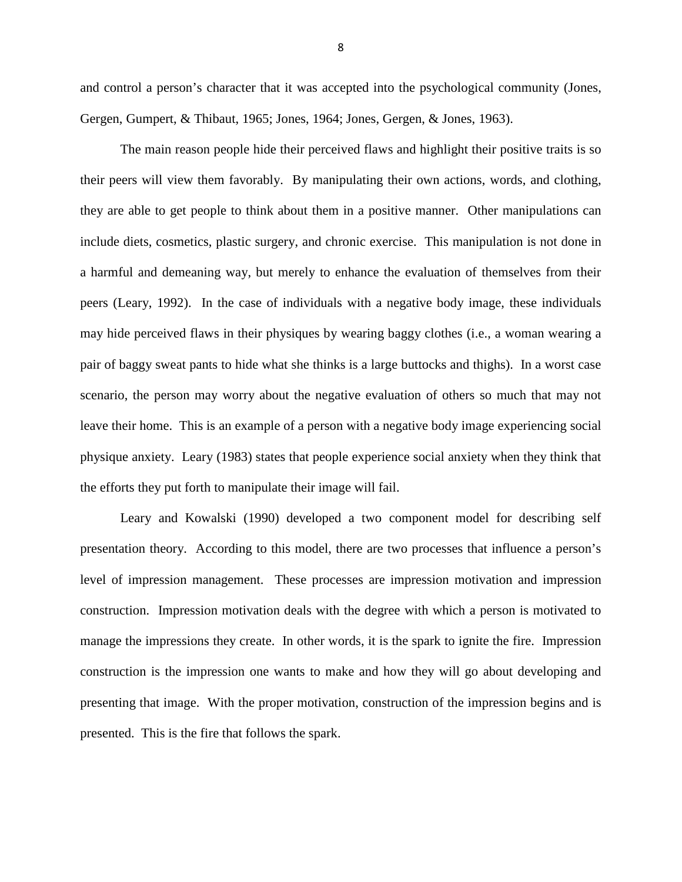and control a person's character that it was accepted into the psychological community (Jones, Gergen, Gumpert, & Thibaut, 1965; Jones, 1964; Jones, Gergen, & Jones, 1963).

The main reason people hide their perceived flaws and highlight their positive traits is so their peers will view them favorably. By manipulating their own actions, words, and clothing, they are able to get people to think about them in a positive manner. Other manipulations can include diets, cosmetics, plastic surgery, and chronic exercise. This manipulation is not done in a harmful and demeaning way, but merely to enhance the evaluation of themselves from their peers (Leary, 1992). In the case of individuals with a negative body image, these individuals may hide perceived flaws in their physiques by wearing baggy clothes (i.e., a woman wearing a pair of baggy sweat pants to hide what she thinks is a large buttocks and thighs). In a worst case scenario, the person may worry about the negative evaluation of others so much that may not leave their home. This is an example of a person with a negative body image experiencing social physique anxiety. Leary (1983) states that people experience social anxiety when they think that the efforts they put forth to manipulate their image will fail.

Leary and Kowalski (1990) developed a two component model for describing self presentation theory. According to this model, there are two processes that influence a person's level of impression management. These processes are impression motivation and impression construction. Impression motivation deals with the degree with which a person is motivated to manage the impressions they create. In other words, it is the spark to ignite the fire. Impression construction is the impression one wants to make and how they will go about developing and presenting that image. With the proper motivation, construction of the impression begins and is presented. This is the fire that follows the spark.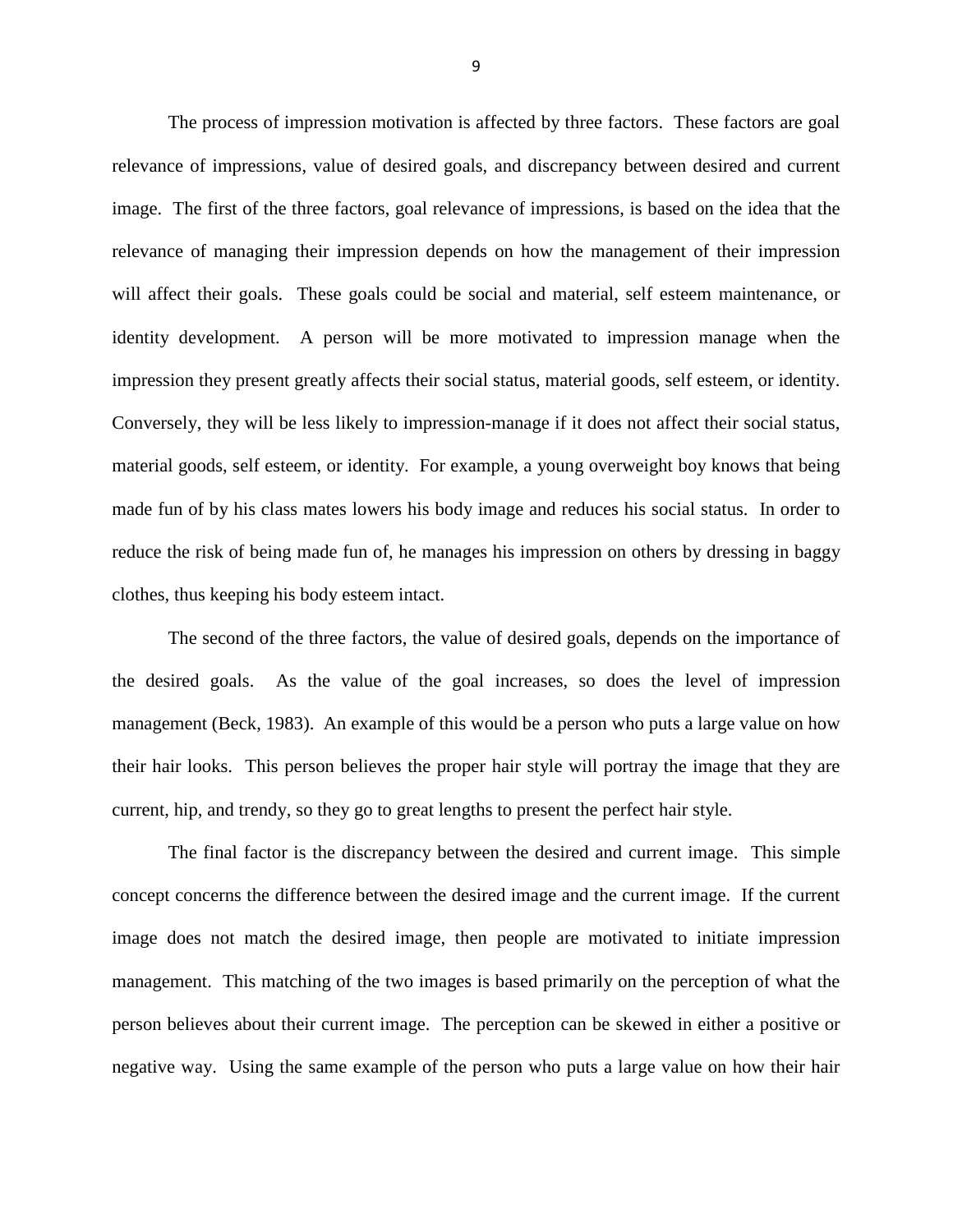The process of impression motivation is affected by three factors. These factors are goal relevance of impressions, value of desired goals, and discrepancy between desired and current image. The first of the three factors, goal relevance of impressions, is based on the idea that the relevance of managing their impression depends on how the management of their impression will affect their goals. These goals could be social and material, self esteem maintenance, or identity development. A person will be more motivated to impression manage when the impression they present greatly affects their social status, material goods, self esteem, or identity. Conversely, they will be less likely to impression-manage if it does not affect their social status, material goods, self esteem, or identity. For example, a young overweight boy knows that being made fun of by his class mates lowers his body image and reduces his social status. In order to reduce the risk of being made fun of, he manages his impression on others by dressing in baggy clothes, thus keeping his body esteem intact.

The second of the three factors, the value of desired goals, depends on the importance of the desired goals. As the value of the goal increases, so does the level of impression management (Beck, 1983). An example of this would be a person who puts a large value on how their hair looks. This person believes the proper hair style will portray the image that they are current, hip, and trendy, so they go to great lengths to present the perfect hair style.

The final factor is the discrepancy between the desired and current image. This simple concept concerns the difference between the desired image and the current image. If the current image does not match the desired image, then people are motivated to initiate impression management. This matching of the two images is based primarily on the perception of what the person believes about their current image. The perception can be skewed in either a positive or negative way. Using the same example of the person who puts a large value on how their hair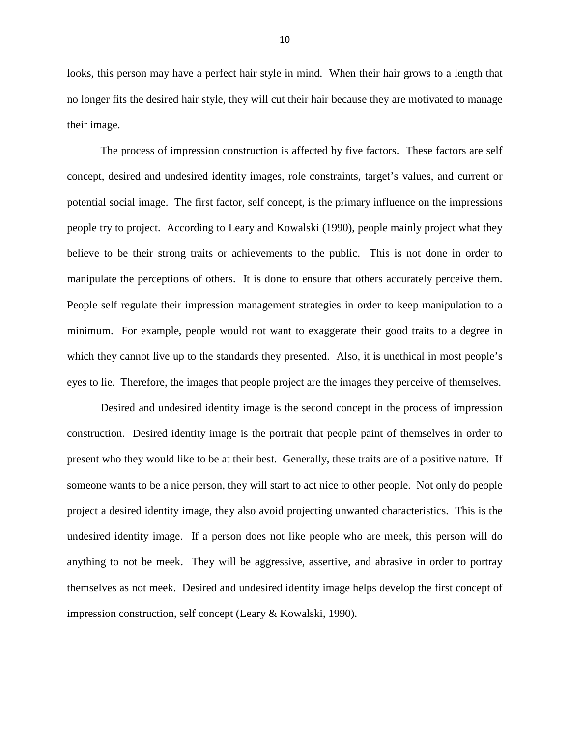looks, this person may have a perfect hair style in mind. When their hair grows to a length that no longer fits the desired hair style, they will cut their hair because they are motivated to manage their image.

The process of impression construction is affected by five factors. These factors are self concept, desired and undesired identity images, role constraints, target's values, and current or potential social image. The first factor, self concept, is the primary influence on the impressions people try to project. According to Leary and Kowalski (1990), people mainly project what they believe to be their strong traits or achievements to the public. This is not done in order to manipulate the perceptions of others. It is done to ensure that others accurately perceive them. People self regulate their impression management strategies in order to keep manipulation to a minimum. For example, people would not want to exaggerate their good traits to a degree in which they cannot live up to the standards they presented. Also, it is unethical in most people's eyes to lie. Therefore, the images that people project are the images they perceive of themselves.

Desired and undesired identity image is the second concept in the process of impression construction. Desired identity image is the portrait that people paint of themselves in order to present who they would like to be at their best. Generally, these traits are of a positive nature. If someone wants to be a nice person, they will start to act nice to other people. Not only do people project a desired identity image, they also avoid projecting unwanted characteristics. This is the undesired identity image. If a person does not like people who are meek, this person will do anything to not be meek. They will be aggressive, assertive, and abrasive in order to portray themselves as not meek. Desired and undesired identity image helps develop the first concept of impression construction, self concept (Leary & Kowalski, 1990).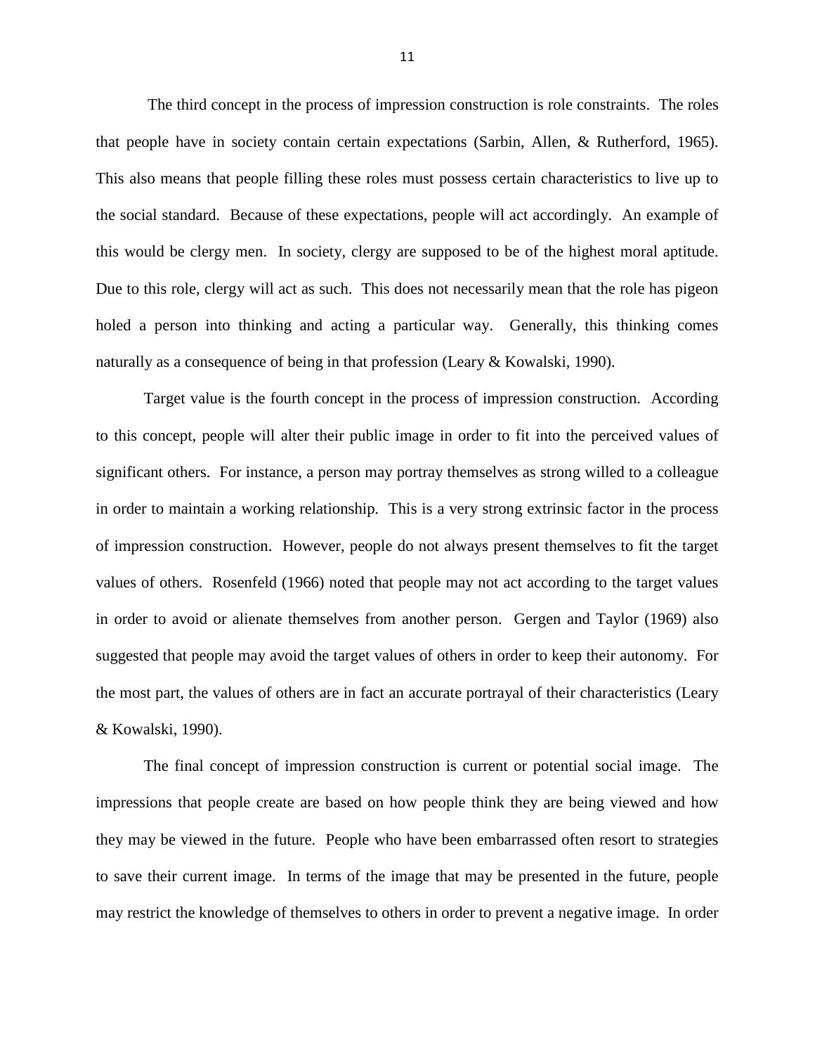The third concept in the process of impression construction is role constraints. The roles that people have in society contain certain expectations (Sarbin, Allen, & Rutherford, 1965). This also means that people filling these roles must possess certain characteristics to live up to the social standard. Because of these expectations, people will act accordingly. An example of this would be clergy men. In society, clergy are supposed to be of the highest moral aptitude. Due to this role, clergy will act as such. This does not necessarily mean that the role has pigeon holed a person into thinking and acting a particular way. Generally, this thinking comes naturally as a consequence of being in that profession (Leary & Kowalski, 1990).

Target value is the fourth concept in the process of impression construction. According to this concept, people will alter their public image in order to fit into the perceived values of significant others. For instance, a person may portray themselves as strong willed to a colleague in order to maintain a working relationship. This is a very strong extrinsic factor in the process of impression construction. However, people do not always present themselves to fit the target values of others. Rosenfeld (1966) noted that people may not act according to the target values in order to avoid or alienate themselves from another person. Gergen and Taylor (1969) also suggested that people may avoid the target values of others in order to keep their autonomy. For the most part, the values of others are in fact an accurate portrayal of their characteristics (Leary & Kowalski, 1990).

The final concept of impression construction is current or potential social image. The impressions that people create are based on how people think they are being viewed and how they may be viewed in the future. People who have been embarrassed often resort to strategies to save their current image. In terms of the image that may be presented in the future, people may restrict the knowledge of themselves to others in order to prevent a negative image. In order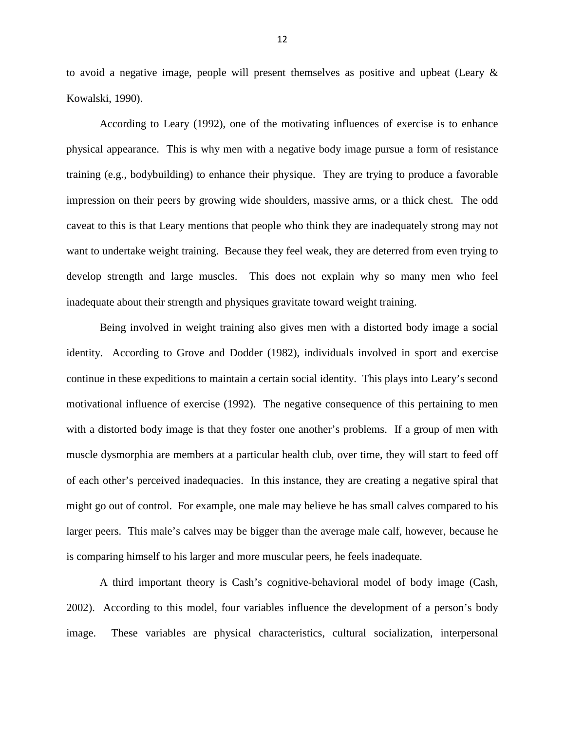to avoid a negative image, people will present themselves as positive and upbeat (Leary & Kowalski, 1990).

According to Leary (1992), one of the motivating influences of exercise is to enhance physical appearance. This is why men with a negative body image pursue a form of resistance training (e.g., bodybuilding) to enhance their physique. They are trying to produce a favorable impression on their peers by growing wide shoulders, massive arms, or a thick chest. The odd caveat to this is that Leary mentions that people who think they are inadequately strong may not want to undertake weight training. Because they feel weak, they are deterred from even trying to develop strength and large muscles. This does not explain why so many men who feel inadequate about their strength and physiques gravitate toward weight training.

Being involved in weight training also gives men with a distorted body image a social identity. According to Grove and Dodder (1982), individuals involved in sport and exercise continue in these expeditions to maintain a certain social identity. This plays into Leary's second motivational influence of exercise (1992). The negative consequence of this pertaining to men with a distorted body image is that they foster one another's problems. If a group of men with muscle dysmorphia are members at a particular health club, over time, they will start to feed off of each other's perceived inadequacies. In this instance, they are creating a negative spiral that might go out of control. For example, one male may believe he has small calves compared to his larger peers. This male's calves may be bigger than the average male calf, however, because he is comparing himself to his larger and more muscular peers, he feels inadequate.

A third important theory is Cash's cognitive-behavioral model of body image (Cash, 2002). According to this model, four variables influence the development of a person's body image. These variables are physical characteristics, cultural socialization, interpersonal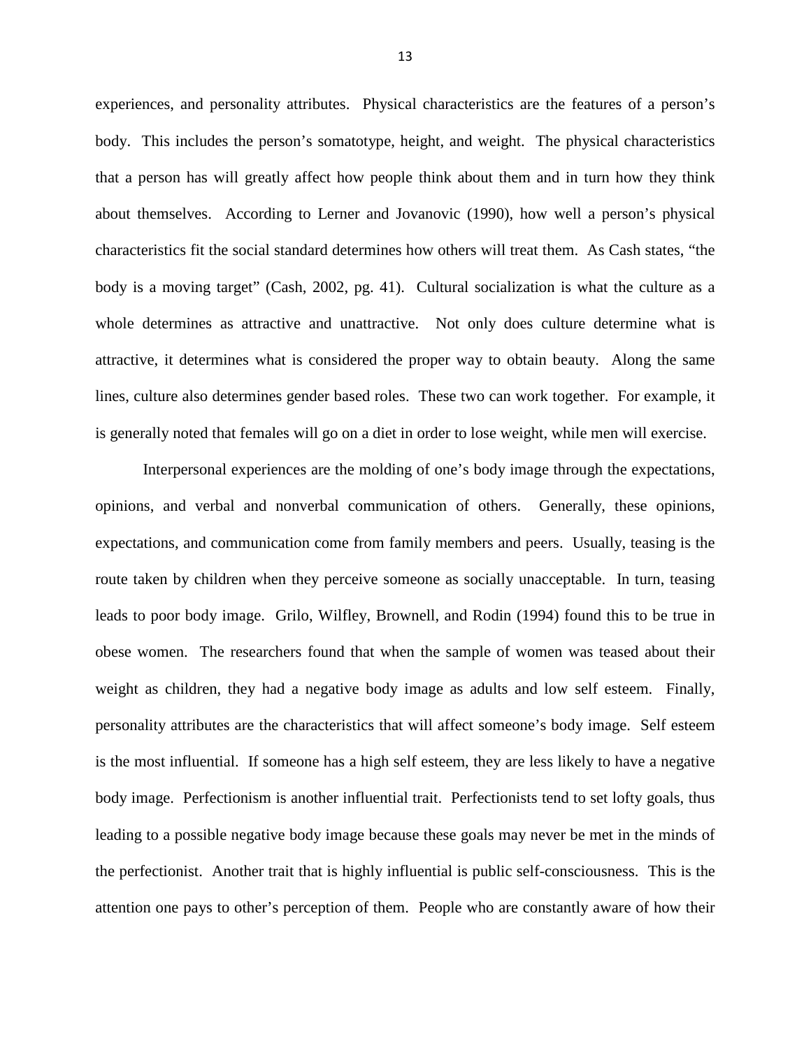experiences, and personality attributes. Physical characteristics are the features of a person's body. This includes the person's somatotype, height, and weight. The physical characteristics that a person has will greatly affect how people think about them and in turn how they think about themselves. According to Lerner and Jovanovic (1990), how well a person's physical characteristics fit the social standard determines how others will treat them. As Cash states, "the body is a moving target" (Cash, 2002, pg. 41). Cultural socialization is what the culture as a whole determines as attractive and unattractive. Not only does culture determine what is attractive, it determines what is considered the proper way to obtain beauty. Along the same lines, culture also determines gender based roles. These two can work together. For example, it is generally noted that females will go on a diet in order to lose weight, while men will exercise.

Interpersonal experiences are the molding of one's body image through the expectations, opinions, and verbal and nonverbal communication of others. Generally, these opinions, expectations, and communication come from family members and peers. Usually, teasing is the route taken by children when they perceive someone as socially unacceptable. In turn, teasing leads to poor body image. Grilo, Wilfley, Brownell, and Rodin (1994) found this to be true in obese women. The researchers found that when the sample of women was teased about their weight as children, they had a negative body image as adults and low self esteem. Finally, personality attributes are the characteristics that will affect someone's body image. Self esteem is the most influential. If someone has a high self esteem, they are less likely to have a negative body image. Perfectionism is another influential trait. Perfectionists tend to set lofty goals, thus leading to a possible negative body image because these goals may never be met in the minds of the perfectionist. Another trait that is highly influential is public self-consciousness. This is the attention one pays to other's perception of them. People who are constantly aware of how their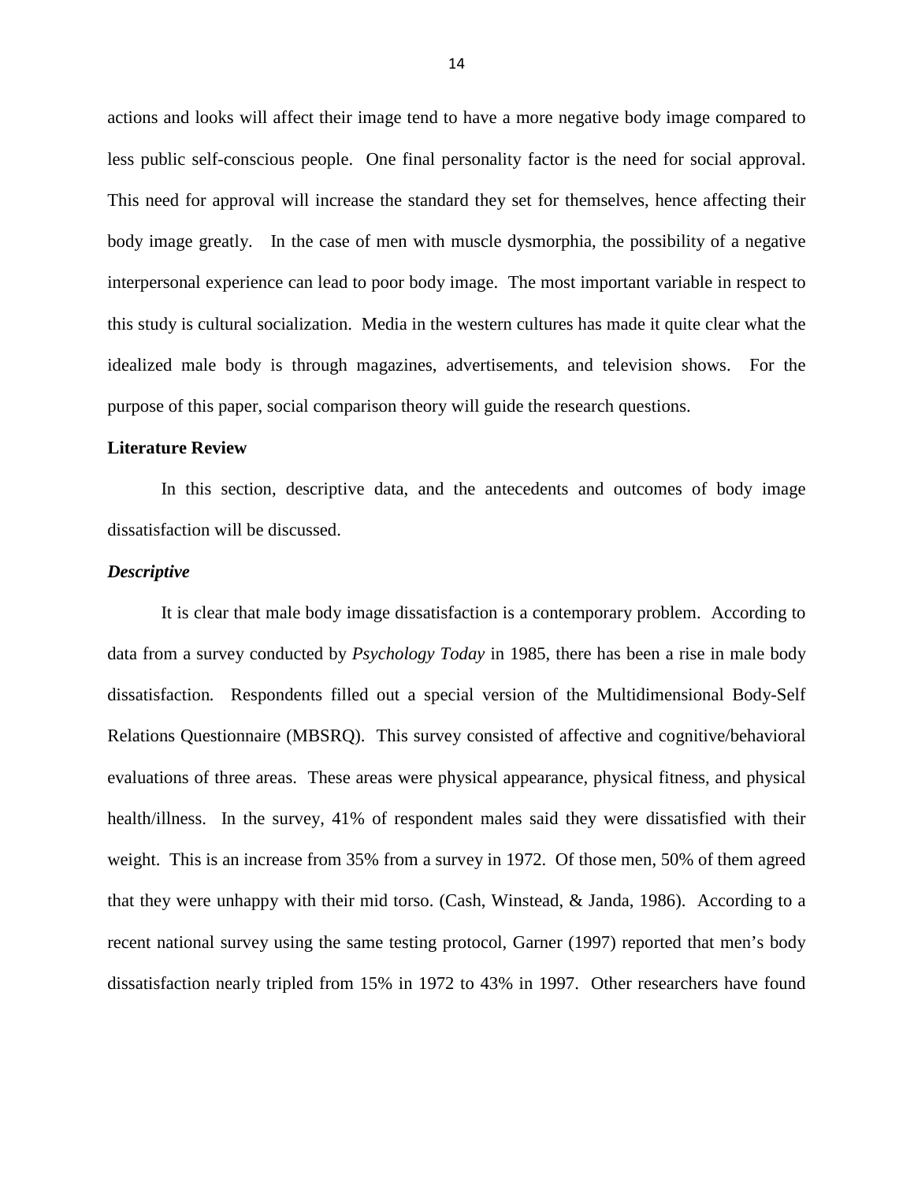actions and looks will affect their image tend to have a more negative body image compared to less public self-conscious people. One final personality factor is the need for social approval. This need for approval will increase the standard they set for themselves, hence affecting their body image greatly. In the case of men with muscle dysmorphia, the possibility of a negative interpersonal experience can lead to poor body image. The most important variable in respect to this study is cultural socialization. Media in the western cultures has made it quite clear what the idealized male body is through magazines, advertisements, and television shows. For the purpose of this paper, social comparison theory will guide the research questions.

**Literature Review**

In this section, descriptive data, and the antecedents and outcomes of body image dissatisfaction will be discussed.

***Descriptive***

It is clear that male body image dissatisfaction is a contemporary problem. According to data from a survey conducted by *Psychology Today* in 1985, there has been a rise in male body dissatisfaction. Respondents filled out a special version of the Multidimensional Body-Self Relations Questionnaire (MBSRQ). This survey consisted of affective and cognitive/behavioral evaluations of three areas. These areas were physical appearance, physical fitness, and physical health/illness. In the survey, 41% of respondent males said they were dissatisfied with their weight. This is an increase from 35% from a survey in 1972. Of those men, 50% of them agreed that they were unhappy with their mid torso. (Cash, Winstead, & Janda, 1986). According to a recent national survey using the same testing protocol, Garner (1997) reported that men's body dissatisfaction nearly tripled from 15% in 1972 to 43% in 1997. Other researchers have found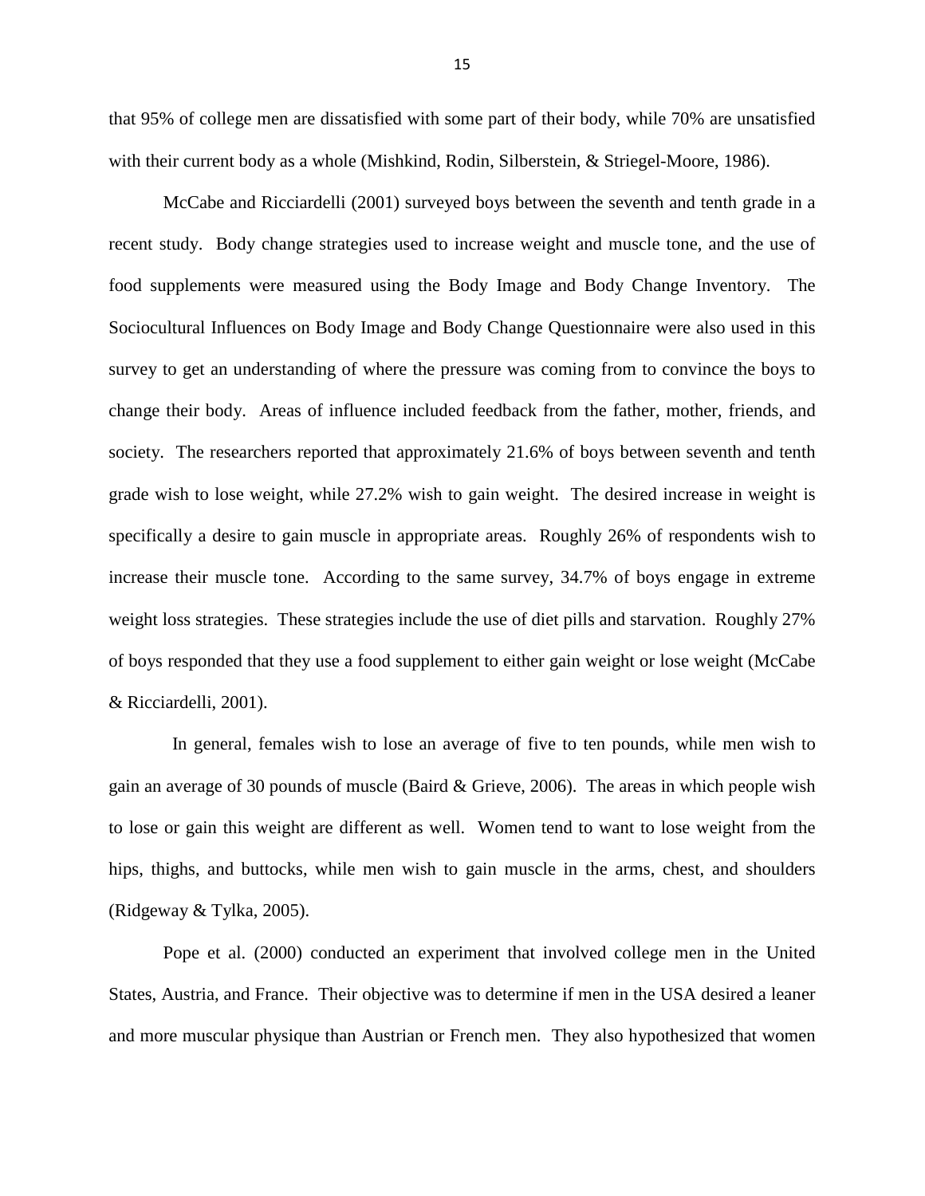that 95% of college men are dissatisfied with some part of their body, while 70% are unsatisfied with their current body as a whole (Mishkind, Rodin, Silberstein, & Striegel-Moore, 1986).

McCabe and Ricciardelli (2001) surveyed boys between the seventh and tenth grade in a recent study. Body change strategies used to increase weight and muscle tone, and the use of food supplements were measured using the Body Image and Body Change Inventory. The Sociocultural Influences on Body Image and Body Change Questionnaire were also used in this survey to get an understanding of where the pressure was coming from to convince the boys to change their body. Areas of influence included feedback from the father, mother, friends, and society. The researchers reported that approximately 21.6% of boys between seventh and tenth grade wish to lose weight, while 27.2% wish to gain weight. The desired increase in weight is specifically a desire to gain muscle in appropriate areas. Roughly 26% of respondents wish to increase their muscle tone. According to the same survey, 34.7% of boys engage in extreme weight loss strategies. These strategies include the use of diet pills and starvation. Roughly 27% of boys responded that they use a food supplement to either gain weight or lose weight (McCabe & Ricciardelli, 2001).

In general, females wish to lose an average of five to ten pounds, while men wish to gain an average of 30 pounds of muscle (Baird & Grieve, 2006). The areas in which people wish to lose or gain this weight are different as well. Women tend to want to lose weight from the hips, thighs, and buttocks, while men wish to gain muscle in the arms, chest, and shoulders (Ridgeway & Tylka, 2005).

Pope et al. (2000) conducted an experiment that involved college men in the United States, Austria, and France. Their objective was to determine if men in the USA desired a leaner and more muscular physique than Austrian or French men. They also hypothesized that women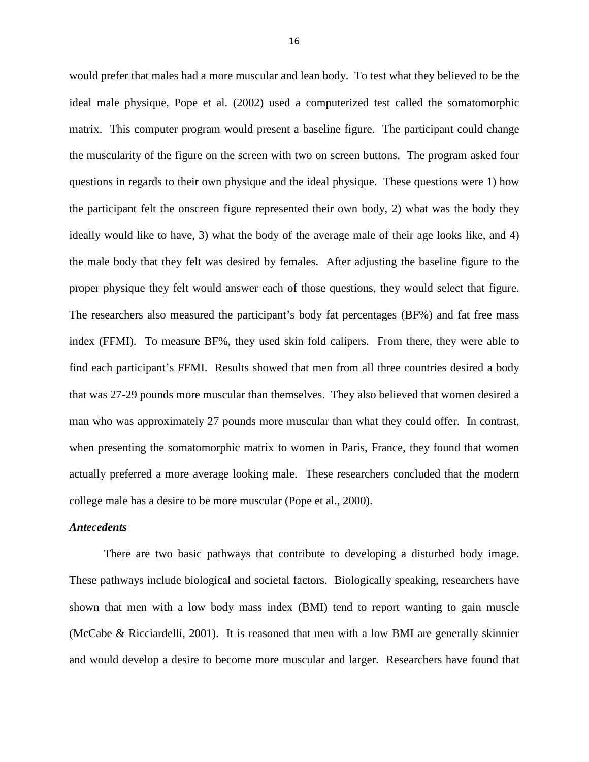would prefer that males had a more muscular and lean body. To test what they believed to be the ideal male physique, Pope et al. (2002) used a computerized test called the somatomorphic matrix. This computer program would present a baseline figure. The participant could change the muscularity of the figure on the screen with two on screen buttons. The program asked four questions in regards to their own physique and the ideal physique. These questions were 1) how the participant felt the onscreen figure represented their own body, 2) what was the body they ideally would like to have, 3) what the body of the average male of their age looks like, and 4) the male body that they felt was desired by females. After adjusting the baseline figure to the proper physique they felt would answer each of those questions, they would select that figure. The researchers also measured the participant's body fat percentages (BF%) and fat free mass index (FFMI). To measure BF%, they used skin fold calipers. From there, they were able to find each participant's FFMI. Results showed that men from all three countries desired a body that was 27-29 pounds more muscular than themselves. They also believed that women desired a man who was approximately 27 pounds more muscular than what they could offer. In contrast, when presenting the somatomorphic matrix to women in Paris, France, they found that women actually preferred a more average looking male. These researchers concluded that the modern college male has a desire to be more muscular (Pope et al., 2000).

***Antecedents***

There are two basic pathways that contribute to developing a disturbed body image. These pathways include biological and societal factors. Biologically speaking, researchers have shown that men with a low body mass index (BMI) tend to report wanting to gain muscle (McCabe & Ricciardelli, 2001). It is reasoned that men with a low BMI are generally skinnier and would develop a desire to become more muscular and larger. Researchers have found that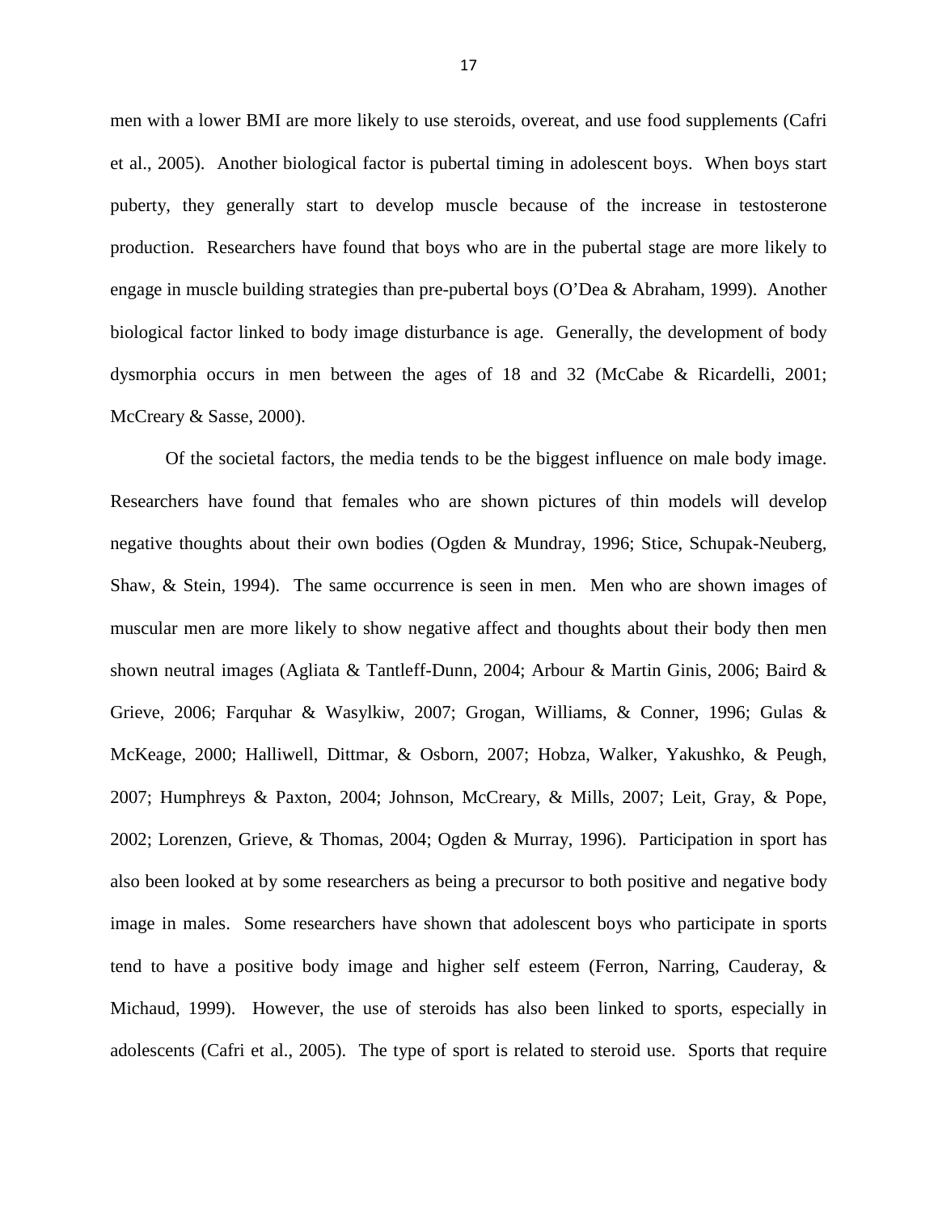men with a lower BMI are more likely to use steroids, overeat, and use food supplements (Cafri et al., 2005). Another biological factor is pubertal timing in adolescent boys. When boys start puberty, they generally start to develop muscle because of the increase in testosterone production. Researchers have found that boys who are in the pubertal stage are more likely to engage in muscle building strategies than pre-pubertal boys (O'Dea & Abraham, 1999). Another biological factor linked to body image disturbance is age. Generally, the development of body dysmorphia occurs in men between the ages of 18 and 32 (McCabe & Ricardelli, 2001; McCreary & Sasse, 2000).

Of the societal factors, the media tends to be the biggest influence on male body image. Researchers have found that females who are shown pictures of thin models will develop negative thoughts about their own bodies (Ogden & Mundray, 1996; Stice, Schupak-Neuberg, Shaw, & Stein, 1994). The same occurrence is seen in men. Men who are shown images of muscular men are more likely to show negative affect and thoughts about their body then men shown neutral images (Agliata & Tantleff-Dunn, 2004; Arbour & Martin Ginis, 2006; Baird & Grieve, 2006; Farquhar & Wasylkiw, 2007; Grogan, Williams, & Conner, 1996; Gulas & McKeage, 2000; Halliwell, Dittmar, & Osborn, 2007; Hobza, Walker, Yakushko, & Peugh, 2007; Humphreys & Paxton, 2004; Johnson, McCreary, & Mills, 2007; Leit, Gray, & Pope, 2002; Lorenzen, Grieve, & Thomas, 2004; Ogden & Murray, 1996). Participation in sport has also been looked at by some researchers as being a precursor to both positive and negative body image in males. Some researchers have shown that adolescent boys who participate in sports tend to have a positive body image and higher self esteem (Ferron, Narring, Cauderay, & Michaud, 1999). However, the use of steroids has also been linked to sports, especially in adolescents (Cafri et al., 2005). The type of sport is related to steroid use. Sports that require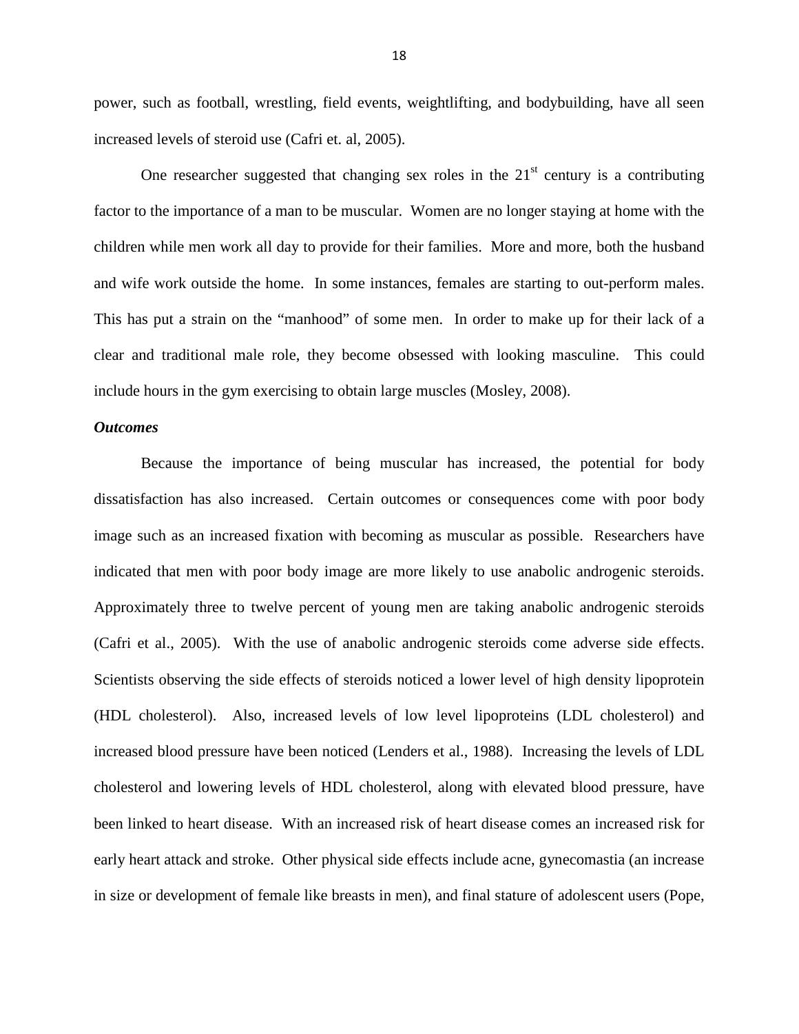power, such as football, wrestling, field events, weightlifting, and bodybuilding, have all seen increased levels of steroid use (Cafri et. al, 2005).

One researcher suggested that changing sex roles in the 21st century is a contributing factor to the importance of a man to be muscular. Women are no longer staying at home with the children while men work all day to provide for their families. More and more, both the husband and wife work outside the home. In some instances, females are starting to out-perform males. This has put a strain on the "manhood" of some men. In order to make up for their lack of a clear and traditional male role, they become obsessed with looking masculine. This could include hours in the gym exercising to obtain large muscles (Mosley, 2008).

***Outcomes***

Because the importance of being muscular has increased, the potential for body dissatisfaction has also increased. Certain outcomes or consequences come with poor body image such as an increased fixation with becoming as muscular as possible. Researchers have indicated that men with poor body image are more likely to use anabolic androgenic steroids. Approximately three to twelve percent of young men are taking anabolic androgenic steroids (Cafri et al., 2005). With the use of anabolic androgenic steroids come adverse side effects. Scientists observing the side effects of steroids noticed a lower level of high density lipoprotein (HDL cholesterol). Also, increased levels of low level lipoproteins (LDL cholesterol) and increased blood pressure have been noticed (Lenders et al., 1988). Increasing the levels of LDL cholesterol and lowering levels of HDL cholesterol, along with elevated blood pressure, have been linked to heart disease. With an increased risk of heart disease comes an increased risk for early heart attack and stroke. Other physical side effects include acne, gynecomastia (an increase in size or development of female like breasts in men), and final stature of adolescent users (Pope,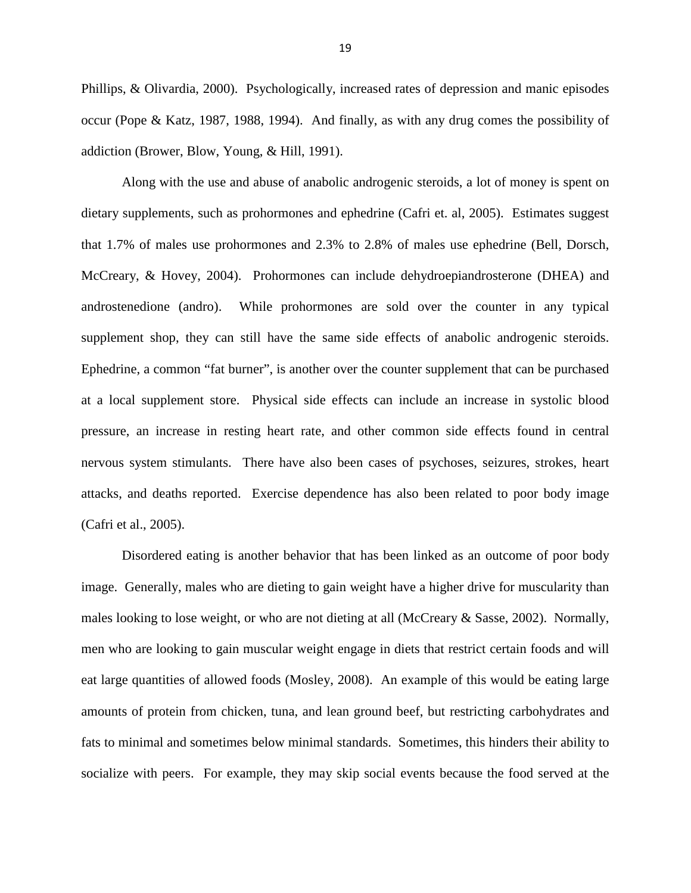Phillips, & Olivardia, 2000). Psychologically, increased rates of depression and manic episodes occur (Pope & Katz, 1987, 1988, 1994). And finally, as with any drug comes the possibility of addiction (Brower, Blow, Young, & Hill, 1991).

Along with the use and abuse of anabolic androgenic steroids, a lot of money is spent on dietary supplements, such as prohormones and ephedrine (Cafri et. al, 2005). Estimates suggest that 1.7% of males use prohormones and 2.3% to 2.8% of males use ephedrine (Bell, Dorsch, McCreary, & Hovey, 2004). Prohormones can include dehydroepiandrosterone (DHEA) and androstenedione (andro). While prohormones are sold over the counter in any typical supplement shop, they can still have the same side effects of anabolic androgenic steroids. Ephedrine, a common "fat burner", is another over the counter supplement that can be purchased at a local supplement store. Physical side effects can include an increase in systolic blood pressure, an increase in resting heart rate, and other common side effects found in central nervous system stimulants. There have also been cases of psychoses, seizures, strokes, heart attacks, and deaths reported. Exercise dependence has also been related to poor body image (Cafri et al., 2005).

Disordered eating is another behavior that has been linked as an outcome of poor body image. Generally, males who are dieting to gain weight have a higher drive for muscularity than males looking to lose weight, or who are not dieting at all (McCreary & Sasse, 2002). Normally, men who are looking to gain muscular weight engage in diets that restrict certain foods and will eat large quantities of allowed foods (Mosley, 2008). An example of this would be eating large amounts of protein from chicken, tuna, and lean ground beef, but restricting carbohydrates and fats to minimal and sometimes below minimal standards. Sometimes, this hinders their ability to socialize with peers. For example, they may skip social events because the food served at the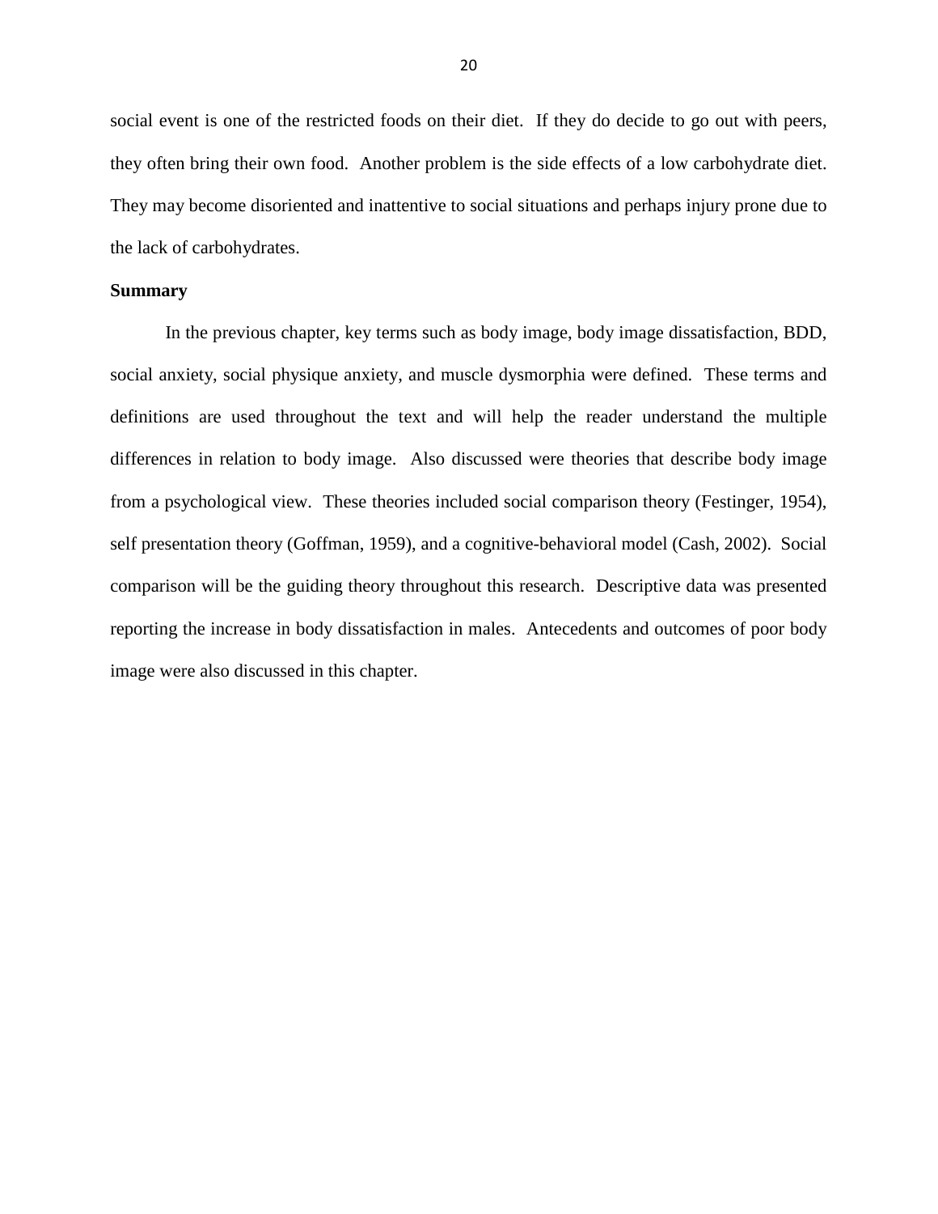social event is one of the restricted foods on their diet. If they do decide to go out with peers, they often bring their own food. Another problem is the side effects of a low carbohydrate diet. They may become disoriented and inattentive to social situations and perhaps injury prone due to the lack of carbohydrates.

**Summary**

In the previous chapter, key terms such as body image, body image dissatisfaction, BDD, social anxiety, social physique anxiety, and muscle dysmorphia were defined. These terms and definitions are used throughout the text and will help the reader understand the multiple differences in relation to body image. Also discussed were theories that describe body image from a psychological view. These theories included social comparison theory (Festinger, 1954), self presentation theory (Goffman, 1959), and a cognitive-behavioral model (Cash, 2002). Social comparison will be the guiding theory throughout this research. Descriptive data was presented reporting the increase in body dissatisfaction in males. Antecedents and outcomes of poor body image were also discussed in this chapter.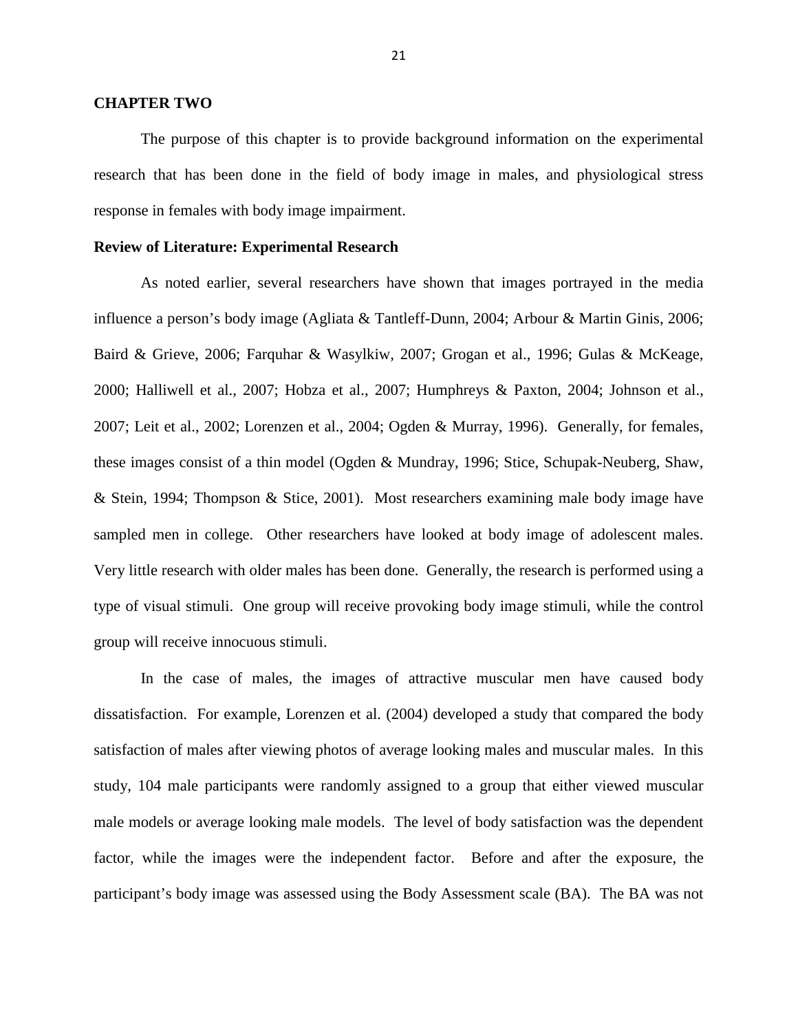## CHAPTER TWO

The purpose of this chapter is to provide background information on the experimental research that has been done in the field of body image in males, and physiological stress response in females with body image impairment.

### Review of Literature: Experimental Research

As noted earlier, several researchers have shown that images portrayed in the media influence a person's body image (Agliata & Tantleff-Dunn, 2004; Arbour & Martin Ginis, 2006; Baird & Grieve, 2006; Farquhar & Wasylkiw, 2007; Grogan et al., 1996; Gulas & McKeage, 2000; Halliwell et al., 2007; Hobza et al., 2007; Humphreys & Paxton, 2004; Johnson et al., 2007; Leit et al., 2002; Lorenzen et al., 2004; Ogden & Murray, 1996). Generally, for females, these images consist of a thin model (Ogden & Mundray, 1996; Stice, Schupak-Neuberg, Shaw, & Stein, 1994; Thompson & Stice, 2001). Most researchers examining male body image have sampled men in college. Other researchers have looked at body image of adolescent males. Very little research with older males has been done. Generally, the research is performed using a type of visual stimuli. One group will receive provoking body image stimuli, while the control group will receive innocuous stimuli.

In the case of males, the images of attractive muscular men have caused body dissatisfaction. For example, Lorenzen et al. (2004) developed a study that compared the body satisfaction of males after viewing photos of average looking males and muscular males. In this study, 104 male participants were randomly assigned to a group that either viewed muscular male models or average looking male models. The level of body satisfaction was the dependent factor, while the images were the independent factor. Before and after the exposure, the participant's body image was assessed using the Body Assessment scale (BA). The BA was not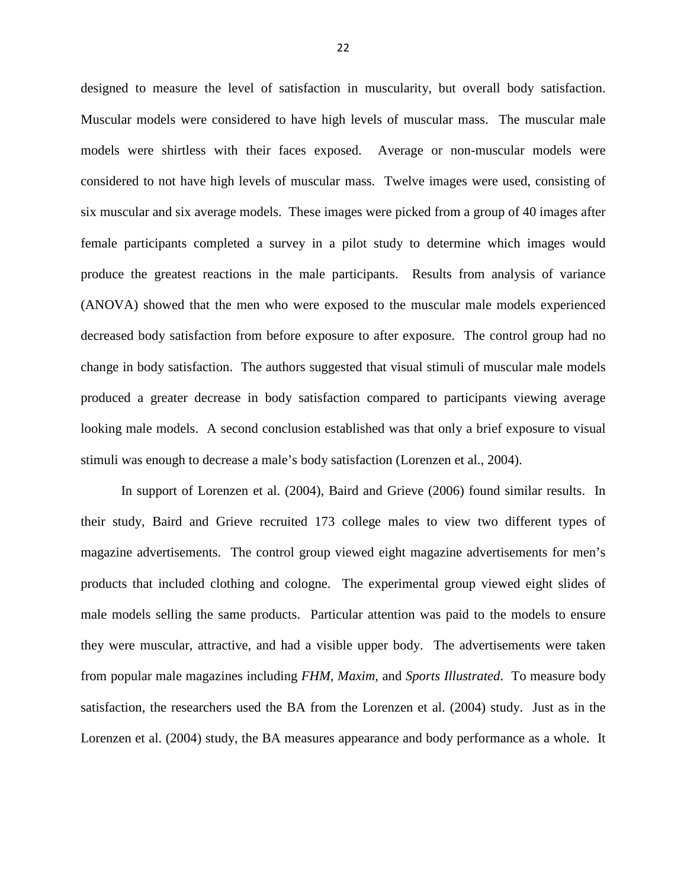designed to measure the level of satisfaction in muscularity, but overall body satisfaction. Muscular models were considered to have high levels of muscular mass. The muscular male models were shirtless with their faces exposed. Average or non-muscular models were considered to not have high levels of muscular mass. Twelve images were used, consisting of six muscular and six average models. These images were picked from a group of 40 images after female participants completed a survey in a pilot study to determine which images would produce the greatest reactions in the male participants. Results from analysis of variance (ANOVA) showed that the men who were exposed to the muscular male models experienced decreased body satisfaction from before exposure to after exposure. The control group had no change in body satisfaction. The authors suggested that visual stimuli of muscular male models produced a greater decrease in body satisfaction compared to participants viewing average looking male models. A second conclusion established was that only a brief exposure to visual stimuli was enough to decrease a male's body satisfaction (Lorenzen et al., 2004).

In support of Lorenzen et al. (2004), Baird and Grieve (2006) found similar results. In their study, Baird and Grieve recruited 173 college males to view two different types of magazine advertisements. The control group viewed eight magazine advertisements for men's products that included clothing and cologne. The experimental group viewed eight slides of male models selling the same products. Particular attention was paid to the models to ensure they were muscular, attractive, and had a visible upper body. The advertisements were taken from popular male magazines including *FHM, Maxim,* and *Sports Illustrated*. To measure body satisfaction, the researchers used the BA from the Lorenzen et al. (2004) study. Just as in the Lorenzen et al. (2004) study, the BA measures appearance and body performance as a whole. It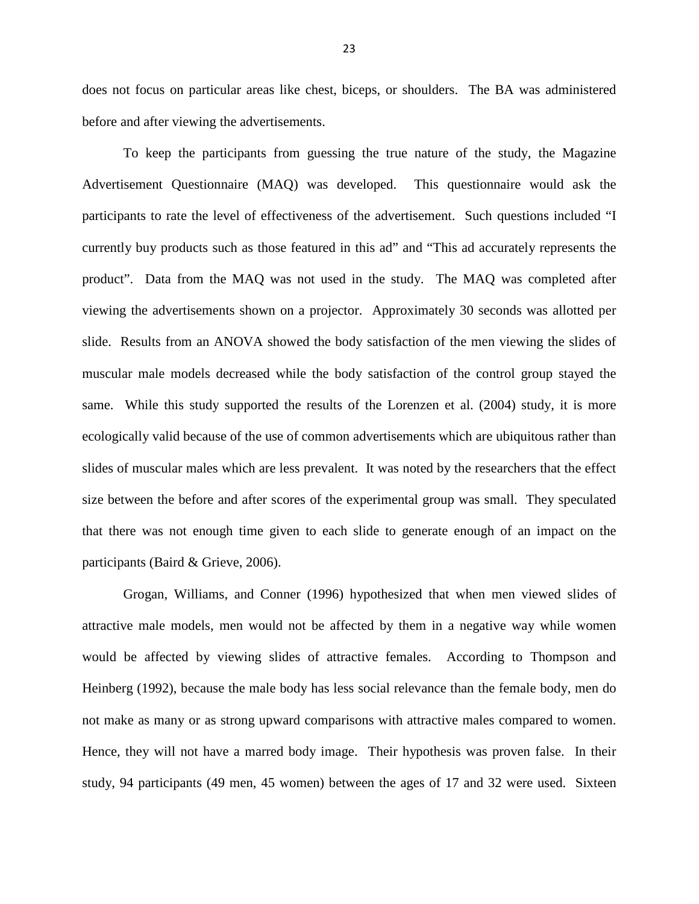does not focus on particular areas like chest, biceps, or shoulders. The BA was administered before and after viewing the advertisements.

To keep the participants from guessing the true nature of the study, the Magazine Advertisement Questionnaire (MAQ) was developed. This questionnaire would ask the participants to rate the level of effectiveness of the advertisement. Such questions included "I currently buy products such as those featured in this ad" and "This ad accurately represents the product". Data from the MAQ was not used in the study. The MAQ was completed after viewing the advertisements shown on a projector. Approximately 30 seconds was allotted per slide. Results from an ANOVA showed the body satisfaction of the men viewing the slides of muscular male models decreased while the body satisfaction of the control group stayed the same. While this study supported the results of the Lorenzen et al. (2004) study, it is more ecologically valid because of the use of common advertisements which are ubiquitous rather than slides of muscular males which are less prevalent. It was noted by the researchers that the effect size between the before and after scores of the experimental group was small. They speculated that there was not enough time given to each slide to generate enough of an impact on the participants (Baird & Grieve, 2006).

Grogan, Williams, and Conner (1996) hypothesized that when men viewed slides of attractive male models, men would not be affected by them in a negative way while women would be affected by viewing slides of attractive females. According to Thompson and Heinberg (1992), because the male body has less social relevance than the female body, men do not make as many or as strong upward comparisons with attractive males compared to women. Hence, they will not have a marred body image. Their hypothesis was proven false. In their study, 94 participants (49 men, 45 women) between the ages of 17 and 32 were used. Sixteen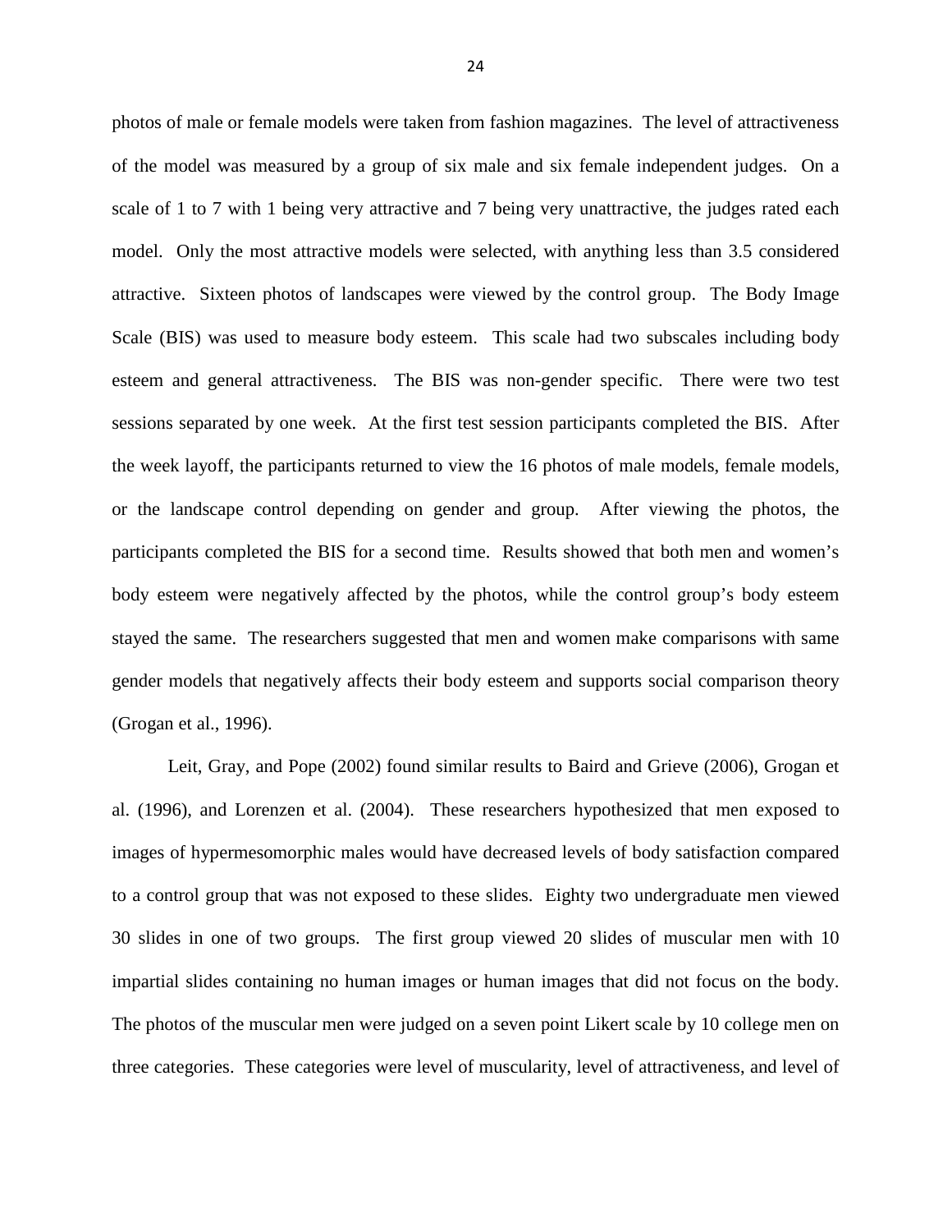photos of male or female models were taken from fashion magazines. The level of attractiveness of the model was measured by a group of six male and six female independent judges. On a scale of 1 to 7 with 1 being very attractive and 7 being very unattractive, the judges rated each model. Only the most attractive models were selected, with anything less than 3.5 considered attractive. Sixteen photos of landscapes were viewed by the control group. The Body Image Scale (BIS) was used to measure body esteem. This scale had two subscales including body esteem and general attractiveness. The BIS was non-gender specific. There were two test sessions separated by one week. At the first test session participants completed the BIS. After the week layoff, the participants returned to view the 16 photos of male models, female models, or the landscape control depending on gender and group. After viewing the photos, the participants completed the BIS for a second time. Results showed that both men and women's body esteem were negatively affected by the photos, while the control group's body esteem stayed the same. The researchers suggested that men and women make comparisons with same gender models that negatively affects their body esteem and supports social comparison theory (Grogan et al., 1996).

Leit, Gray, and Pope (2002) found similar results to Baird and Grieve (2006), Grogan et al. (1996), and Lorenzen et al. (2004). These researchers hypothesized that men exposed to images of hypermesomorphic males would have decreased levels of body satisfaction compared to a control group that was not exposed to these slides. Eighty two undergraduate men viewed 30 slides in one of two groups. The first group viewed 20 slides of muscular men with 10 impartial slides containing no human images or human images that did not focus on the body. The photos of the muscular men were judged on a seven point Likert scale by 10 college men on three categories. These categories were level of muscularity, level of attractiveness, and level of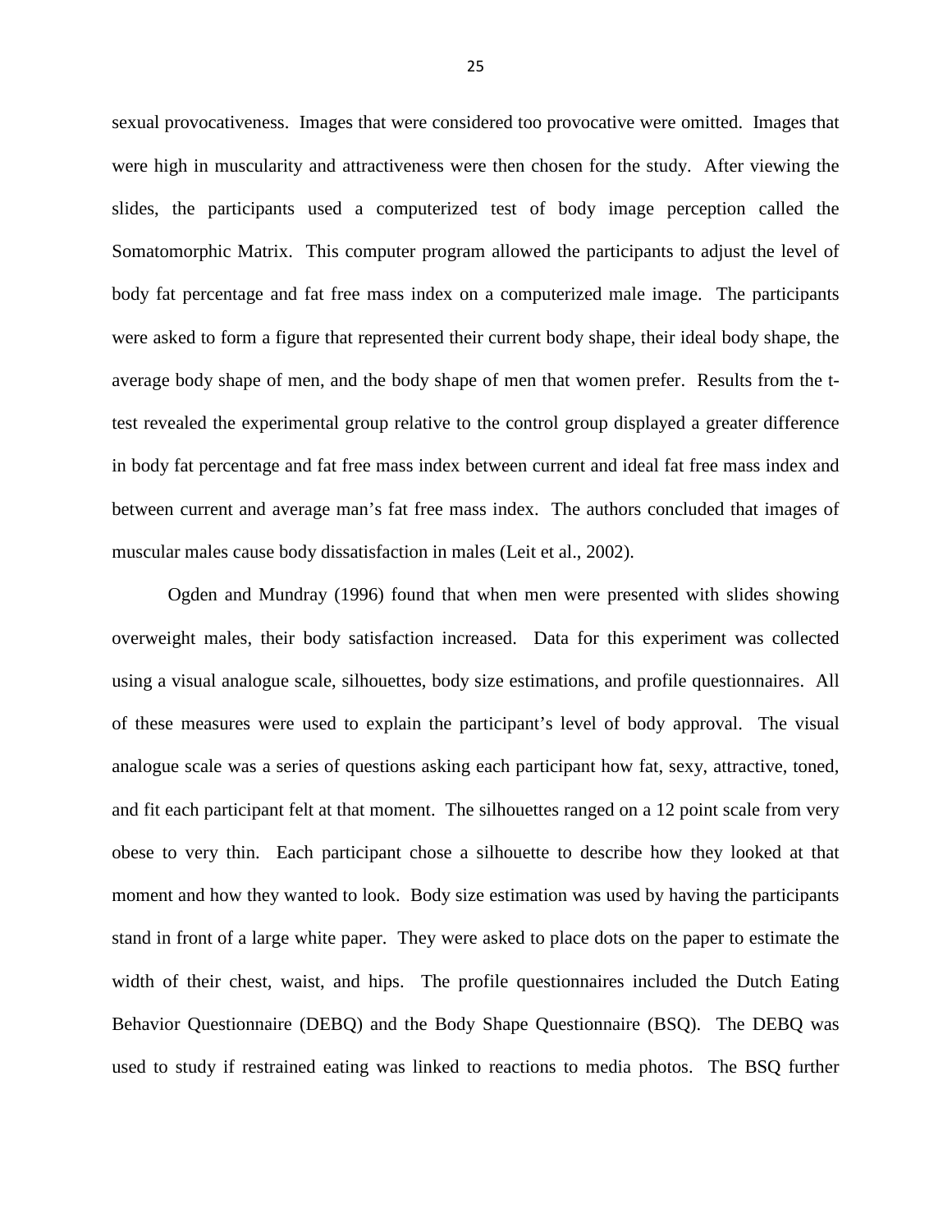sexual provocativeness. Images that were considered too provocative were omitted. Images that were high in muscularity and attractiveness were then chosen for the study. After viewing the slides, the participants used a computerized test of body image perception called the Somatomorphic Matrix. This computer program allowed the participants to adjust the level of body fat percentage and fat free mass index on a computerized male image. The participants were asked to form a figure that represented their current body shape, their ideal body shape, the average body shape of men, and the body shape of men that women prefer. Results from the t-test revealed the experimental group relative to the control group displayed a greater difference in body fat percentage and fat free mass index between current and ideal fat free mass index and between current and average man's fat free mass index. The authors concluded that images of muscular males cause body dissatisfaction in males (Leit et al., 2002).

Ogden and Mundray (1996) found that when men were presented with slides showing overweight males, their body satisfaction increased. Data for this experiment was collected using a visual analogue scale, silhouettes, body size estimations, and profile questionnaires. All of these measures were used to explain the participant's level of body approval. The visual analogue scale was a series of questions asking each participant how fat, sexy, attractive, toned, and fit each participant felt at that moment. The silhouettes ranged on a 12 point scale from very obese to very thin. Each participant chose a silhouette to describe how they looked at that moment and how they wanted to look. Body size estimation was used by having the participants stand in front of a large white paper. They were asked to place dots on the paper to estimate the width of their chest, waist, and hips. The profile questionnaires included the Dutch Eating Behavior Questionnaire (DEBQ) and the Body Shape Questionnaire (BSQ). The DEBQ was used to study if restrained eating was linked to reactions to media photos. The BSQ further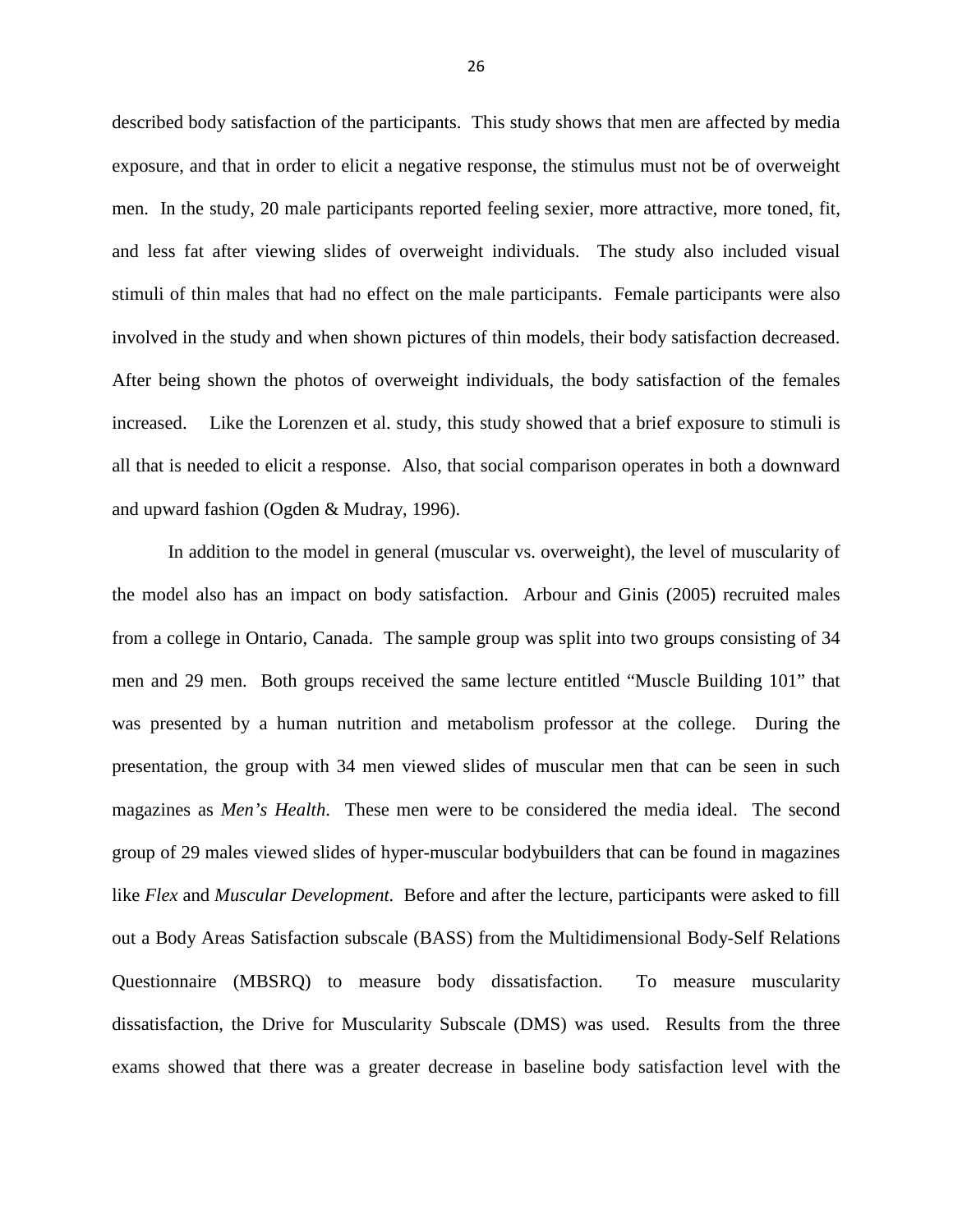described body satisfaction of the participants. This study shows that men are affected by media exposure, and that in order to elicit a negative response, the stimulus must not be of overweight men. In the study, 20 male participants reported feeling sexier, more attractive, more toned, fit, and less fat after viewing slides of overweight individuals. The study also included visual stimuli of thin males that had no effect on the male participants. Female participants were also involved in the study and when shown pictures of thin models, their body satisfaction decreased. After being shown the photos of overweight individuals, the body satisfaction of the females increased. Like the Lorenzen et al. study, this study showed that a brief exposure to stimuli is all that is needed to elicit a response. Also, that social comparison operates in both a downward and upward fashion (Ogden & Mudray, 1996).

In addition to the model in general (muscular vs. overweight), the level of muscularity of the model also has an impact on body satisfaction. Arbour and Ginis (2005) recruited males from a college in Ontario, Canada. The sample group was split into two groups consisting of 34 men and 29 men. Both groups received the same lecture entitled "Muscle Building 101" that was presented by a human nutrition and metabolism professor at the college. During the presentation, the group with 34 men viewed slides of muscular men that can be seen in such magazines as *Men's Health*. These men were to be considered the media ideal. The second group of 29 males viewed slides of hyper-muscular bodybuilders that can be found in magazines like *Flex* and *Muscular Development.* Before and after the lecture, participants were asked to fill out a Body Areas Satisfaction subscale (BASS) from the Multidimensional Body-Self Relations Questionnaire (MBSRQ) to measure body dissatisfaction. To measure muscularity dissatisfaction, the Drive for Muscularity Subscale (DMS) was used. Results from the three exams showed that there was a greater decrease in baseline body satisfaction level with the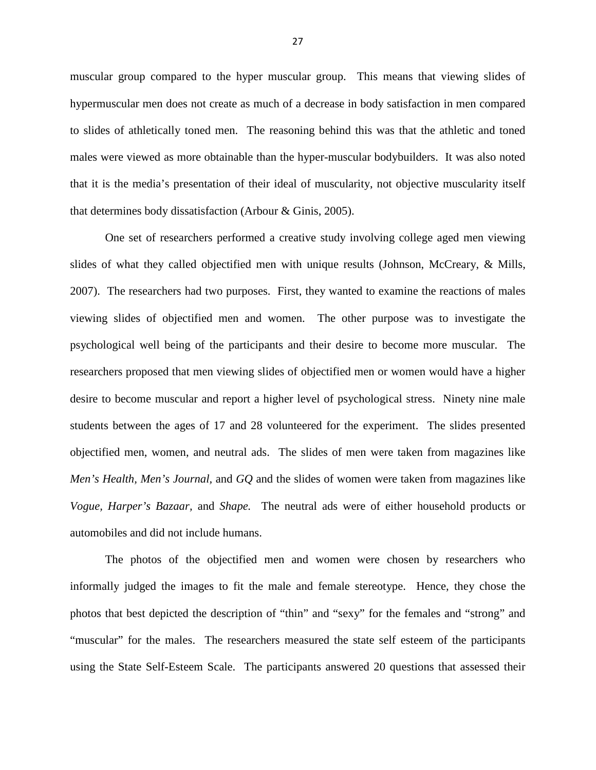muscular group compared to the hyper muscular group. This means that viewing slides of hypermuscular men does not create as much of a decrease in body satisfaction in men compared to slides of athletically toned men. The reasoning behind this was that the athletic and toned males were viewed as more obtainable than the hyper-muscular bodybuilders. It was also noted that it is the media's presentation of their ideal of muscularity, not objective muscularity itself that determines body dissatisfaction (Arbour & Ginis, 2005).

One set of researchers performed a creative study involving college aged men viewing slides of what they called objectified men with unique results (Johnson, McCreary, & Mills, 2007). The researchers had two purposes. First, they wanted to examine the reactions of males viewing slides of objectified men and women. The other purpose was to investigate the psychological well being of the participants and their desire to become more muscular. The researchers proposed that men viewing slides of objectified men or women would have a higher desire to become muscular and report a higher level of psychological stress. Ninety nine male students between the ages of 17 and 28 volunteered for the experiment. The slides presented objectified men, women, and neutral ads. The slides of men were taken from magazines like *Men's Health*, *Men's Journal*, and *GQ* and the slides of women were taken from magazines like *Vogue*, *Harper's Bazaar*, and *Shape.* The neutral ads were of either household products or automobiles and did not include humans.

The photos of the objectified men and women were chosen by researchers who informally judged the images to fit the male and female stereotype. Hence, they chose the photos that best depicted the description of "thin" and "sexy" for the females and "strong" and "muscular" for the males. The researchers measured the state self esteem of the participants using the State Self-Esteem Scale. The participants answered 20 questions that assessed their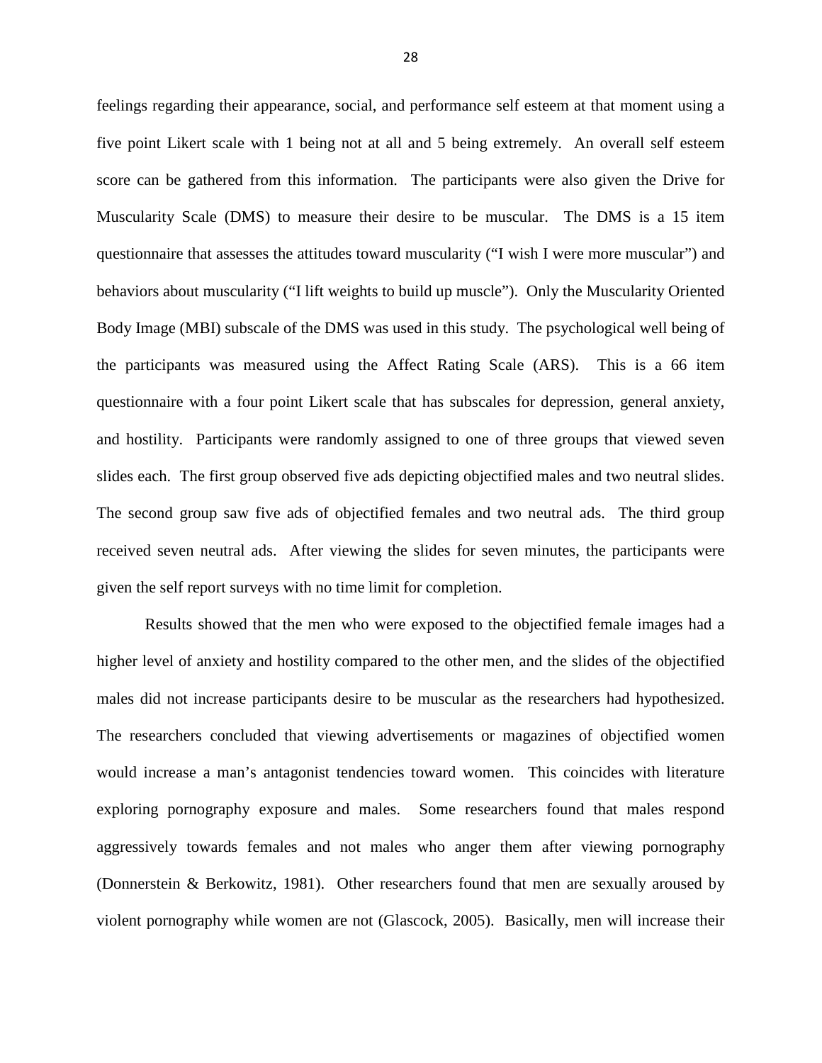feelings regarding their appearance, social, and performance self esteem at that moment using a five point Likert scale with 1 being not at all and 5 being extremely. An overall self esteem score can be gathered from this information. The participants were also given the Drive for Muscularity Scale (DMS) to measure their desire to be muscular. The DMS is a 15 item questionnaire that assesses the attitudes toward muscularity ("I wish I were more muscular") and behaviors about muscularity ("I lift weights to build up muscle"). Only the Muscularity Oriented Body Image (MBI) subscale of the DMS was used in this study. The psychological well being of the participants was measured using the Affect Rating Scale (ARS). This is a 66 item questionnaire with a four point Likert scale that has subscales for depression, general anxiety, and hostility. Participants were randomly assigned to one of three groups that viewed seven slides each. The first group observed five ads depicting objectified males and two neutral slides. The second group saw five ads of objectified females and two neutral ads. The third group received seven neutral ads. After viewing the slides for seven minutes, the participants were given the self report surveys with no time limit for completion.

Results showed that the men who were exposed to the objectified female images had a higher level of anxiety and hostility compared to the other men, and the slides of the objectified males did not increase participants desire to be muscular as the researchers had hypothesized. The researchers concluded that viewing advertisements or magazines of objectified women would increase a man's antagonist tendencies toward women. This coincides with literature exploring pornography exposure and males. Some researchers found that males respond aggressively towards females and not males who anger them after viewing pornography (Donnerstein & Berkowitz, 1981). Other researchers found that men are sexually aroused by violent pornography while women are not (Glascock, 2005). Basically, men will increase their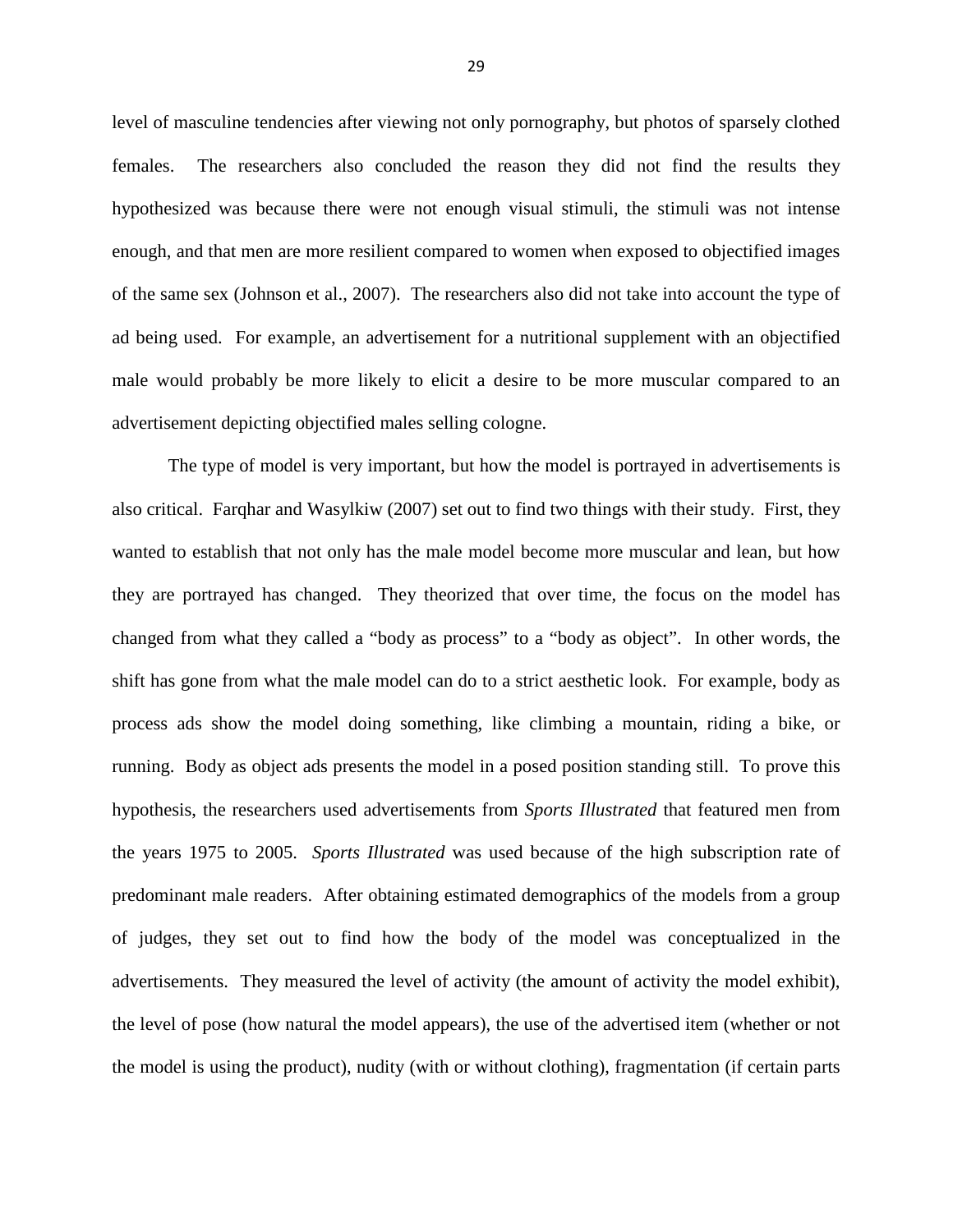level of masculine tendencies after viewing not only pornography, but photos of sparsely clothed females. The researchers also concluded the reason they did not find the results they hypothesized was because there were not enough visual stimuli, the stimuli was not intense enough, and that men are more resilient compared to women when exposed to objectified images of the same sex (Johnson et al., 2007). The researchers also did not take into account the type of ad being used. For example, an advertisement for a nutritional supplement with an objectified male would probably be more likely to elicit a desire to be more muscular compared to an advertisement depicting objectified males selling cologne.

The type of model is very important, but how the model is portrayed in advertisements is also critical. Farqhar and Wasylkiw (2007) set out to find two things with their study. First, they wanted to establish that not only has the male model become more muscular and lean, but how they are portrayed has changed. They theorized that over time, the focus on the model has changed from what they called a "body as process" to a "body as object". In other words, the shift has gone from what the male model can do to a strict aesthetic look. For example, body as process ads show the model doing something, like climbing a mountain, riding a bike, or running. Body as object ads presents the model in a posed position standing still. To prove this hypothesis, the researchers used advertisements from *Sports Illustrated* that featured men from the years 1975 to 2005. *Sports Illustrated* was used because of the high subscription rate of predominant male readers. After obtaining estimated demographics of the models from a group of judges, they set out to find how the body of the model was conceptualized in the advertisements. They measured the level of activity (the amount of activity the model exhibit), the level of pose (how natural the model appears), the use of the advertised item (whether or not the model is using the product), nudity (with or without clothing), fragmentation (if certain parts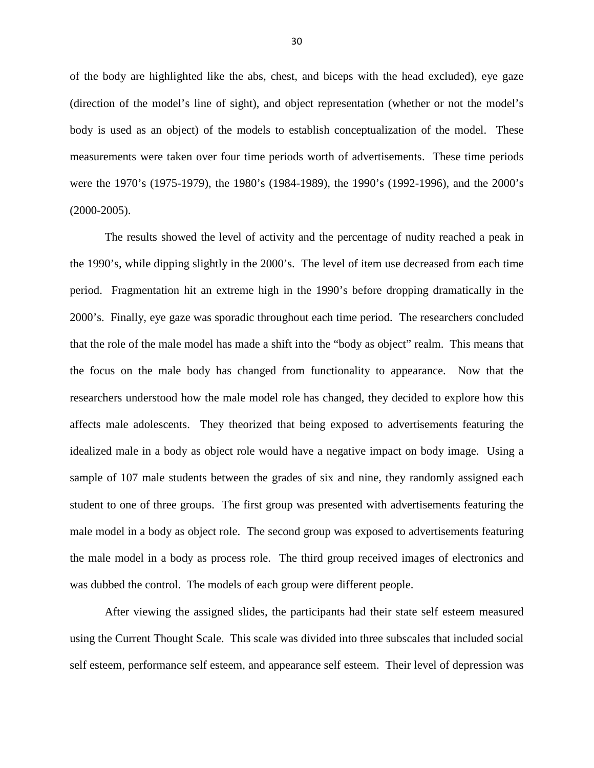of the body are highlighted like the abs, chest, and biceps with the head excluded), eye gaze (direction of the model's line of sight), and object representation (whether or not the model's body is used as an object) of the models to establish conceptualization of the model. These measurements were taken over four time periods worth of advertisements. These time periods were the 1970's (1975-1979), the 1980's (1984-1989), the 1990's (1992-1996), and the 2000's (2000-2005).

The results showed the level of activity and the percentage of nudity reached a peak in the 1990's, while dipping slightly in the 2000's. The level of item use decreased from each time period. Fragmentation hit an extreme high in the 1990's before dropping dramatically in the 2000's. Finally, eye gaze was sporadic throughout each time period. The researchers concluded that the role of the male model has made a shift into the "body as object" realm. This means that the focus on the male body has changed from functionality to appearance. Now that the researchers understood how the male model role has changed, they decided to explore how this affects male adolescents. They theorized that being exposed to advertisements featuring the idealized male in a body as object role would have a negative impact on body image. Using a sample of 107 male students between the grades of six and nine, they randomly assigned each student to one of three groups. The first group was presented with advertisements featuring the male model in a body as object role. The second group was exposed to advertisements featuring the male model in a body as process role. The third group received images of electronics and was dubbed the control. The models of each group were different people.

After viewing the assigned slides, the participants had their state self esteem measured using the Current Thought Scale. This scale was divided into three subscales that included social self esteem, performance self esteem, and appearance self esteem. Their level of depression was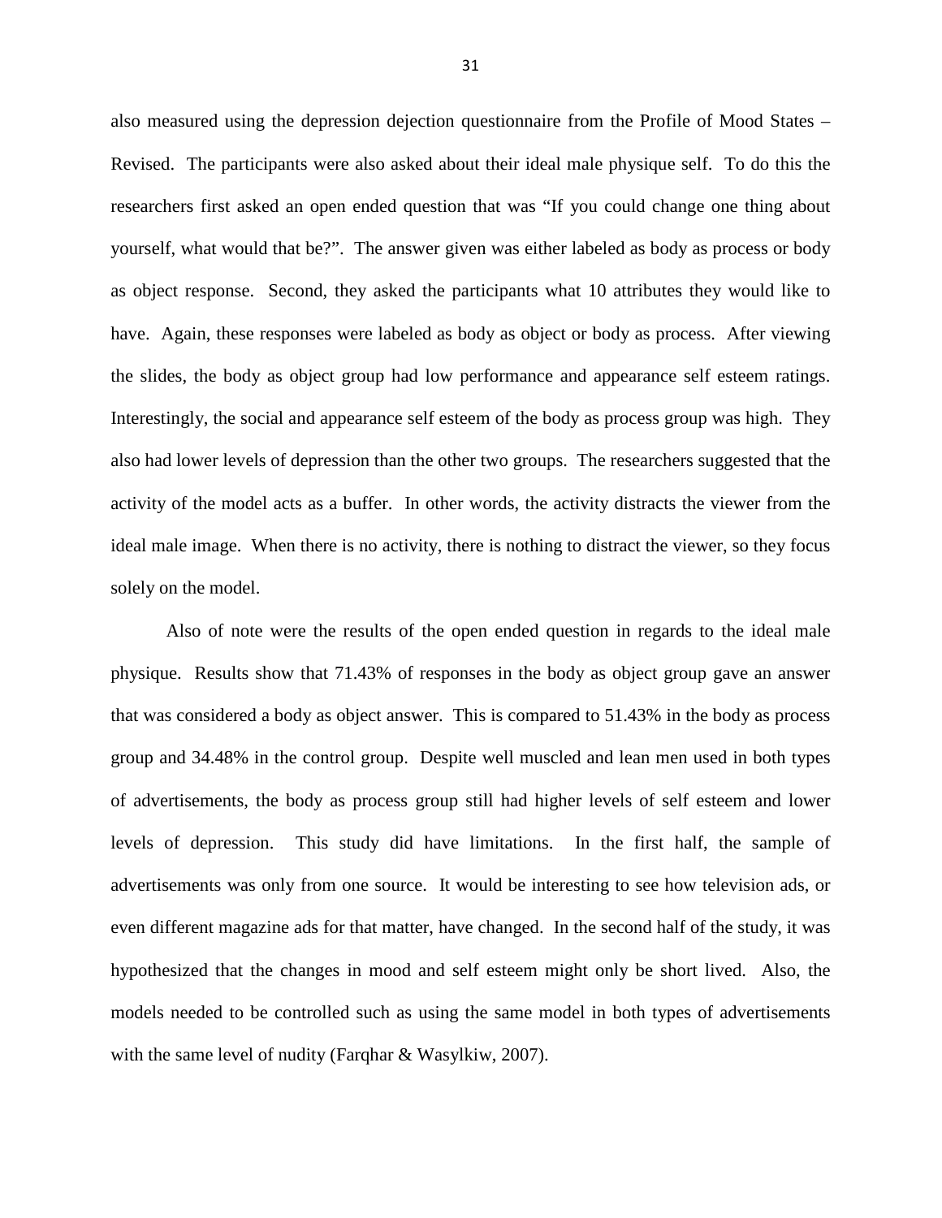also measured using the depression dejection questionnaire from the Profile of Mood States – Revised. The participants were also asked about their ideal male physique self. To do this the researchers first asked an open ended question that was "If you could change one thing about yourself, what would that be?". The answer given was either labeled as body as process or body as object response. Second, they asked the participants what 10 attributes they would like to have. Again, these responses were labeled as body as object or body as process. After viewing the slides, the body as object group had low performance and appearance self esteem ratings. Interestingly, the social and appearance self esteem of the body as process group was high. They also had lower levels of depression than the other two groups. The researchers suggested that the activity of the model acts as a buffer. In other words, the activity distracts the viewer from the ideal male image. When there is no activity, there is nothing to distract the viewer, so they focus solely on the model.

Also of note were the results of the open ended question in regards to the ideal male physique. Results show that 71.43% of responses in the body as object group gave an answer that was considered a body as object answer. This is compared to 51.43% in the body as process group and 34.48% in the control group. Despite well muscled and lean men used in both types of advertisements, the body as process group still had higher levels of self esteem and lower levels of depression. This study did have limitations. In the first half, the sample of advertisements was only from one source. It would be interesting to see how television ads, or even different magazine ads for that matter, have changed. In the second half of the study, it was hypothesized that the changes in mood and self esteem might only be short lived. Also, the models needed to be controlled such as using the same model in both types of advertisements with the same level of nudity (Farqhar & Wasylkiw, 2007).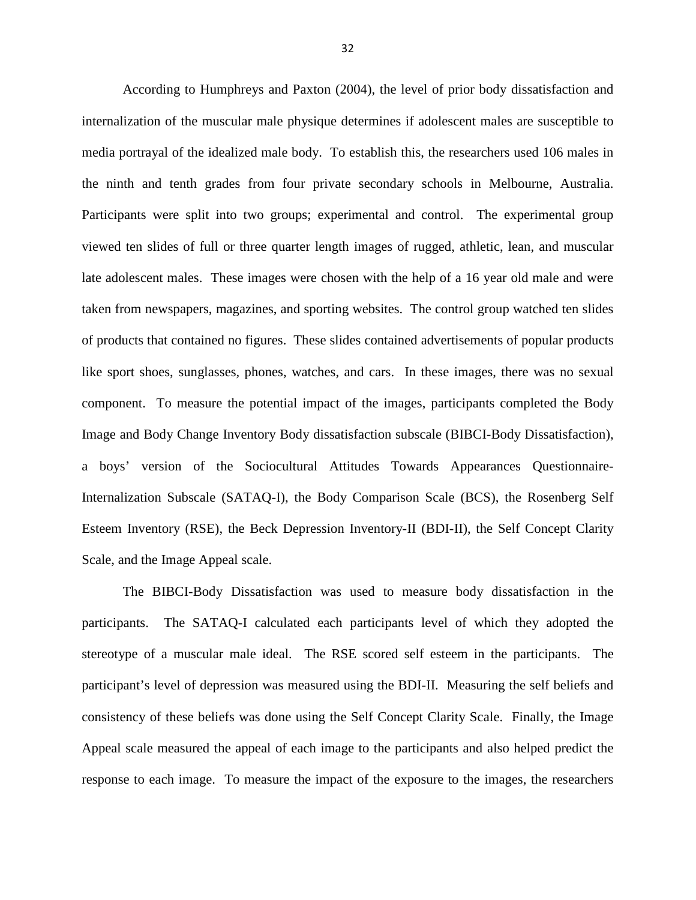According to Humphreys and Paxton (2004), the level of prior body dissatisfaction and internalization of the muscular male physique determines if adolescent males are susceptible to media portrayal of the idealized male body. To establish this, the researchers used 106 males in the ninth and tenth grades from four private secondary schools in Melbourne, Australia. Participants were split into two groups; experimental and control. The experimental group viewed ten slides of full or three quarter length images of rugged, athletic, lean, and muscular late adolescent males. These images were chosen with the help of a 16 year old male and were taken from newspapers, magazines, and sporting websites. The control group watched ten slides of products that contained no figures. These slides contained advertisements of popular products like sport shoes, sunglasses, phones, watches, and cars. In these images, there was no sexual component. To measure the potential impact of the images, participants completed the Body Image and Body Change Inventory Body dissatisfaction subscale (BIBCI-Body Dissatisfaction), a boys' version of the Sociocultural Attitudes Towards Appearances Questionnaire-Internalization Subscale (SATAQ-I), the Body Comparison Scale (BCS), the Rosenberg Self Esteem Inventory (RSE), the Beck Depression Inventory-II (BDI-II), the Self Concept Clarity Scale, and the Image Appeal scale.

The BIBCI-Body Dissatisfaction was used to measure body dissatisfaction in the participants. The SATAQ-I calculated each participants level of which they adopted the stereotype of a muscular male ideal. The RSE scored self esteem in the participants. The participant's level of depression was measured using the BDI-II. Measuring the self beliefs and consistency of these beliefs was done using the Self Concept Clarity Scale. Finally, the Image Appeal scale measured the appeal of each image to the participants and also helped predict the response to each image. To measure the impact of the exposure to the images, the researchers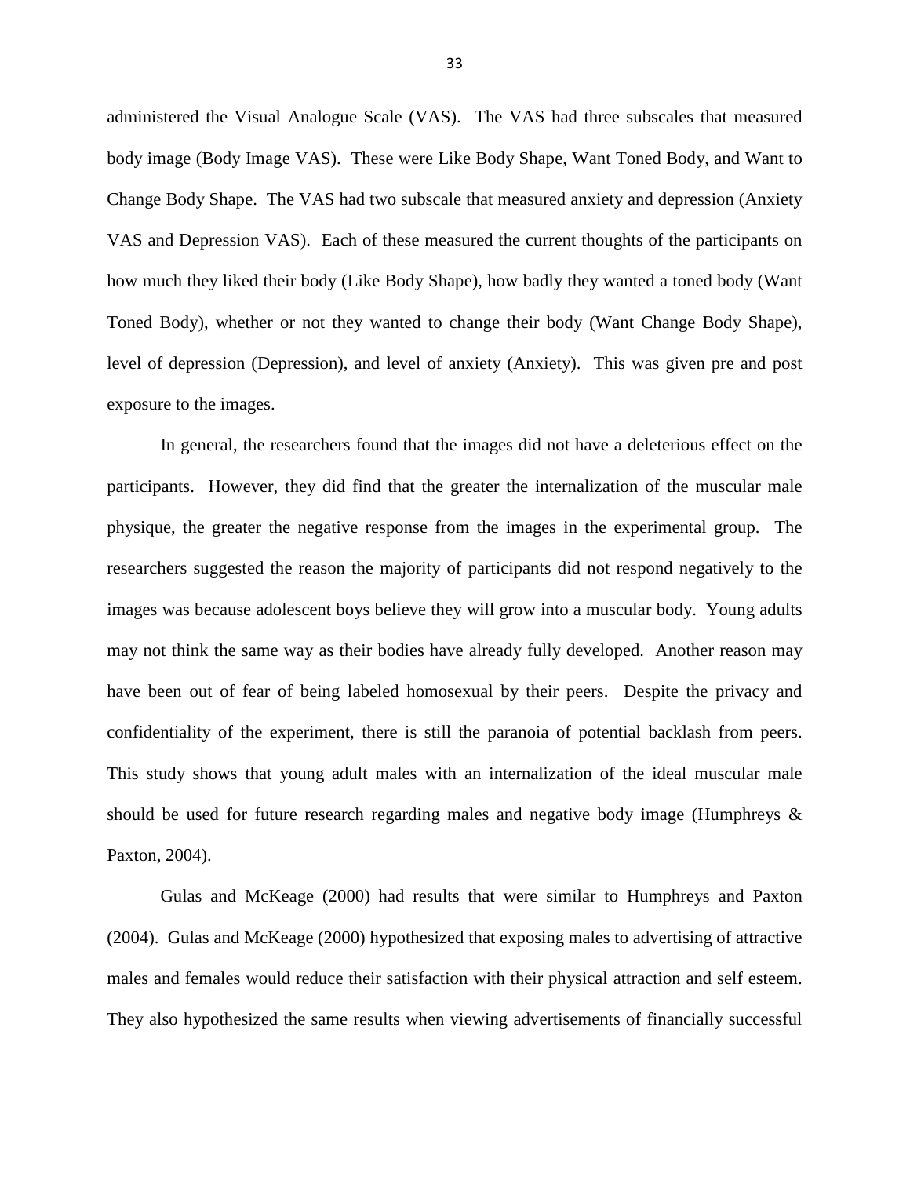administered the Visual Analogue Scale (VAS). The VAS had three subscales that measured body image (Body Image VAS). These were Like Body Shape, Want Toned Body, and Want to Change Body Shape. The VAS had two subscale that measured anxiety and depression (Anxiety VAS and Depression VAS). Each of these measured the current thoughts of the participants on how much they liked their body (Like Body Shape), how badly they wanted a toned body (Want Toned Body), whether or not they wanted to change their body (Want Change Body Shape), level of depression (Depression), and level of anxiety (Anxiety). This was given pre and post exposure to the images.

In general, the researchers found that the images did not have a deleterious effect on the participants. However, they did find that the greater the internalization of the muscular male physique, the greater the negative response from the images in the experimental group. The researchers suggested the reason the majority of participants did not respond negatively to the images was because adolescent boys believe they will grow into a muscular body. Young adults may not think the same way as their bodies have already fully developed. Another reason may have been out of fear of being labeled homosexual by their peers. Despite the privacy and confidentiality of the experiment, there is still the paranoia of potential backlash from peers. This study shows that young adult males with an internalization of the ideal muscular male should be used for future research regarding males and negative body image (Humphreys & Paxton, 2004).

Gulas and McKeage (2000) had results that were similar to Humphreys and Paxton (2004). Gulas and McKeage (2000) hypothesized that exposing males to advertising of attractive males and females would reduce their satisfaction with their physical attraction and self esteem. They also hypothesized the same results when viewing advertisements of financially successful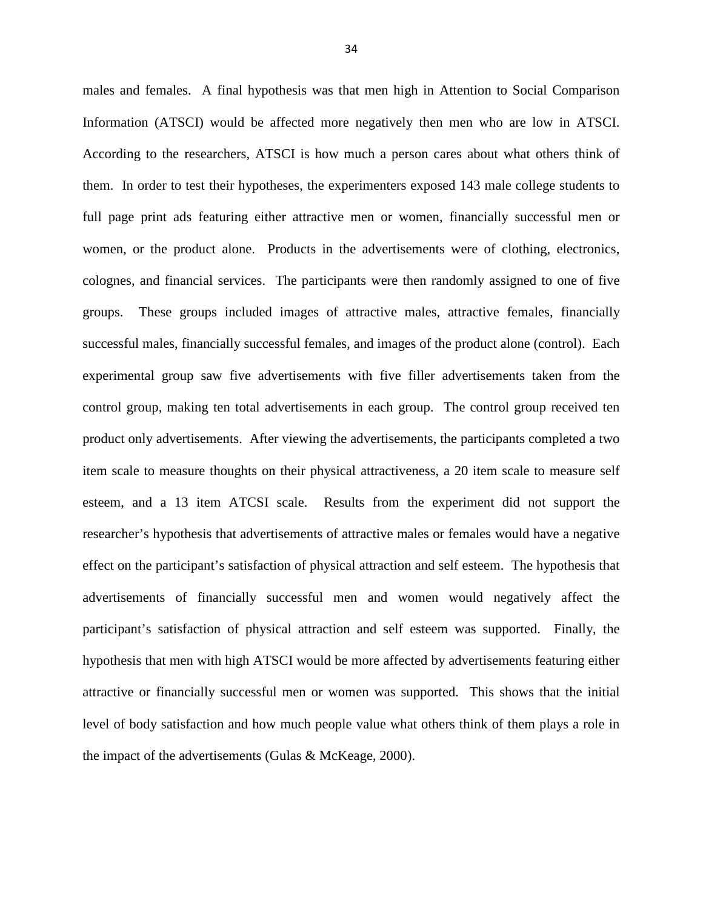males and females. A final hypothesis was that men high in Attention to Social Comparison Information (ATSCI) would be affected more negatively then men who are low in ATSCI. According to the researchers, ATSCI is how much a person cares about what others think of them. In order to test their hypotheses, the experimenters exposed 143 male college students to full page print ads featuring either attractive men or women, financially successful men or women, or the product alone. Products in the advertisements were of clothing, electronics, colognes, and financial services. The participants were then randomly assigned to one of five groups. These groups included images of attractive males, attractive females, financially successful males, financially successful females, and images of the product alone (control). Each experimental group saw five advertisements with five filler advertisements taken from the control group, making ten total advertisements in each group. The control group received ten product only advertisements. After viewing the advertisements, the participants completed a two item scale to measure thoughts on their physical attractiveness, a 20 item scale to measure self esteem, and a 13 item ATCSI scale. Results from the experiment did not support the researcher's hypothesis that advertisements of attractive males or females would have a negative effect on the participant's satisfaction of physical attraction and self esteem. The hypothesis that advertisements of financially successful men and women would negatively affect the participant's satisfaction of physical attraction and self esteem was supported. Finally, the hypothesis that men with high ATSCI would be more affected by advertisements featuring either attractive or financially successful men or women was supported. This shows that the initial level of body satisfaction and how much people value what others think of them plays a role in the impact of the advertisements (Gulas & McKeage, 2000).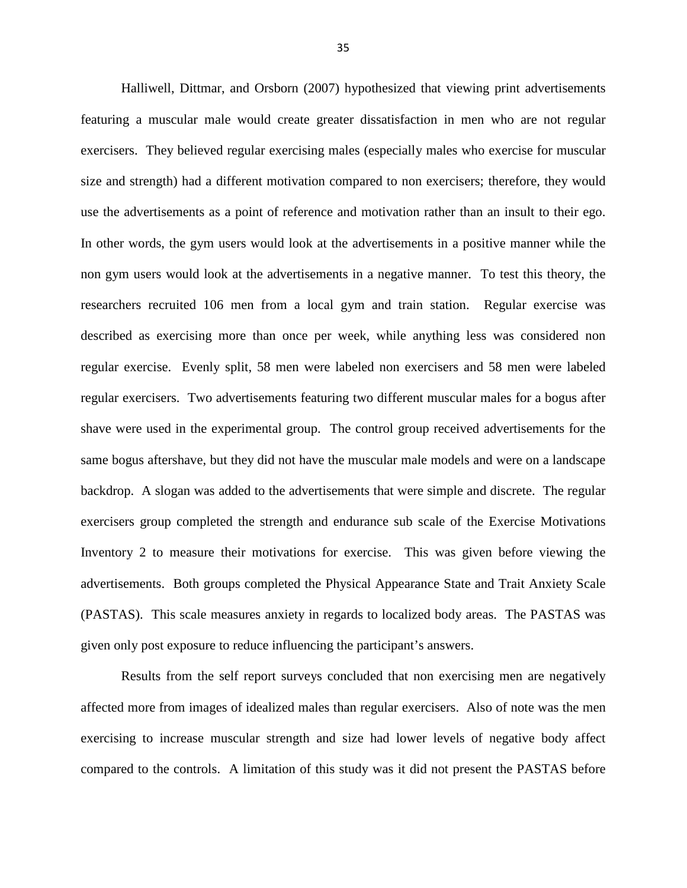Halliwell, Dittmar, and Orsborn (2007) hypothesized that viewing print advertisements featuring a muscular male would create greater dissatisfaction in men who are not regular exercisers. They believed regular exercising males (especially males who exercise for muscular size and strength) had a different motivation compared to non exercisers; therefore, they would use the advertisements as a point of reference and motivation rather than an insult to their ego. In other words, the gym users would look at the advertisements in a positive manner while the non gym users would look at the advertisements in a negative manner. To test this theory, the researchers recruited 106 men from a local gym and train station. Regular exercise was described as exercising more than once per week, while anything less was considered non regular exercise. Evenly split, 58 men were labeled non exercisers and 58 men were labeled regular exercisers. Two advertisements featuring two different muscular males for a bogus after shave were used in the experimental group. The control group received advertisements for the same bogus aftershave, but they did not have the muscular male models and were on a landscape backdrop. A slogan was added to the advertisements that were simple and discrete. The regular exercisers group completed the strength and endurance sub scale of the Exercise Motivations Inventory 2 to measure their motivations for exercise. This was given before viewing the advertisements. Both groups completed the Physical Appearance State and Trait Anxiety Scale (PASTAS). This scale measures anxiety in regards to localized body areas. The PASTAS was given only post exposure to reduce influencing the participant's answers.

Results from the self report surveys concluded that non exercising men are negatively affected more from images of idealized males than regular exercisers. Also of note was the men exercising to increase muscular strength and size had lower levels of negative body affect compared to the controls. A limitation of this study was it did not present the PASTAS before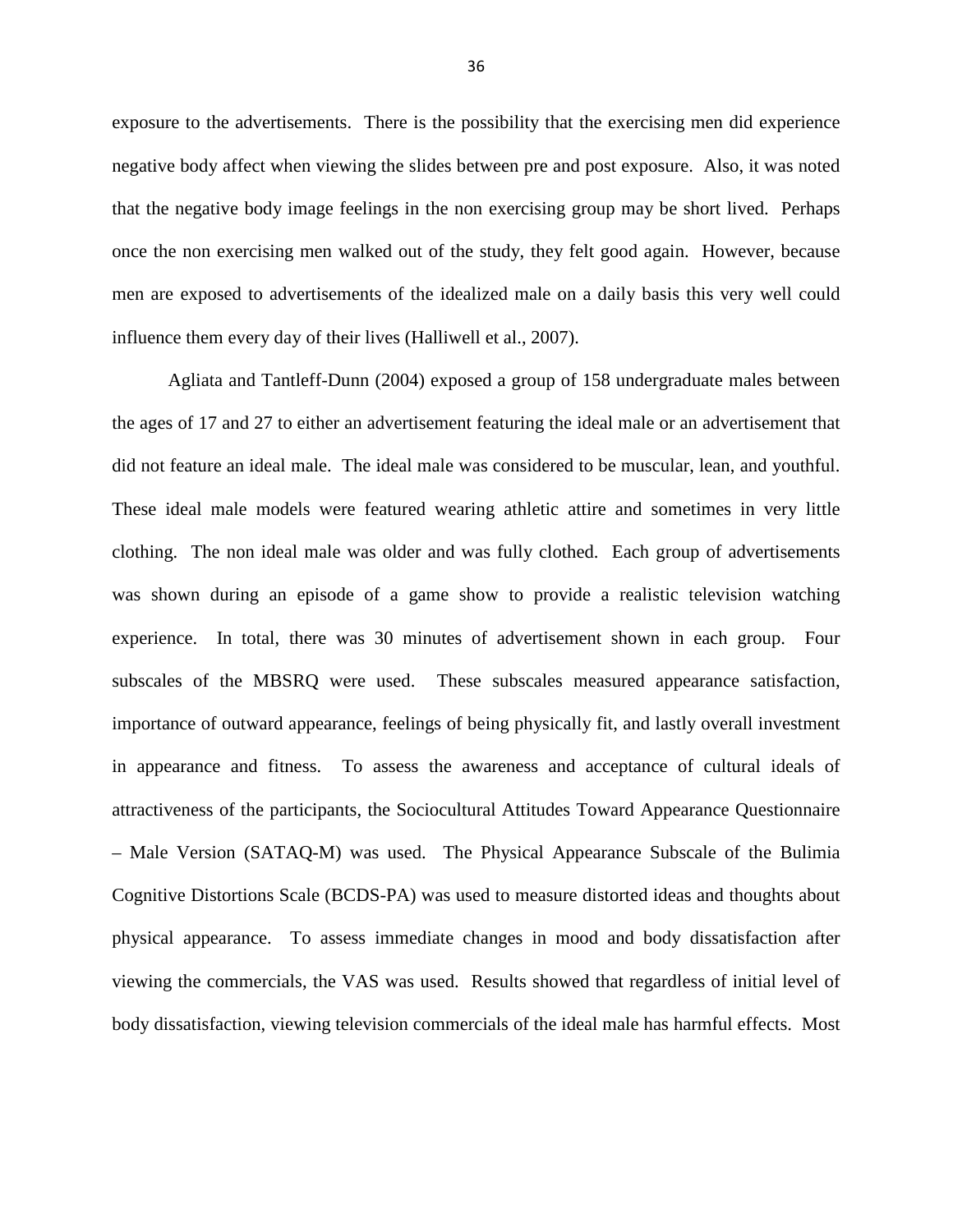exposure to the advertisements. There is the possibility that the exercising men did experience negative body affect when viewing the slides between pre and post exposure. Also, it was noted that the negative body image feelings in the non exercising group may be short lived. Perhaps once the non exercising men walked out of the study, they felt good again. However, because men are exposed to advertisements of the idealized male on a daily basis this very well could influence them every day of their lives (Halliwell et al., 2007).

Agliata and Tantleff-Dunn (2004) exposed a group of 158 undergraduate males between the ages of 17 and 27 to either an advertisement featuring the ideal male or an advertisement that did not feature an ideal male. The ideal male was considered to be muscular, lean, and youthful. These ideal male models were featured wearing athletic attire and sometimes in very little clothing. The non ideal male was older and was fully clothed. Each group of advertisements was shown during an episode of a game show to provide a realistic television watching experience. In total, there was 30 minutes of advertisement shown in each group. Four subscales of the MBSRQ were used. These subscales measured appearance satisfaction, importance of outward appearance, feelings of being physically fit, and lastly overall investment in appearance and fitness. To assess the awareness and acceptance of cultural ideals of attractiveness of the participants, the Sociocultural Attitudes Toward Appearance Questionnaire – Male Version (SATAQ-M) was used. The Physical Appearance Subscale of the Bulimia Cognitive Distortions Scale (BCDS-PA) was used to measure distorted ideas and thoughts about physical appearance. To assess immediate changes in mood and body dissatisfaction after viewing the commercials, the VAS was used. Results showed that regardless of initial level of body dissatisfaction, viewing television commercials of the ideal male has harmful effects. Most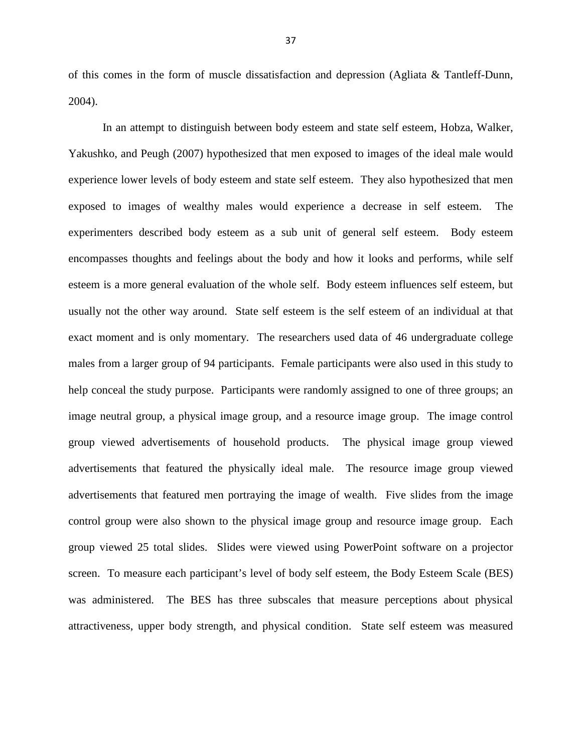of this comes in the form of muscle dissatisfaction and depression (Agliata & Tantleff-Dunn, 2004).

In an attempt to distinguish between body esteem and state self esteem, Hobza, Walker, Yakushko, and Peugh (2007) hypothesized that men exposed to images of the ideal male would experience lower levels of body esteem and state self esteem. They also hypothesized that men exposed to images of wealthy males would experience a decrease in self esteem. The experimenters described body esteem as a sub unit of general self esteem. Body esteem encompasses thoughts and feelings about the body and how it looks and performs, while self esteem is a more general evaluation of the whole self. Body esteem influences self esteem, but usually not the other way around. State self esteem is the self esteem of an individual at that exact moment and is only momentary. The researchers used data of 46 undergraduate college males from a larger group of 94 participants. Female participants were also used in this study to help conceal the study purpose. Participants were randomly assigned to one of three groups; an image neutral group, a physical image group, and a resource image group. The image control group viewed advertisements of household products. The physical image group viewed advertisements that featured the physically ideal male. The resource image group viewed advertisements that featured men portraying the image of wealth. Five slides from the image control group were also shown to the physical image group and resource image group. Each group viewed 25 total slides. Slides were viewed using PowerPoint software on a projector screen. To measure each participant's level of body self esteem, the Body Esteem Scale (BES) was administered. The BES has three subscales that measure perceptions about physical attractiveness, upper body strength, and physical condition. State self esteem was measured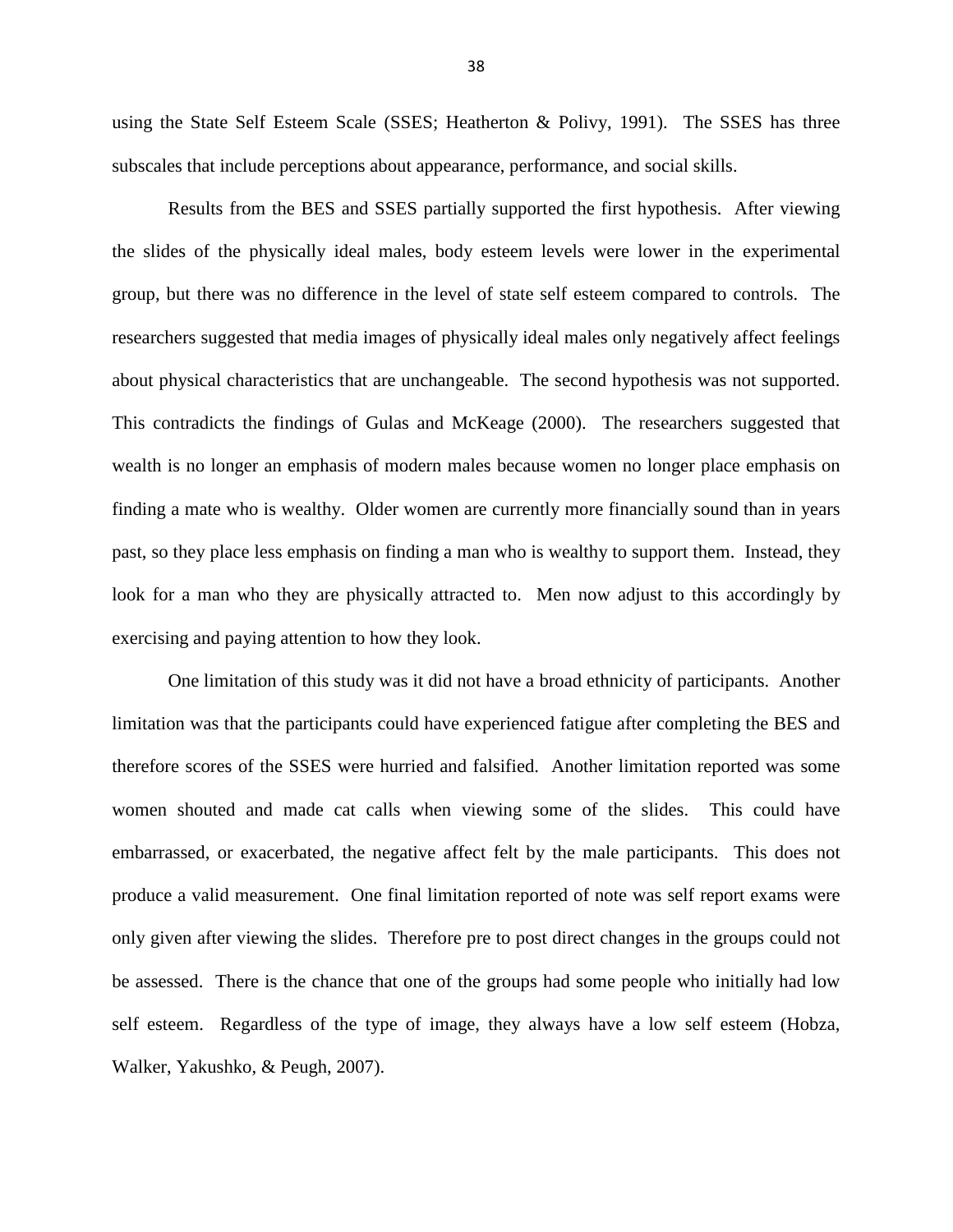using the State Self Esteem Scale (SSES; Heatherton & Polivy, 1991). The SSES has three subscales that include perceptions about appearance, performance, and social skills.

Results from the BES and SSES partially supported the first hypothesis. After viewing the slides of the physically ideal males, body esteem levels were lower in the experimental group, but there was no difference in the level of state self esteem compared to controls. The researchers suggested that media images of physically ideal males only negatively affect feelings about physical characteristics that are unchangeable. The second hypothesis was not supported. This contradicts the findings of Gulas and McKeage (2000). The researchers suggested that wealth is no longer an emphasis of modern males because women no longer place emphasis on finding a mate who is wealthy. Older women are currently more financially sound than in years past, so they place less emphasis on finding a man who is wealthy to support them. Instead, they look for a man who they are physically attracted to. Men now adjust to this accordingly by exercising and paying attention to how they look.

One limitation of this study was it did not have a broad ethnicity of participants. Another limitation was that the participants could have experienced fatigue after completing the BES and therefore scores of the SSES were hurried and falsified. Another limitation reported was some women shouted and made cat calls when viewing some of the slides. This could have embarrassed, or exacerbated, the negative affect felt by the male participants. This does not produce a valid measurement. One final limitation reported of note was self report exams were only given after viewing the slides. Therefore pre to post direct changes in the groups could not be assessed. There is the chance that one of the groups had some people who initially had low self esteem. Regardless of the type of image, they always have a low self esteem (Hobza, Walker, Yakushko, & Peugh, 2007).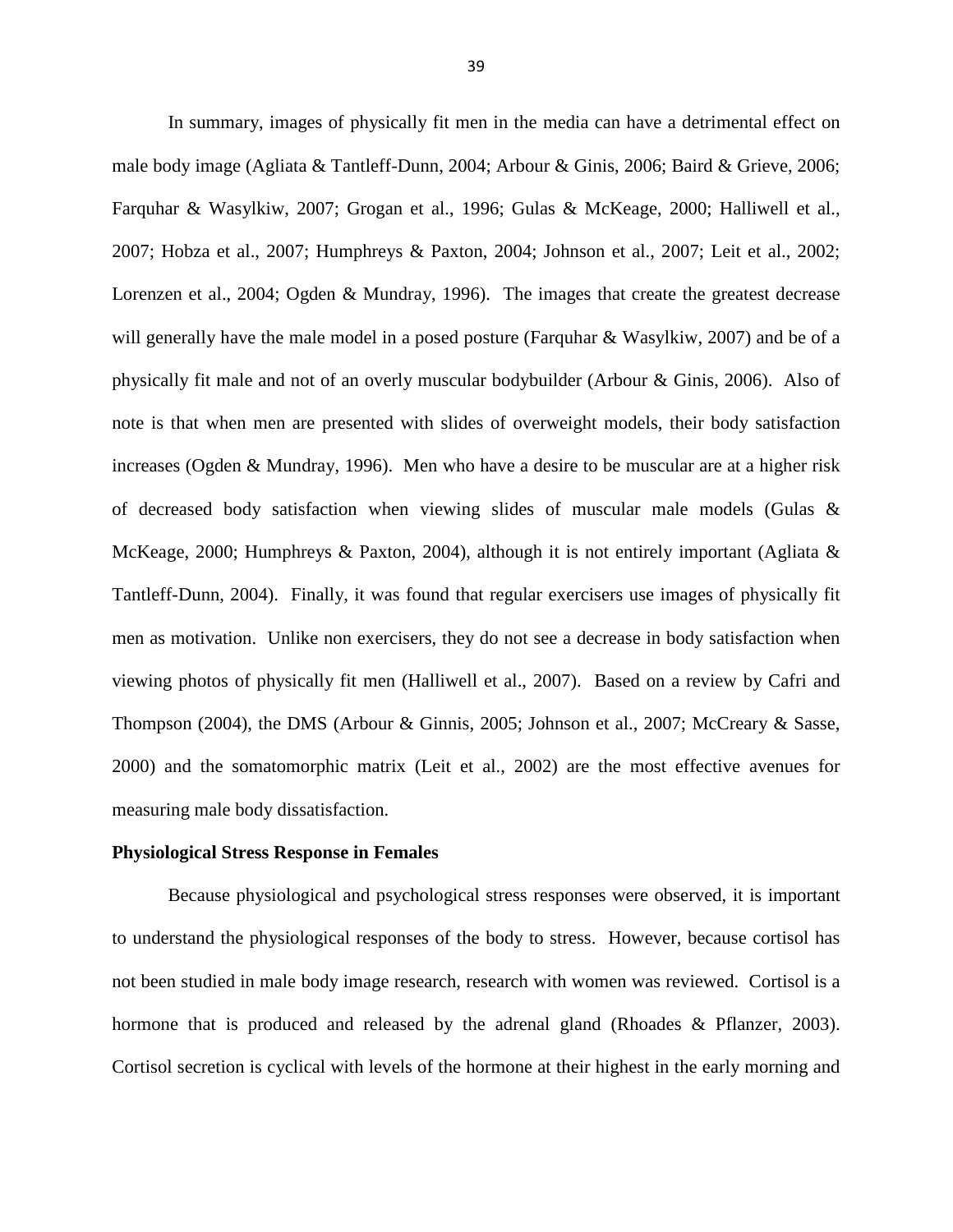In summary, images of physically fit men in the media can have a detrimental effect on male body image (Agliata & Tantleff-Dunn, 2004; Arbour & Ginis, 2006; Baird & Grieve, 2006; Farquhar & Wasylkiw, 2007; Grogan et al., 1996; Gulas & McKeage, 2000; Halliwell et al., 2007; Hobza et al., 2007; Humphreys & Paxton, 2004; Johnson et al., 2007; Leit et al., 2002; Lorenzen et al., 2004; Ogden & Mundray, 1996). The images that create the greatest decrease will generally have the male model in a posed posture (Farquhar & Wasylkiw, 2007) and be of a physically fit male and not of an overly muscular bodybuilder (Arbour & Ginis, 2006). Also of note is that when men are presented with slides of overweight models, their body satisfaction increases (Ogden & Mundray, 1996). Men who have a desire to be muscular are at a higher risk of decreased body satisfaction when viewing slides of muscular male models (Gulas & McKeage, 2000; Humphreys & Paxton, 2004), although it is not entirely important (Agliata & Tantleff-Dunn, 2004). Finally, it was found that regular exercisers use images of physically fit men as motivation. Unlike non exercisers, they do not see a decrease in body satisfaction when viewing photos of physically fit men (Halliwell et al., 2007). Based on a review by Cafri and Thompson (2004), the DMS (Arbour & Ginnis, 2005; Johnson et al., 2007; McCreary & Sasse, 2000) and the somatomorphic matrix (Leit et al., 2002) are the most effective avenues for measuring male body dissatisfaction.

**Physiological Stress Response in Females**

Because physiological and psychological stress responses were observed, it is important to understand the physiological responses of the body to stress. However, because cortisol has not been studied in male body image research, research with women was reviewed. Cortisol is a hormone that is produced and released by the adrenal gland (Rhoades & Pflanzer, 2003). Cortisol secretion is cyclical with levels of the hormone at their highest in the early morning and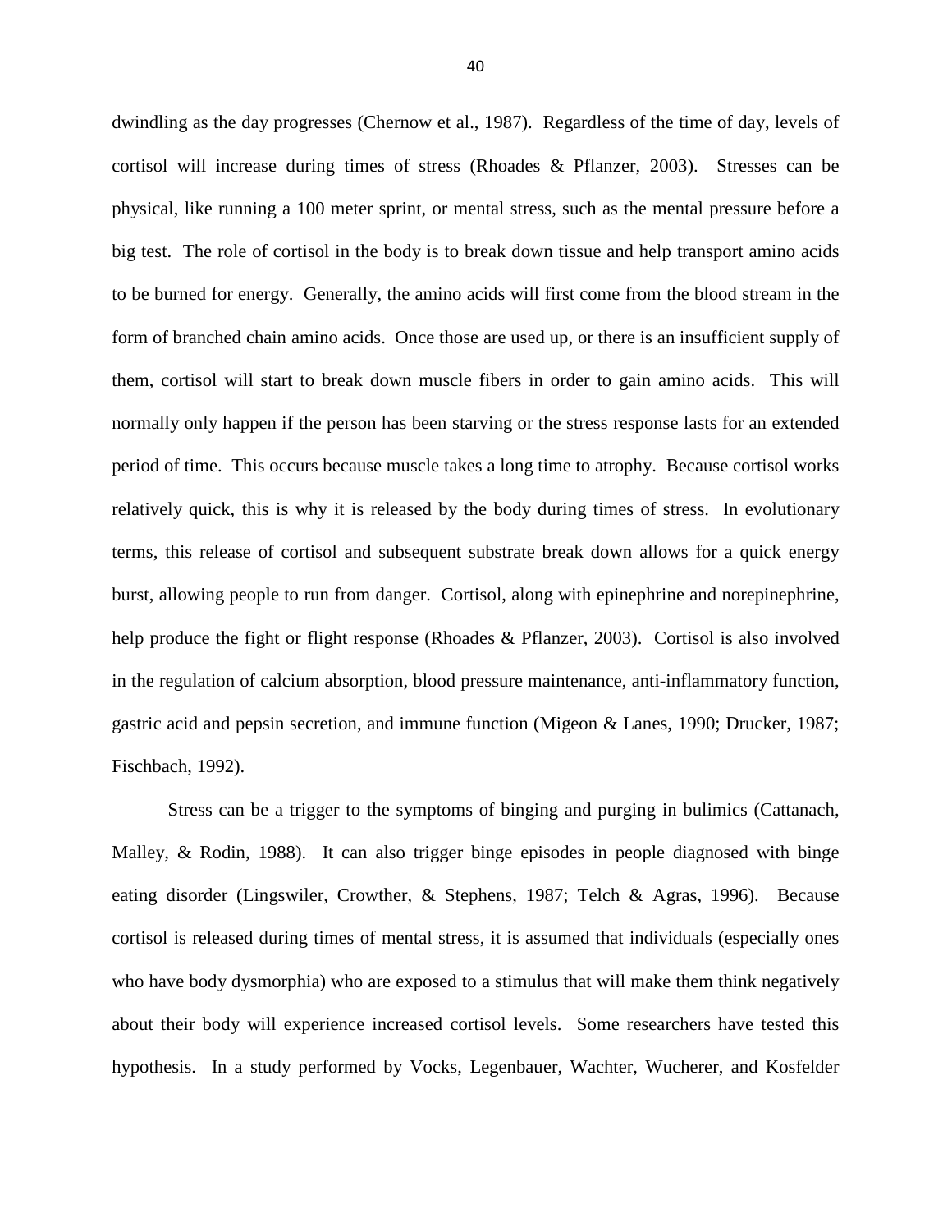dwindling as the day progresses (Chernow et al., 1987). Regardless of the time of day, levels of cortisol will increase during times of stress (Rhoades & Pflanzer, 2003). Stresses can be physical, like running a 100 meter sprint, or mental stress, such as the mental pressure before a big test. The role of cortisol in the body is to break down tissue and help transport amino acids to be burned for energy. Generally, the amino acids will first come from the blood stream in the form of branched chain amino acids. Once those are used up, or there is an insufficient supply of them, cortisol will start to break down muscle fibers in order to gain amino acids. This will normally only happen if the person has been starving or the stress response lasts for an extended period of time. This occurs because muscle takes a long time to atrophy. Because cortisol works relatively quick, this is why it is released by the body during times of stress. In evolutionary terms, this release of cortisol and subsequent substrate break down allows for a quick energy burst, allowing people to run from danger. Cortisol, along with epinephrine and norepinephrine, help produce the fight or flight response (Rhoades & Pflanzer, 2003). Cortisol is also involved in the regulation of calcium absorption, blood pressure maintenance, anti-inflammatory function, gastric acid and pepsin secretion, and immune function (Migeon & Lanes, 1990; Drucker, 1987; Fischbach, 1992).

Stress can be a trigger to the symptoms of binging and purging in bulimics (Cattanach, Malley, & Rodin, 1988). It can also trigger binge episodes in people diagnosed with binge eating disorder (Lingswiler, Crowther, & Stephens, 1987; Telch & Agras, 1996). Because cortisol is released during times of mental stress, it is assumed that individuals (especially ones who have body dysmorphia) who are exposed to a stimulus that will make them think negatively about their body will experience increased cortisol levels. Some researchers have tested this hypothesis. In a study performed by Vocks, Legenbauer, Wachter, Wucherer, and Kosfelder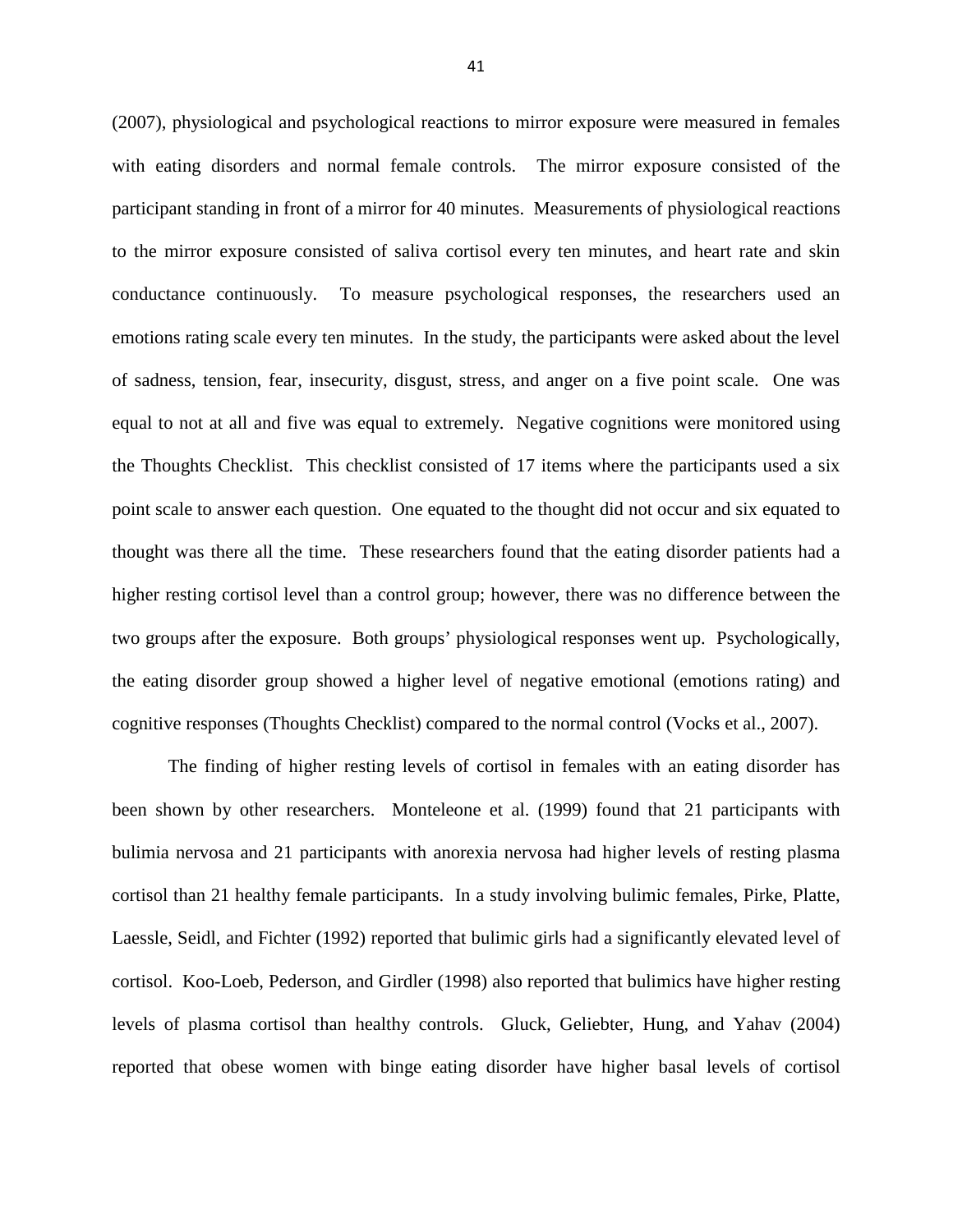(2007), physiological and psychological reactions to mirror exposure were measured in females with eating disorders and normal female controls. The mirror exposure consisted of the participant standing in front of a mirror for 40 minutes. Measurements of physiological reactions to the mirror exposure consisted of saliva cortisol every ten minutes, and heart rate and skin conductance continuously. To measure psychological responses, the researchers used an emotions rating scale every ten minutes. In the study, the participants were asked about the level of sadness, tension, fear, insecurity, disgust, stress, and anger on a five point scale. One was equal to not at all and five was equal to extremely. Negative cognitions were monitored using the Thoughts Checklist. This checklist consisted of 17 items where the participants used a six point scale to answer each question. One equated to the thought did not occur and six equated to thought was there all the time. These researchers found that the eating disorder patients had a higher resting cortisol level than a control group; however, there was no difference between the two groups after the exposure. Both groups' physiological responses went up. Psychologically, the eating disorder group showed a higher level of negative emotional (emotions rating) and cognitive responses (Thoughts Checklist) compared to the normal control (Vocks et al., 2007).

The finding of higher resting levels of cortisol in females with an eating disorder has been shown by other researchers. Monteleone et al. (1999) found that 21 participants with bulimia nervosa and 21 participants with anorexia nervosa had higher levels of resting plasma cortisol than 21 healthy female participants. In a study involving bulimic females, Pirke, Platte, Laessle, Seidl, and Fichter (1992) reported that bulimic girls had a significantly elevated level of cortisol. Koo-Loeb, Pederson, and Girdler (1998) also reported that bulimics have higher resting levels of plasma cortisol than healthy controls. Gluck, Geliebter, Hung, and Yahav (2004) reported that obese women with binge eating disorder have higher basal levels of cortisol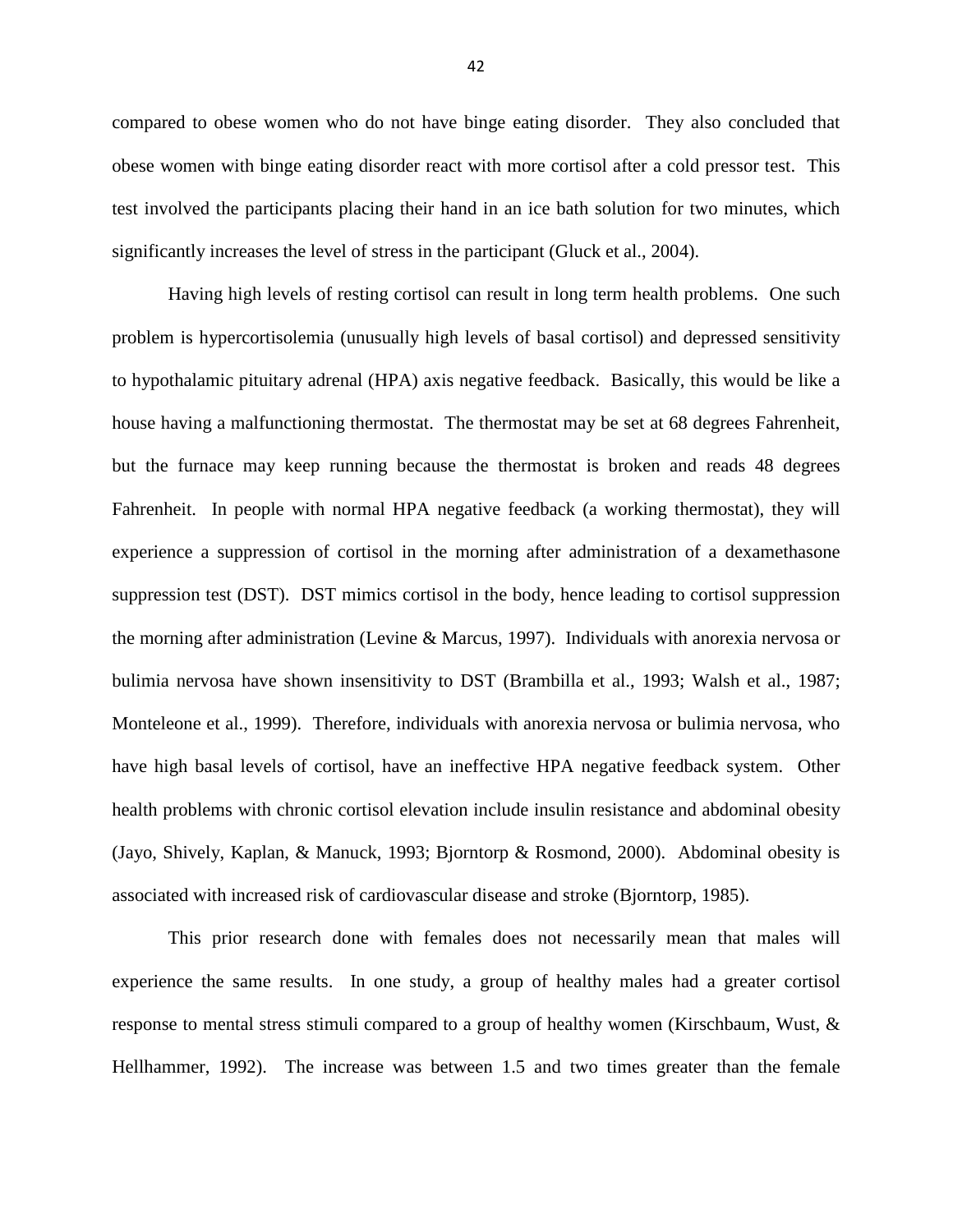compared to obese women who do not have binge eating disorder. They also concluded that obese women with binge eating disorder react with more cortisol after a cold pressor test. This test involved the participants placing their hand in an ice bath solution for two minutes, which significantly increases the level of stress in the participant (Gluck et al., 2004).

Having high levels of resting cortisol can result in long term health problems. One such problem is hypercortisolemia (unusually high levels of basal cortisol) and depressed sensitivity to hypothalamic pituitary adrenal (HPA) axis negative feedback. Basically, this would be like a house having a malfunctioning thermostat. The thermostat may be set at 68 degrees Fahrenheit, but the furnace may keep running because the thermostat is broken and reads 48 degrees Fahrenheit. In people with normal HPA negative feedback (a working thermostat), they will experience a suppression of cortisol in the morning after administration of a dexamethasone suppression test (DST). DST mimics cortisol in the body, hence leading to cortisol suppression the morning after administration (Levine & Marcus, 1997). Individuals with anorexia nervosa or bulimia nervosa have shown insensitivity to DST (Brambilla et al., 1993; Walsh et al., 1987; Monteleone et al., 1999). Therefore, individuals with anorexia nervosa or bulimia nervosa, who have high basal levels of cortisol, have an ineffective HPA negative feedback system. Other health problems with chronic cortisol elevation include insulin resistance and abdominal obesity (Jayo, Shively, Kaplan, & Manuck, 1993; Bjorntorp & Rosmond, 2000). Abdominal obesity is associated with increased risk of cardiovascular disease and stroke (Bjorntorp, 1985).

This prior research done with females does not necessarily mean that males will experience the same results. In one study, a group of healthy males had a greater cortisol response to mental stress stimuli compared to a group of healthy women (Kirschbaum, Wust, & Hellhammer, 1992). The increase was between 1.5 and two times greater than the female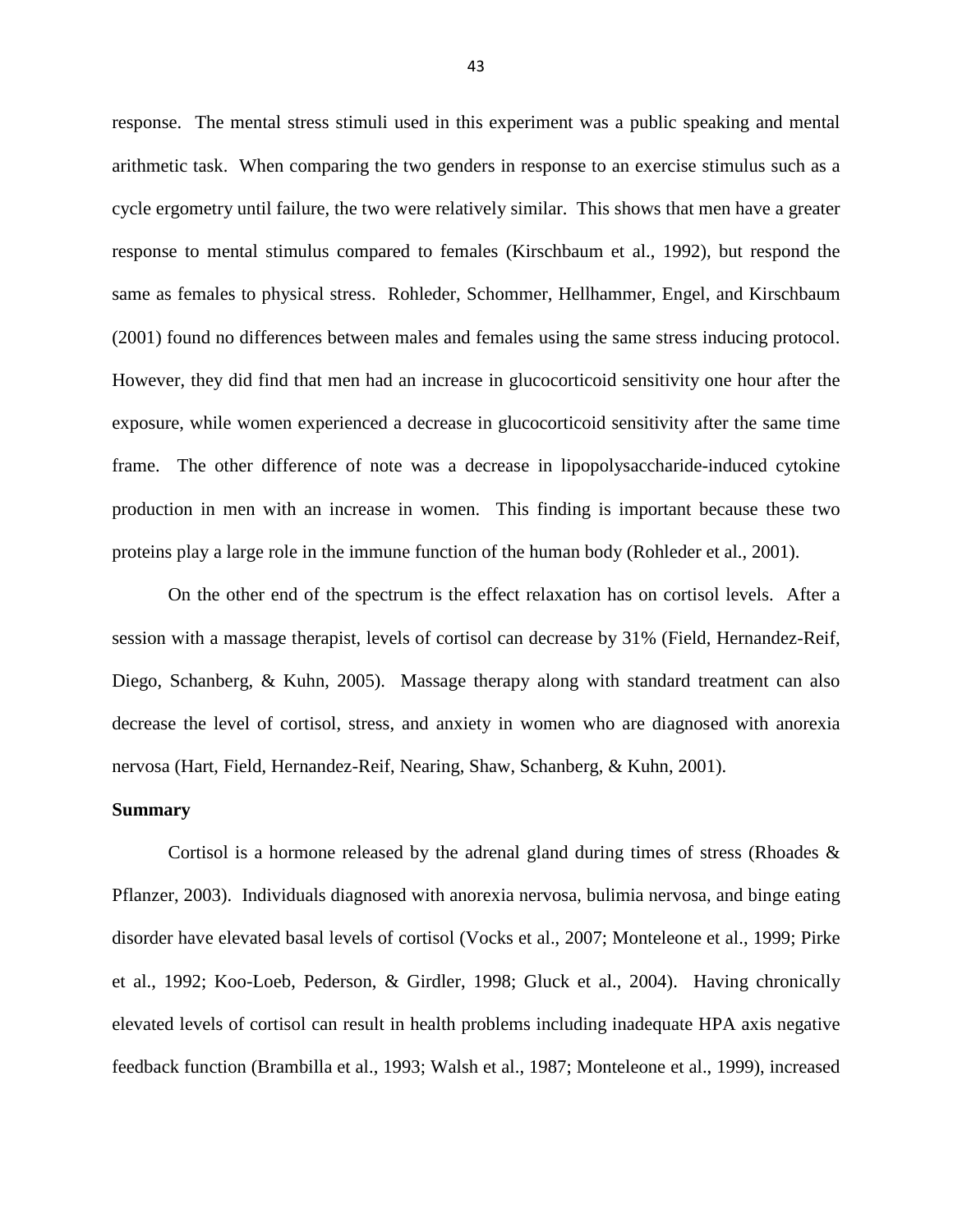response. The mental stress stimuli used in this experiment was a public speaking and mental arithmetic task. When comparing the two genders in response to an exercise stimulus such as a cycle ergometry until failure, the two were relatively similar. This shows that men have a greater response to mental stimulus compared to females (Kirschbaum et al., 1992), but respond the same as females to physical stress. Rohleder, Schommer, Hellhammer, Engel, and Kirschbaum (2001) found no differences between males and females using the same stress inducing protocol. However, they did find that men had an increase in glucocorticoid sensitivity one hour after the exposure, while women experienced a decrease in glucocorticoid sensitivity after the same time frame. The other difference of note was a decrease in lipopolysaccharide-induced cytokine production in men with an increase in women. This finding is important because these two proteins play a large role in the immune function of the human body (Rohleder et al., 2001).

On the other end of the spectrum is the effect relaxation has on cortisol levels. After a session with a massage therapist, levels of cortisol can decrease by 31% (Field, Hernandez-Reif, Diego, Schanberg, & Kuhn, 2005). Massage therapy along with standard treatment can also decrease the level of cortisol, stress, and anxiety in women who are diagnosed with anorexia nervosa (Hart, Field, Hernandez-Reif, Nearing, Shaw, Schanberg, & Kuhn, 2001).

**Summary**

Cortisol is a hormone released by the adrenal gland during times of stress (Rhoades & Pflanzer, 2003). Individuals diagnosed with anorexia nervosa, bulimia nervosa, and binge eating disorder have elevated basal levels of cortisol (Vocks et al., 2007; Monteleone et al., 1999; Pirke et al., 1992; Koo-Loeb, Pederson, & Girdler, 1998; Gluck et al., 2004). Having chronically elevated levels of cortisol can result in health problems including inadequate HPA axis negative feedback function (Brambilla et al., 1993; Walsh et al., 1987; Monteleone et al., 1999), increased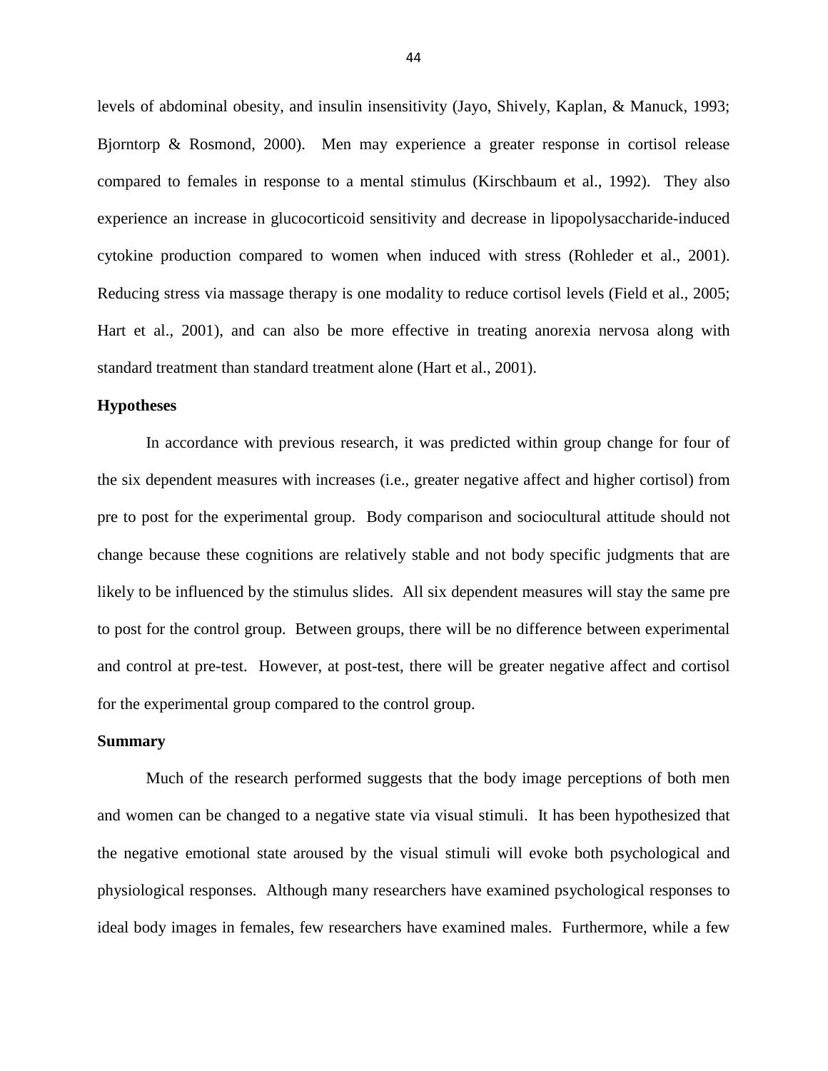levels of abdominal obesity, and insulin insensitivity (Jayo, Shively, Kaplan, & Manuck, 1993; Bjorntorp & Rosmond, 2000). Men may experience a greater response in cortisol release compared to females in response to a mental stimulus (Kirschbaum et al., 1992). They also experience an increase in glucocorticoid sensitivity and decrease in lipopolysaccharide-induced cytokine production compared to women when induced with stress (Rohleder et al., 2001). Reducing stress via massage therapy is one modality to reduce cortisol levels (Field et al., 2005; Hart et al., 2001), and can also be more effective in treating anorexia nervosa along with standard treatment than standard treatment alone (Hart et al., 2001).

**Hypotheses**

In accordance with previous research, it was predicted within group change for four of the six dependent measures with increases (i.e., greater negative affect and higher cortisol) from pre to post for the experimental group. Body comparison and sociocultural attitude should not change because these cognitions are relatively stable and not body specific judgments that are likely to be influenced by the stimulus slides. All six dependent measures will stay the same pre to post for the control group. Between groups, there will be no difference between experimental and control at pre-test. However, at post-test, there will be greater negative affect and cortisol for the experimental group compared to the control group.

**Summary**

Much of the research performed suggests that the body image perceptions of both men and women can be changed to a negative state via visual stimuli. It has been hypothesized that the negative emotional state aroused by the visual stimuli will evoke both psychological and physiological responses. Although many researchers have examined psychological responses to ideal body images in females, few researchers have examined males. Furthermore, while a few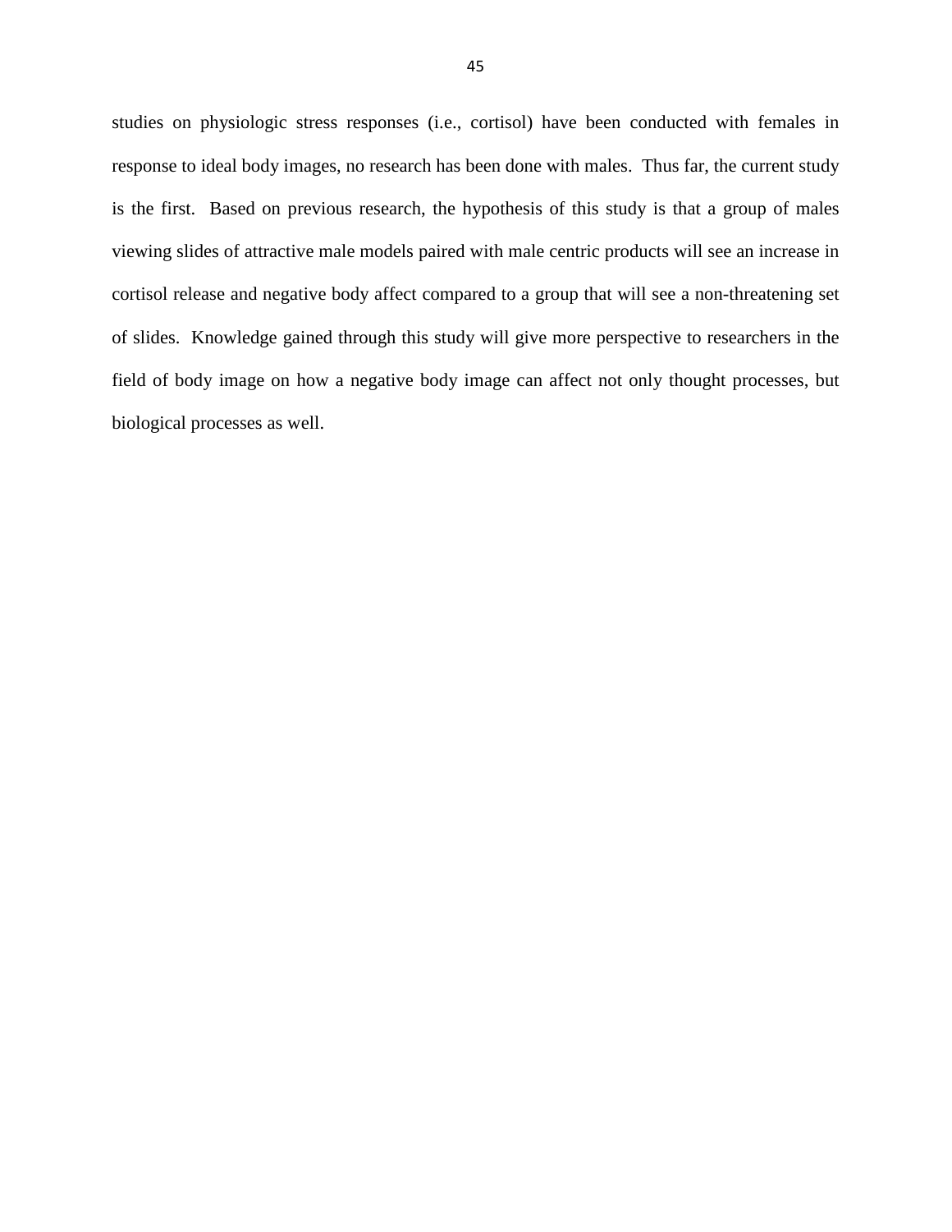studies on physiologic stress responses (i.e., cortisol) have been conducted with females in response to ideal body images, no research has been done with males. Thus far, the current study is the first. Based on previous research, the hypothesis of this study is that a group of males viewing slides of attractive male models paired with male centric products will see an increase in cortisol release and negative body affect compared to a group that will see a non-threatening set of slides. Knowledge gained through this study will give more perspective to researchers in the field of body image on how a negative body image can affect not only thought processes, but biological processes as well.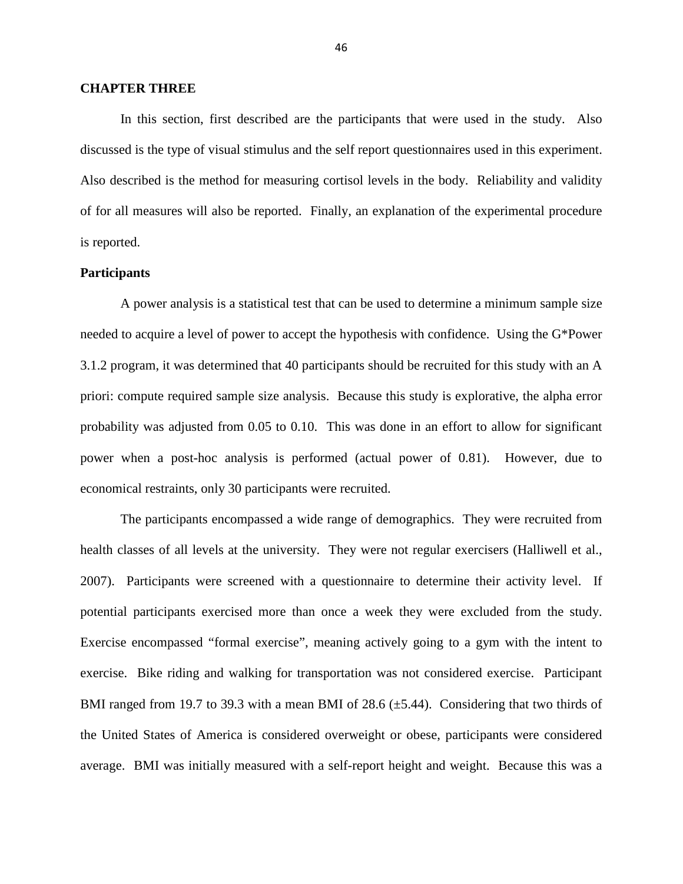## CHAPTER THREE

In this section, first described are the participants that were used in the study. Also discussed is the type of visual stimulus and the self report questionnaires used in this experiment. Also described is the method for measuring cortisol levels in the body. Reliability and validity of for all measures will also be reported. Finally, an explanation of the experimental procedure is reported.

### Participants

A power analysis is a statistical test that can be used to determine a minimum sample size needed to acquire a level of power to accept the hypothesis with confidence. Using the G*Power 3.1.2 program, it was determined that 40 participants should be recruited for this study with an A priori: compute required sample size analysis. Because this study is explorative, the alpha error probability was adjusted from 0.05 to 0.10. This was done in an effort to allow for significant power when a post-hoc analysis is performed (actual power of 0.81). However, due to economical restraints, only 30 participants were recruited.

The participants encompassed a wide range of demographics. They were recruited from health classes of all levels at the university. They were not regular exercisers (Halliwell et al., 2007). Participants were screened with a questionnaire to determine their activity level. If potential participants exercised more than once a week they were excluded from the study. Exercise encompassed "formal exercise", meaning actively going to a gym with the intent to exercise. Bike riding and walking for transportation was not considered exercise. Participant BMI ranged from 19.7 to 39.3 with a mean BMI of 28.6 (±5.44). Considering that two thirds of the United States of America is considered overweight or obese, participants were considered average. BMI was initially measured with a self-report height and weight. Because this was a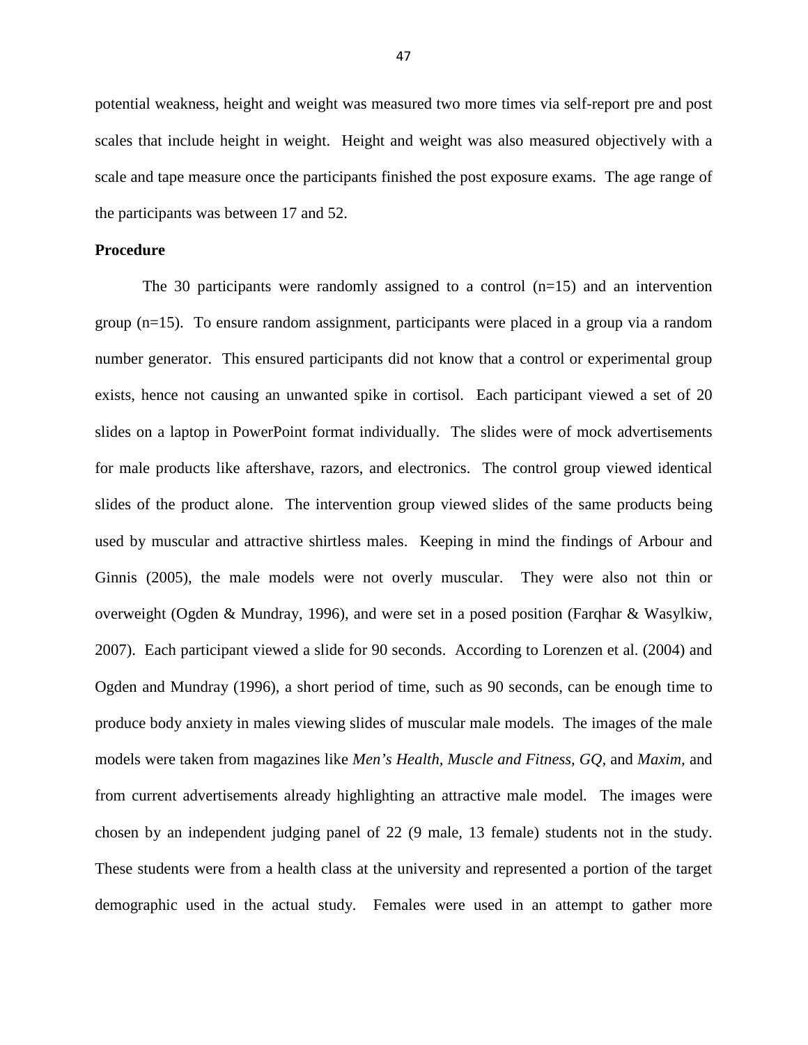potential weakness, height and weight was measured two more times via self-report pre and post scales that include height in weight. Height and weight was also measured objectively with a scale and tape measure once the participants finished the post exposure exams. The age range of the participants was between 17 and 52.

**Procedure**

The 30 participants were randomly assigned to a control (n=15) and an intervention group (n=15). To ensure random assignment, participants were placed in a group via a random number generator. This ensured participants did not know that a control or experimental group exists, hence not causing an unwanted spike in cortisol. Each participant viewed a set of 20 slides on a laptop in PowerPoint format individually. The slides were of mock advertisements for male products like aftershave, razors, and electronics. The control group viewed identical slides of the product alone. The intervention group viewed slides of the same products being used by muscular and attractive shirtless males. Keeping in mind the findings of Arbour and Ginnis (2005), the male models were not overly muscular. They were also not thin or overweight (Ogden & Mundray, 1996), and were set in a posed position (Farqhar & Wasylkiw, 2007). Each participant viewed a slide for 90 seconds. According to Lorenzen et al. (2004) and Ogden and Mundray (1996), a short period of time, such as 90 seconds, can be enough time to produce body anxiety in males viewing slides of muscular male models. The images of the male models were taken from magazines like *Men's Health, Muscle and Fitness, GQ,* and *Maxim,* and from current advertisements already highlighting an attractive male model. The images were chosen by an independent judging panel of 22 (9 male, 13 female) students not in the study. These students were from a health class at the university and represented a portion of the target demographic used in the actual study. Females were used in an attempt to gather more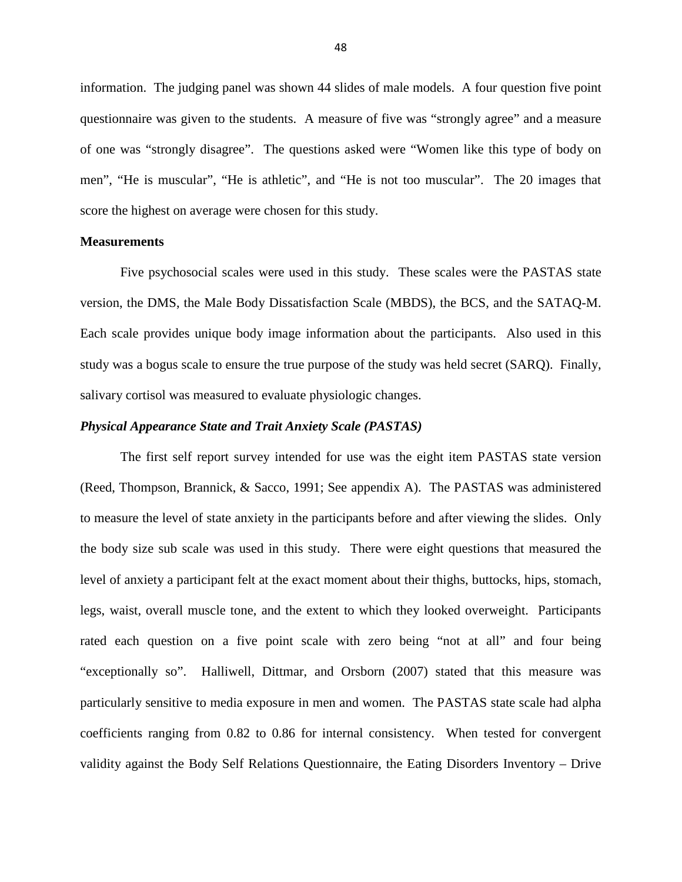information. The judging panel was shown 44 slides of male models. A four question five point questionnaire was given to the students. A measure of five was "strongly agree" and a measure of one was "strongly disagree". The questions asked were "Women like this type of body on men", "He is muscular", "He is athletic", and "He is not too muscular". The 20 images that score the highest on average were chosen for this study.

**Measurements**

Five psychosocial scales were used in this study. These scales were the PASTAS state version, the DMS, the Male Body Dissatisfaction Scale (MBDS), the BCS, and the SATAQ-M. Each scale provides unique body image information about the participants. Also used in this study was a bogus scale to ensure the true purpose of the study was held secret (SARQ). Finally, salivary cortisol was measured to evaluate physiologic changes.

***Physical Appearance State and Trait Anxiety Scale (PASTAS)***

The first self report survey intended for use was the eight item PASTAS state version (Reed, Thompson, Brannick, & Sacco, 1991; See appendix A). The PASTAS was administered to measure the level of state anxiety in the participants before and after viewing the slides. Only the body size sub scale was used in this study. There were eight questions that measured the level of anxiety a participant felt at the exact moment about their thighs, buttocks, hips, stomach, legs, waist, overall muscle tone, and the extent to which they looked overweight. Participants rated each question on a five point scale with zero being "not at all" and four being "exceptionally so". Halliwell, Dittmar, and Orsborn (2007) stated that this measure was particularly sensitive to media exposure in men and women. The PASTAS state scale had alpha coefficients ranging from 0.82 to 0.86 for internal consistency. When tested for convergent validity against the Body Self Relations Questionnaire, the Eating Disorders Inventory – Drive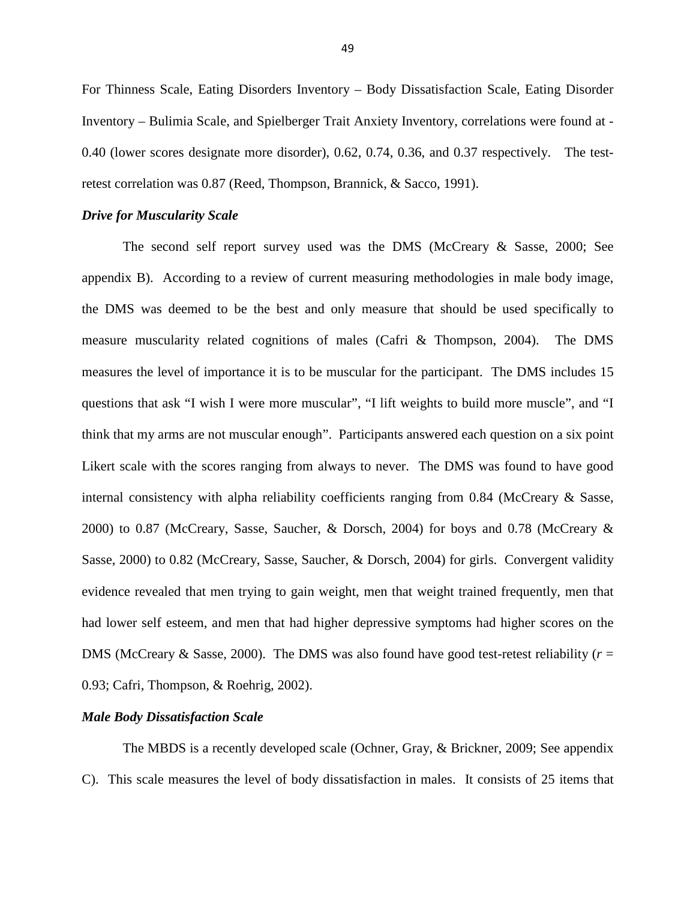For Thinness Scale, Eating Disorders Inventory – Body Dissatisfaction Scale, Eating Disorder Inventory – Bulimia Scale, and Spielberger Trait Anxiety Inventory, correlations were found at -0.40 (lower scores designate more disorder), 0.62, 0.74, 0.36, and 0.37 respectively. The test-retest correlation was 0.87 (Reed, Thompson, Brannick, & Sacco, 1991).

### *Drive for Muscularity Scale*

The second self report survey used was the DMS (McCreary & Sasse, 2000; See appendix B). According to a review of current measuring methodologies in male body image, the DMS was deemed to be the best and only measure that should be used specifically to measure muscularity related cognitions of males (Cafri & Thompson, 2004). The DMS measures the level of importance it is to be muscular for the participant. The DMS includes 15 questions that ask "I wish I were more muscular", "I lift weights to build more muscle", and "I think that my arms are not muscular enough". Participants answered each question on a six point Likert scale with the scores ranging from always to never. The DMS was found to have good internal consistency with alpha reliability coefficients ranging from 0.84 (McCreary & Sasse, 2000) to 0.87 (McCreary, Sasse, Saucher, & Dorsch, 2004) for boys and 0.78 (McCreary & Sasse, 2000) to 0.82 (McCreary, Sasse, Saucher, & Dorsch, 2004) for girls. Convergent validity evidence revealed that men trying to gain weight, men that weight trained frequently, men that had lower self esteem, and men that had higher depressive symptoms had higher scores on the DMS (McCreary & Sasse, 2000). The DMS was also found have good test-retest reliability ($r$ = 0.93; Cafri, Thompson, & Roehrig, 2002).

### *Male Body Dissatisfaction Scale*

The MBDS is a recently developed scale (Ochner, Gray, & Brickner, 2009; See appendix C). This scale measures the level of body dissatisfaction in males. It consists of 25 items that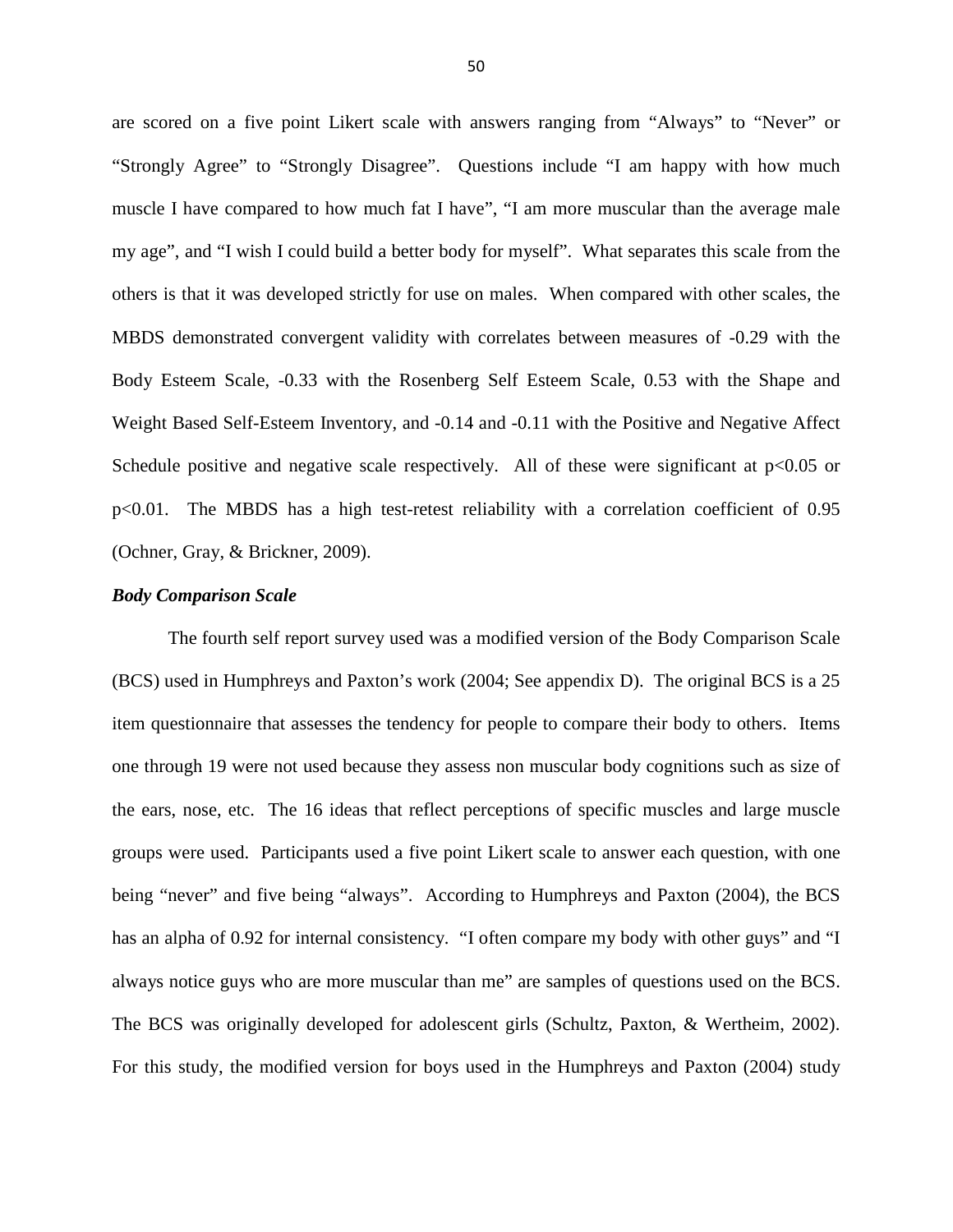are scored on a five point Likert scale with answers ranging from "Always" to "Never" or "Strongly Agree" to "Strongly Disagree". Questions include "I am happy with how much muscle I have compared to how much fat I have", "I am more muscular than the average male my age", and "I wish I could build a better body for myself". What separates this scale from the others is that it was developed strictly for use on males. When compared with other scales, the MBDS demonstrated convergent validity with correlates between measures of -0.29 with the Body Esteem Scale, -0.33 with the Rosenberg Self Esteem Scale, 0.53 with the Shape and Weight Based Self-Esteem Inventory, and -0.14 and -0.11 with the Positive and Negative Affect Schedule positive and negative scale respectively. All of these were significant at $p<0.05$ or $p<0.01$. The MBDS has a high test-retest reliability with a correlation coefficient of 0.95 (Ochner, Gray, & Brickner, 2009).

### *Body Comparison Scale*

The fourth self report survey used was a modified version of the Body Comparison Scale (BCS) used in Humphreys and Paxton's work (2004; See appendix D). The original BCS is a 25 item questionnaire that assesses the tendency for people to compare their body to others. Items one through 19 were not used because they assess non muscular body cognitions such as size of the ears, nose, etc. The 16 ideas that reflect perceptions of specific muscles and large muscle groups were used. Participants used a five point Likert scale to answer each question, with one being "never" and five being "always". According to Humphreys and Paxton (2004), the BCS has an alpha of 0.92 for internal consistency. "I often compare my body with other guys" and "I always notice guys who are more muscular than me" are samples of questions used on the BCS. The BCS was originally developed for adolescent girls (Schultz, Paxton, & Wertheim, 2002). For this study, the modified version for boys used in the Humphreys and Paxton (2004) study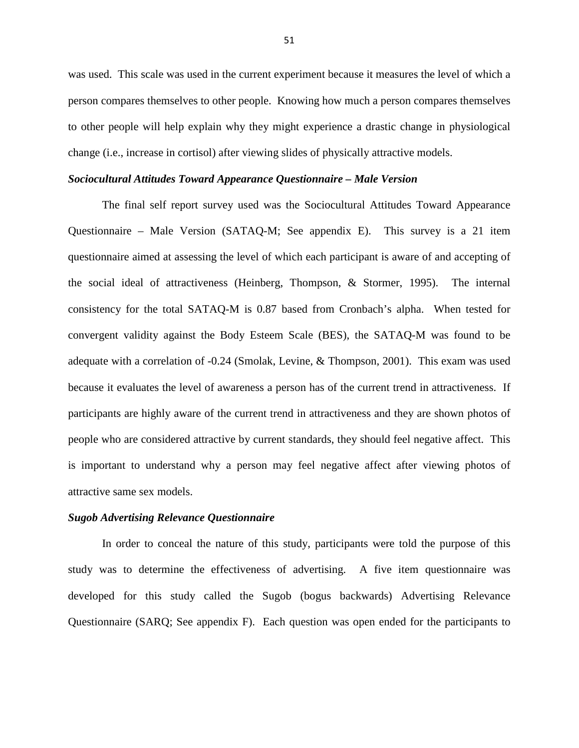was used. This scale was used in the current experiment because it measures the level of which a person compares themselves to other people. Knowing how much a person compares themselves to other people will help explain why they might experience a drastic change in physiological change (i.e., increase in cortisol) after viewing slides of physically attractive models.

***Sociocultural Attitudes Toward Appearance Questionnaire – Male Version***

The final self report survey used was the Sociocultural Attitudes Toward Appearance Questionnaire – Male Version (SATAQ-M; See appendix E). This survey is a 21 item questionnaire aimed at assessing the level of which each participant is aware of and accepting of the social ideal of attractiveness (Heinberg, Thompson, & Stormer, 1995). The internal consistency for the total SATAQ-M is 0.87 based from Cronbach's alpha. When tested for convergent validity against the Body Esteem Scale (BES), the SATAQ-M was found to be adequate with a correlation of -0.24 (Smolak, Levine, & Thompson, 2001). This exam was used because it evaluates the level of awareness a person has of the current trend in attractiveness. If participants are highly aware of the current trend in attractiveness and they are shown photos of people who are considered attractive by current standards, they should feel negative affect. This is important to understand why a person may feel negative affect after viewing photos of attractive same sex models.

***Sugob Advertising Relevance Questionnaire***

In order to conceal the nature of this study, participants were told the purpose of this study was to determine the effectiveness of advertising. A five item questionnaire was developed for this study called the Sugob (bogus backwards) Advertising Relevance Questionnaire (SARQ; See appendix F). Each question was open ended for the participants to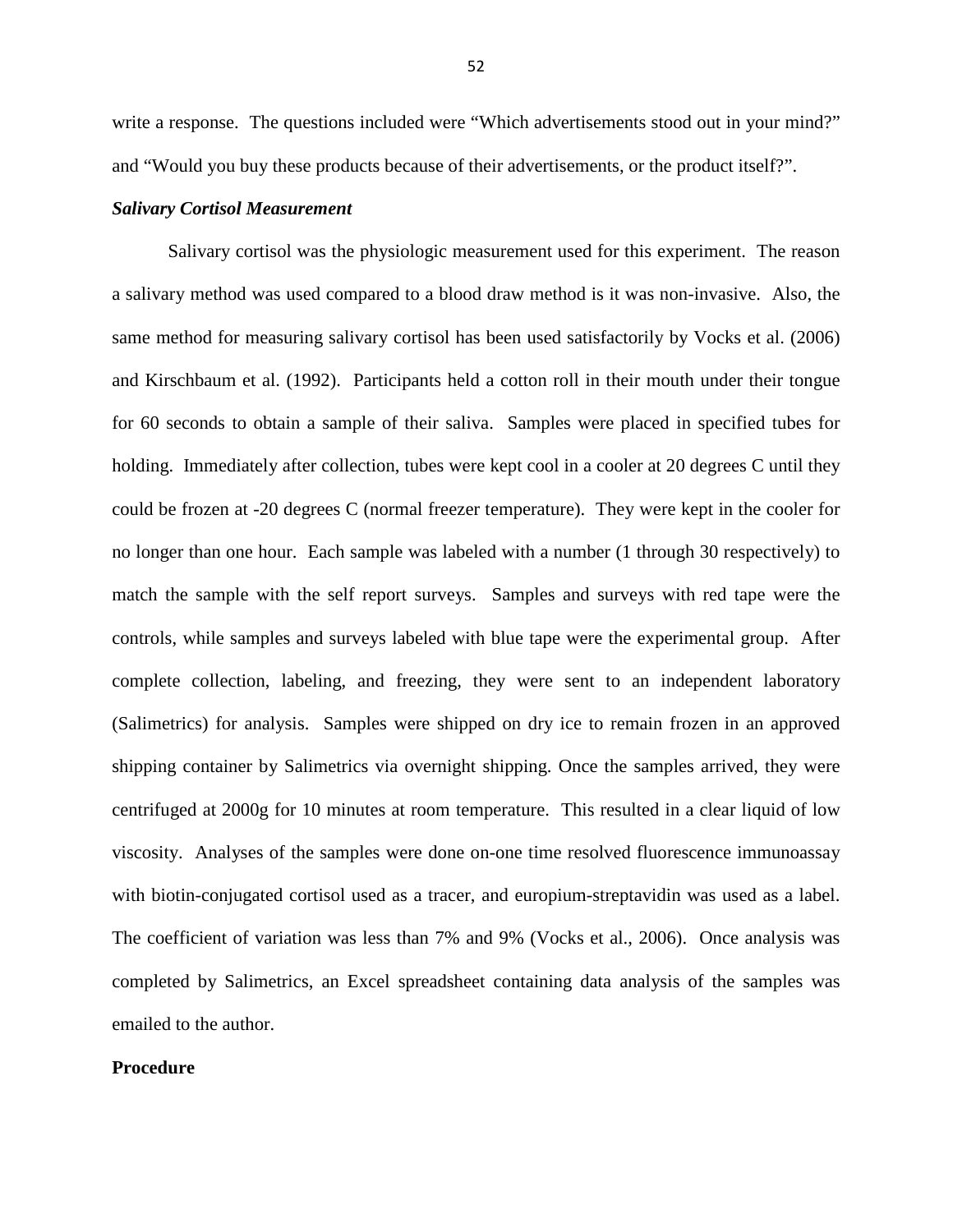write a response. The questions included were “Which advertisements stood out in your mind?” and “Would you buy these products because of their advertisements, or the product itself?”.

***Salivary Cortisol Measurement***

Salivary cortisol was the physiologic measurement used for this experiment. The reason a salivary method was used compared to a blood draw method is it was non-invasive. Also, the same method for measuring salivary cortisol has been used satisfactorily by Vocks et al. (2006) and Kirschbaum et al. (1992). Participants held a cotton roll in their mouth under their tongue for 60 seconds to obtain a sample of their saliva. Samples were placed in specified tubes for holding. Immediately after collection, tubes were kept cool in a cooler at 20 degrees C until they could be frozen at -20 degrees C (normal freezer temperature). They were kept in the cooler for no longer than one hour. Each sample was labeled with a number (1 through 30 respectively) to match the sample with the self report surveys. Samples and surveys with red tape were the controls, while samples and surveys labeled with blue tape were the experimental group. After complete collection, labeling, and freezing, they were sent to an independent laboratory (Salimetrics) for analysis. Samples were shipped on dry ice to remain frozen in an approved shipping container by Salimetrics via overnight shipping. Once the samples arrived, they were centrifuged at 2000g for 10 minutes at room temperature. This resulted in a clear liquid of low viscosity. Analyses of the samples were done on-one time resolved fluorescence immunoassay with biotin-conjugated cortisol used as a tracer, and europium-streptavidin was used as a label. The coefficient of variation was less than 7% and 9% (Vocks et al., 2006). Once analysis was completed by Salimetrics, an Excel spreadsheet containing data analysis of the samples was emailed to the author.

**Procedure**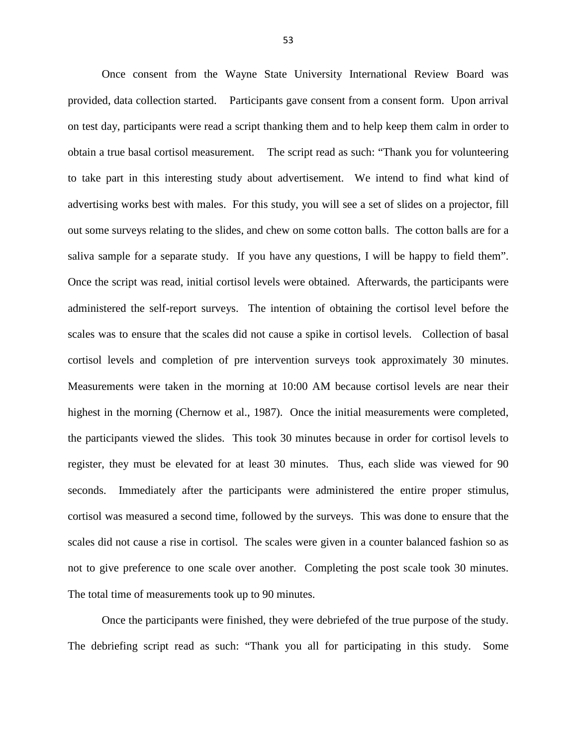Once consent from the Wayne State University International Review Board was provided, data collection started. Participants gave consent from a consent form. Upon arrival on test day, participants were read a script thanking them and to help keep them calm in order to obtain a true basal cortisol measurement. The script read as such: "Thank you for volunteering to take part in this interesting study about advertisement. We intend to find what kind of advertising works best with males. For this study, you will see a set of slides on a projector, fill out some surveys relating to the slides, and chew on some cotton balls. The cotton balls are for a saliva sample for a separate study. If you have any questions, I will be happy to field them". Once the script was read, initial cortisol levels were obtained. Afterwards, the participants were administered the self-report surveys. The intention of obtaining the cortisol level before the scales was to ensure that the scales did not cause a spike in cortisol levels. Collection of basal cortisol levels and completion of pre intervention surveys took approximately 30 minutes. Measurements were taken in the morning at 10:00 AM because cortisol levels are near their highest in the morning (Chernow et al., 1987). Once the initial measurements were completed, the participants viewed the slides. This took 30 minutes because in order for cortisol levels to register, they must be elevated for at least 30 minutes. Thus, each slide was viewed for 90 seconds. Immediately after the participants were administered the entire proper stimulus, cortisol was measured a second time, followed by the surveys. This was done to ensure that the scales did not cause a rise in cortisol. The scales were given in a counter balanced fashion so as not to give preference to one scale over another. Completing the post scale took 30 minutes. The total time of measurements took up to 90 minutes.

Once the participants were finished, they were debriefed of the true purpose of the study. The debriefing script read as such: "Thank you all for participating in this study. Some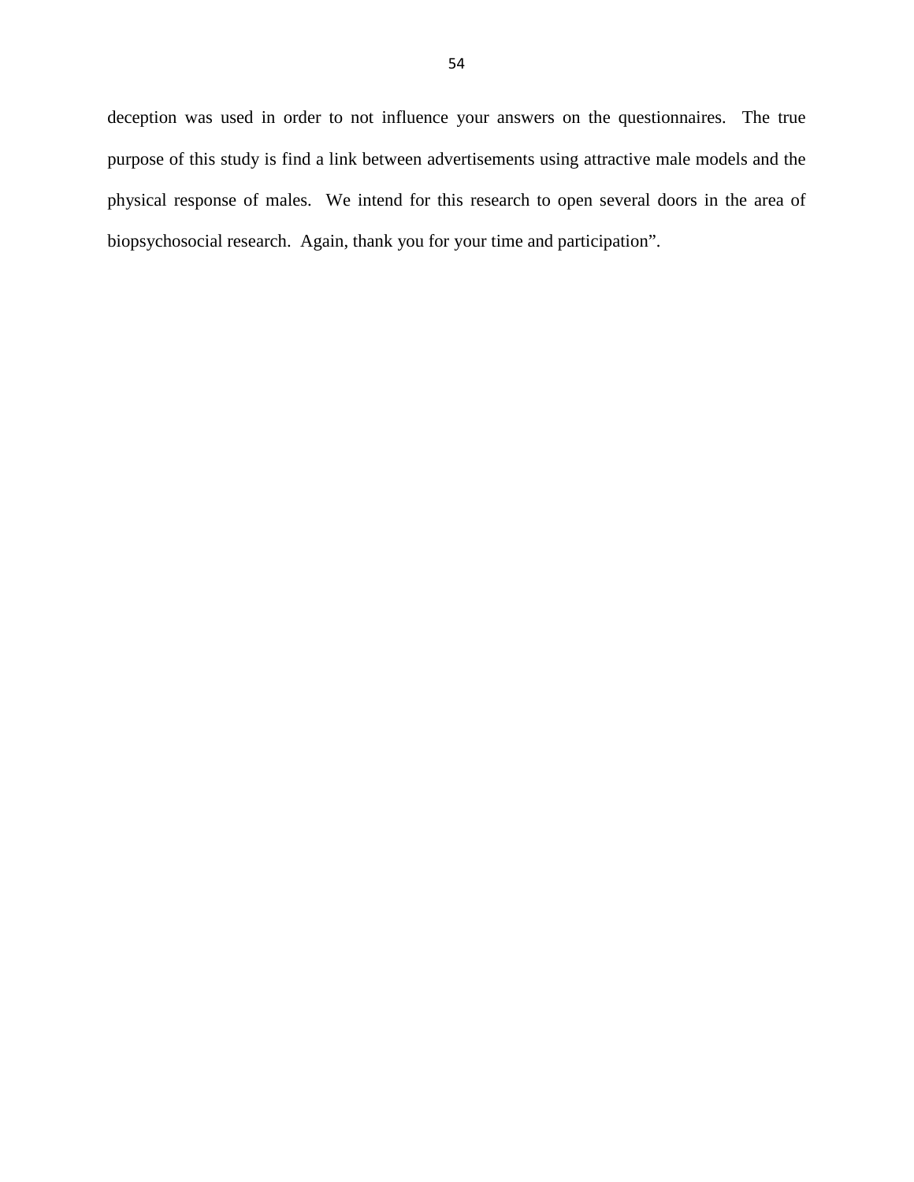deception was used in order to not influence your answers on the questionnaires. The true purpose of this study is find a link between advertisements using attractive male models and the physical response of males. We intend for this research to open several doors in the area of biopsychosocial research. Again, thank you for your time and participation".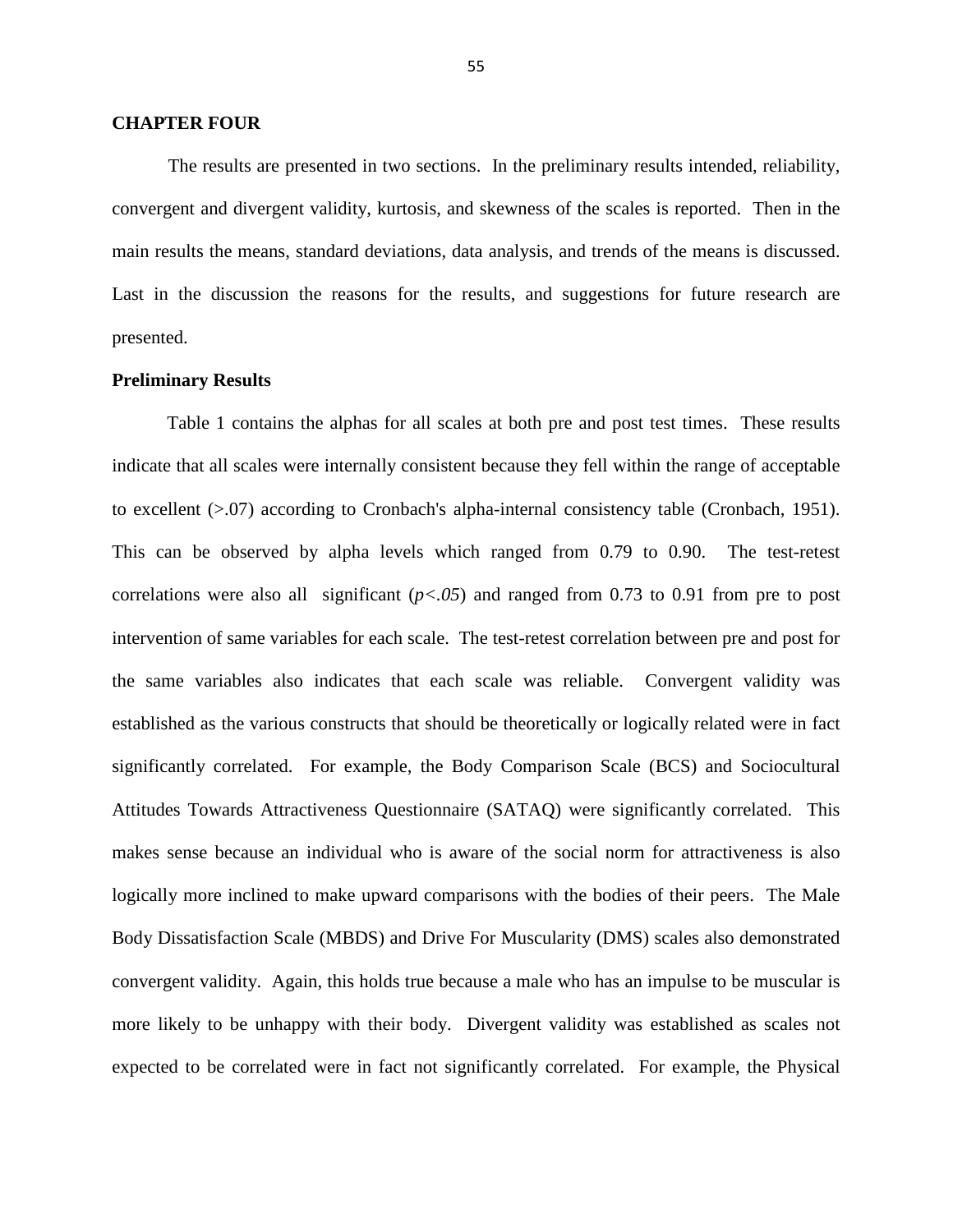**CHAPTER FOUR**

The results are presented in two sections. In the preliminary results intended, reliability, convergent and divergent validity, kurtosis, and skewness of the scales is reported. Then in the main results the means, standard deviations, data analysis, and trends of the means is discussed. Last in the discussion the reasons for the results, and suggestions for future research are presented.

**Preliminary Results**

Table 1 contains the alphas for all scales at both pre and post test times. These results indicate that all scales were internally consistent because they fell within the range of acceptable to excellent (>.07) according to Cronbach's alpha-internal consistency table (Cronbach, 1951). This can be observed by alpha levels which ranged from 0.79 to 0.90. The test-retest correlations were also all significant (*p<.05*) and ranged from 0.73 to 0.91 from pre to post intervention of same variables for each scale. The test-retest correlation between pre and post for the same variables also indicates that each scale was reliable. Convergent validity was established as the various constructs that should be theoretically or logically related were in fact significantly correlated. For example, the Body Comparison Scale (BCS) and Sociocultural Attitudes Towards Attractiveness Questionnaire (SATAQ) were significantly correlated. This makes sense because an individual who is aware of the social norm for attractiveness is also logically more inclined to make upward comparisons with the bodies of their peers. The Male Body Dissatisfaction Scale (MBDS) and Drive For Muscularity (DMS) scales also demonstrated convergent validity. Again, this holds true because a male who has an impulse to be muscular is more likely to be unhappy with their body. Divergent validity was established as scales not expected to be correlated were in fact not significantly correlated. For example, the Physical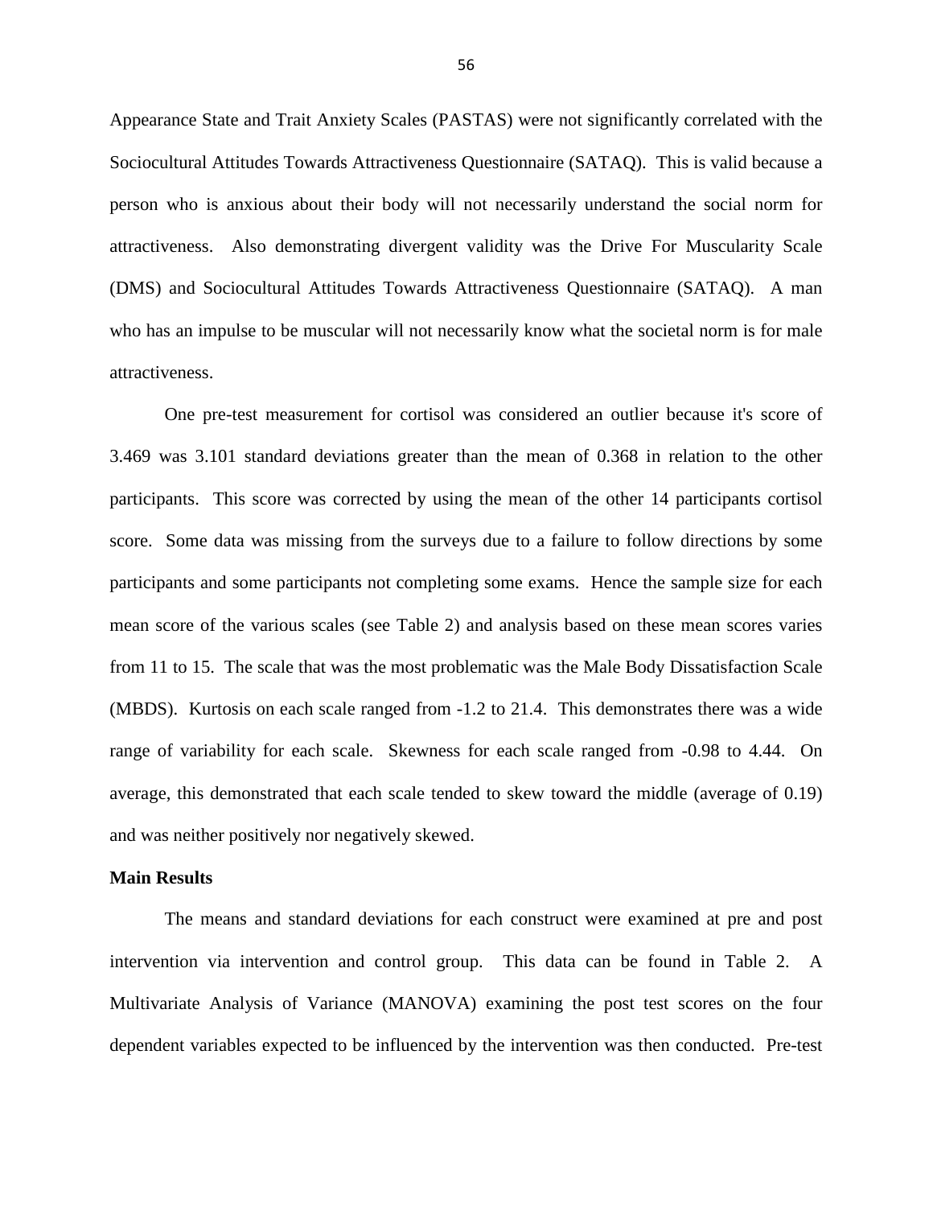Appearance State and Trait Anxiety Scales (PASTAS) were not significantly correlated with the Sociocultural Attitudes Towards Attractiveness Questionnaire (SATAQ). This is valid because a person who is anxious about their body will not necessarily understand the social norm for attractiveness. Also demonstrating divergent validity was the Drive For Muscularity Scale (DMS) and Sociocultural Attitudes Towards Attractiveness Questionnaire (SATAQ). A man who has an impulse to be muscular will not necessarily know what the societal norm is for male attractiveness.

One pre-test measurement for cortisol was considered an outlier because it's score of 3.469 was 3.101 standard deviations greater than the mean of 0.368 in relation to the other participants. This score was corrected by using the mean of the other 14 participants cortisol score. Some data was missing from the surveys due to a failure to follow directions by some participants and some participants not completing some exams. Hence the sample size for each mean score of the various scales (see Table 2) and analysis based on these mean scores varies from 11 to 15. The scale that was the most problematic was the Male Body Dissatisfaction Scale (MBDS). Kurtosis on each scale ranged from -1.2 to 21.4. This demonstrates there was a wide range of variability for each scale. Skewness for each scale ranged from -0.98 to 4.44. On average, this demonstrated that each scale tended to skew toward the middle (average of 0.19) and was neither positively nor negatively skewed.

**Main Results**

The means and standard deviations for each construct were examined at pre and post intervention via intervention and control group. This data can be found in Table 2. A Multivariate Analysis of Variance (MANOVA) examining the post test scores on the four dependent variables expected to be influenced by the intervention was then conducted. Pre-test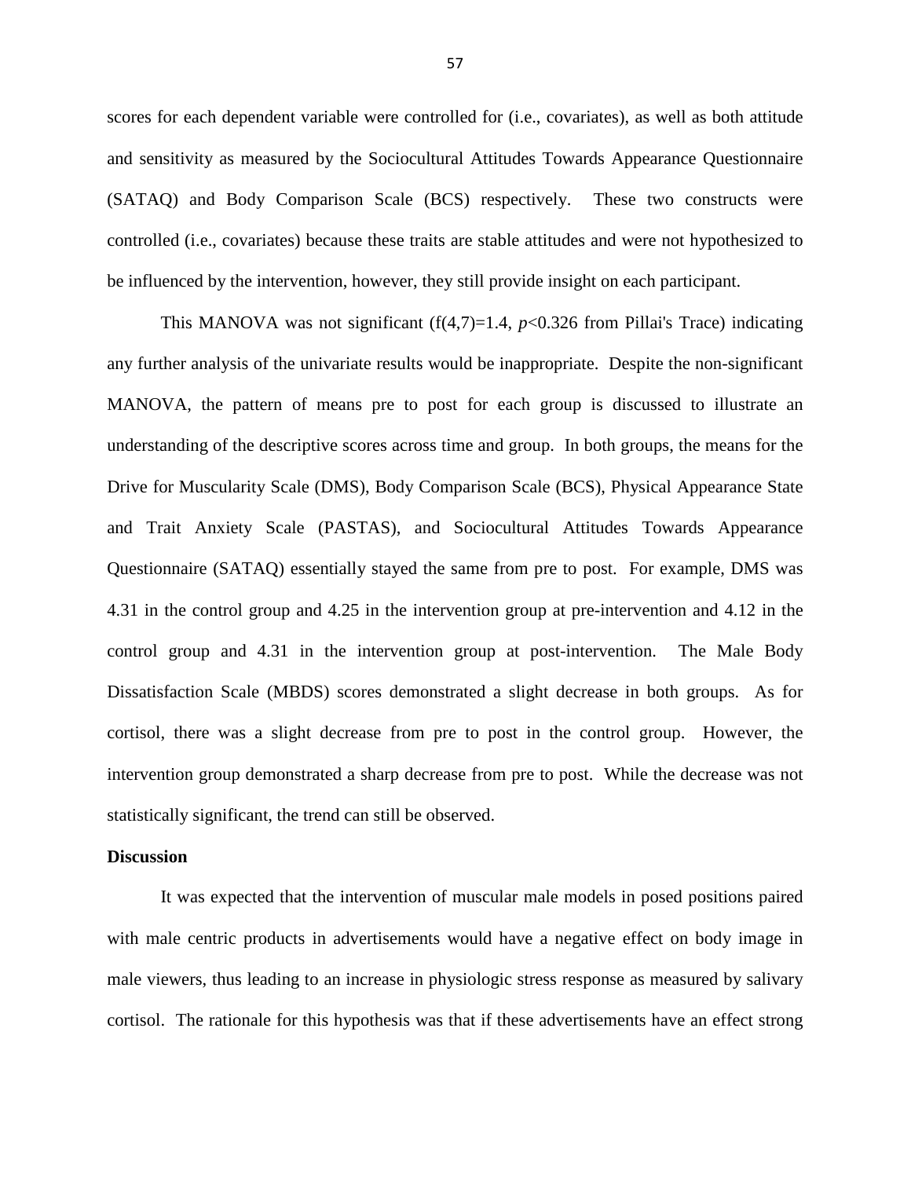scores for each dependent variable were controlled for (i.e., covariates), as well as both attitude and sensitivity as measured by the Sociocultural Attitudes Towards Appearance Questionnaire (SATAQ) and Body Comparison Scale (BCS) respectively. These two constructs were controlled (i.e., covariates) because these traits are stable attitudes and were not hypothesized to be influenced by the intervention, however, they still provide insight on each participant.

This MANOVA was not significant ($f(4,7)=1.4$, $p<0.326$ from Pillai's Trace) indicating any further analysis of the univariate results would be inappropriate. Despite the non-significant MANOVA, the pattern of means pre to post for each group is discussed to illustrate an understanding of the descriptive scores across time and group. In both groups, the means for the Drive for Muscularity Scale (DMS), Body Comparison Scale (BCS), Physical Appearance State and Trait Anxiety Scale (PASTAS), and Sociocultural Attitudes Towards Appearance Questionnaire (SATAQ) essentially stayed the same from pre to post. For example, DMS was 4.31 in the control group and 4.25 in the intervention group at pre-intervention and 4.12 in the control group and 4.31 in the intervention group at post-intervention. The Male Body Dissatisfaction Scale (MBDS) scores demonstrated a slight decrease in both groups. As for cortisol, there was a slight decrease from pre to post in the control group. However, the intervention group demonstrated a sharp decrease from pre to post. While the decrease was not statistically significant, the trend can still be observed.

### Discussion

It was expected that the intervention of muscular male models in posed positions paired with male centric products in advertisements would have a negative effect on body image in male viewers, thus leading to an increase in physiologic stress response as measured by salivary cortisol. The rationale for this hypothesis was that if these advertisements have an effect strong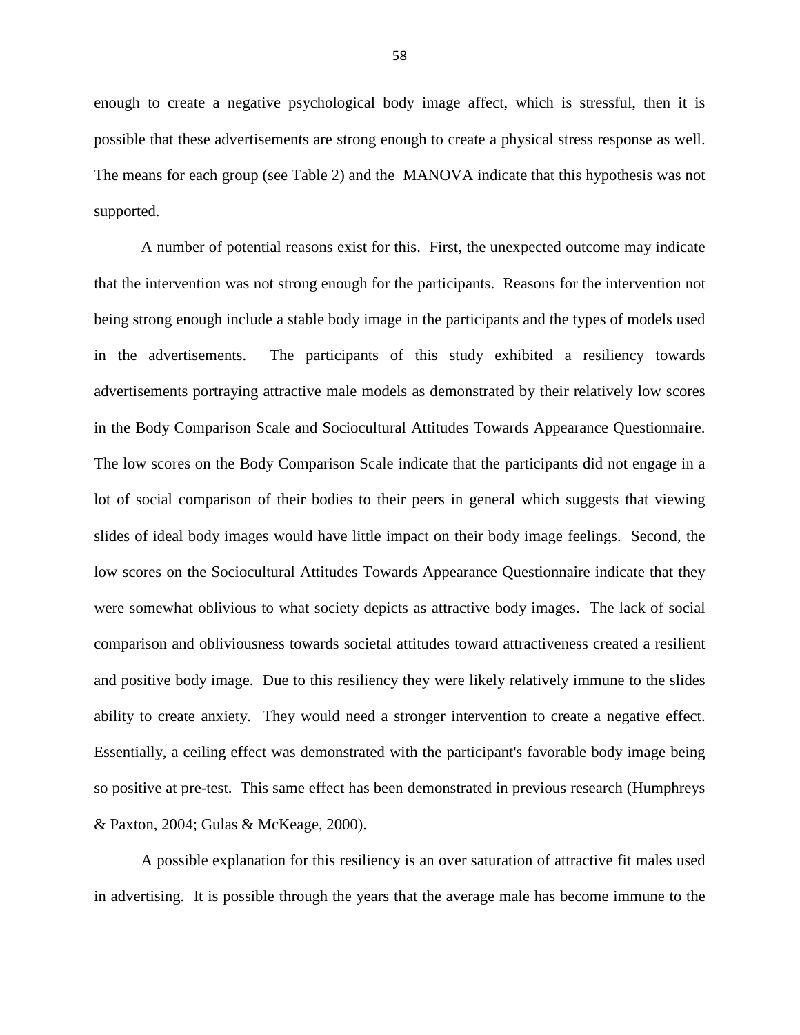enough to create a negative psychological body image affect, which is stressful, then it is possible that these advertisements are strong enough to create a physical stress response as well. The means for each group (see Table 2) and the MANOVA indicate that this hypothesis was not supported.

A number of potential reasons exist for this. First, the unexpected outcome may indicate that the intervention was not strong enough for the participants. Reasons for the intervention not being strong enough include a stable body image in the participants and the types of models used in the advertisements. The participants of this study exhibited a resiliency towards advertisements portraying attractive male models as demonstrated by their relatively low scores in the Body Comparison Scale and Sociocultural Attitudes Towards Appearance Questionnaire. The low scores on the Body Comparison Scale indicate that the participants did not engage in a lot of social comparison of their bodies to their peers in general which suggests that viewing slides of ideal body images would have little impact on their body image feelings. Second, the low scores on the Sociocultural Attitudes Towards Appearance Questionnaire indicate that they were somewhat oblivious to what society depicts as attractive body images. The lack of social comparison and obliviousness towards societal attitudes toward attractiveness created a resilient and positive body image. Due to this resiliency they were likely relatively immune to the slides ability to create anxiety. They would need a stronger intervention to create a negative effect. Essentially, a ceiling effect was demonstrated with the participant's favorable body image being so positive at pre-test. This same effect has been demonstrated in previous research (Humphreys & Paxton, 2004; Gulas & McKeage, 2000).

A possible explanation for this resiliency is an over saturation of attractive fit males used in advertising. It is possible through the years that the average male has become immune to the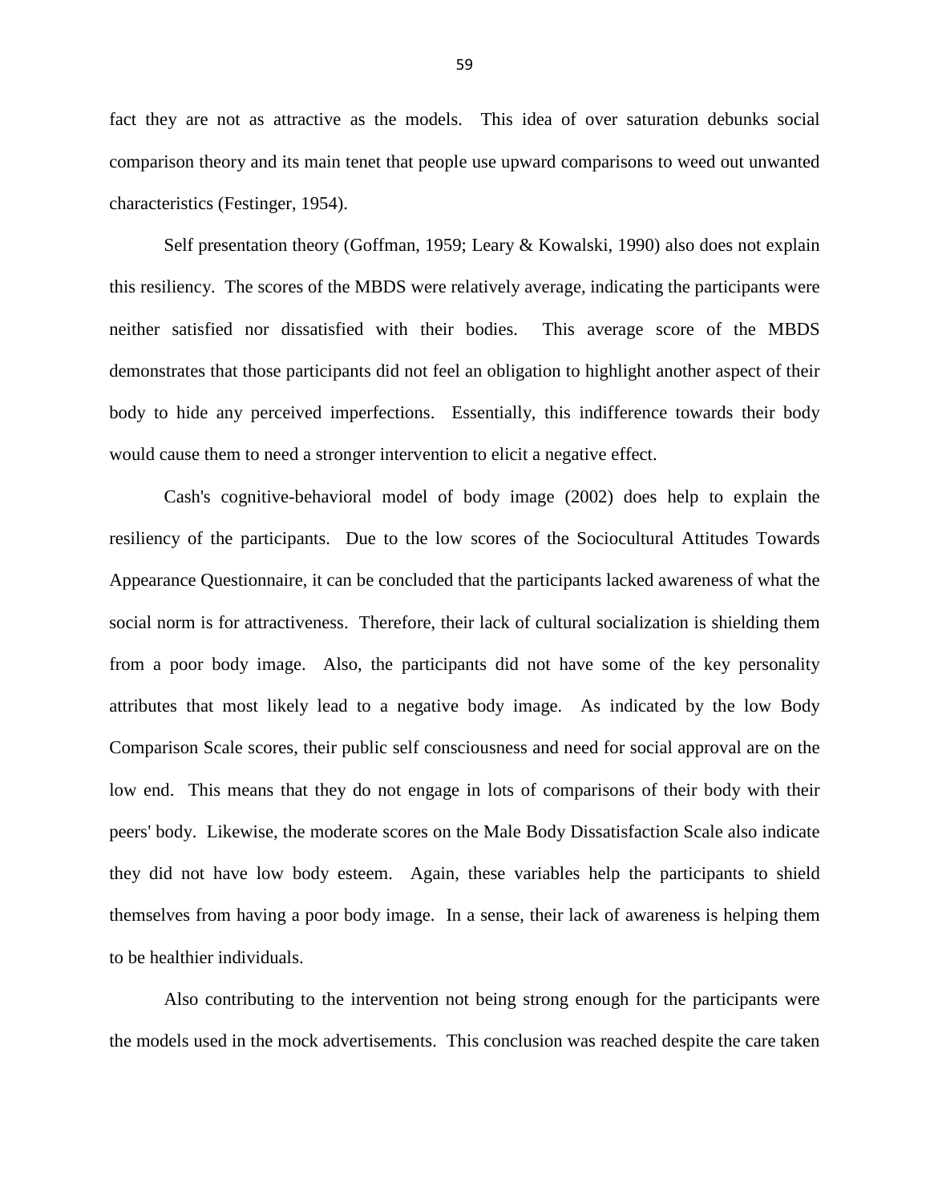fact they are not as attractive as the models. This idea of over saturation debunks social comparison theory and its main tenet that people use upward comparisons to weed out unwanted characteristics (Festinger, 1954).

Self presentation theory (Goffman, 1959; Leary & Kowalski, 1990) also does not explain this resiliency. The scores of the MBDS were relatively average, indicating the participants were neither satisfied nor dissatisfied with their bodies. This average score of the MBDS demonstrates that those participants did not feel an obligation to highlight another aspect of their body to hide any perceived imperfections. Essentially, this indifference towards their body would cause them to need a stronger intervention to elicit a negative effect.

Cash's cognitive-behavioral model of body image (2002) does help to explain the resiliency of the participants. Due to the low scores of the Sociocultural Attitudes Towards Appearance Questionnaire, it can be concluded that the participants lacked awareness of what the social norm is for attractiveness. Therefore, their lack of cultural socialization is shielding them from a poor body image. Also, the participants did not have some of the key personality attributes that most likely lead to a negative body image. As indicated by the low Body Comparison Scale scores, their public self consciousness and need for social approval are on the low end. This means that they do not engage in lots of comparisons of their body with their peers' body. Likewise, the moderate scores on the Male Body Dissatisfaction Scale also indicate they did not have low body esteem. Again, these variables help the participants to shield themselves from having a poor body image. In a sense, their lack of awareness is helping them to be healthier individuals.

Also contributing to the intervention not being strong enough for the participants were the models used in the mock advertisements. This conclusion was reached despite the care taken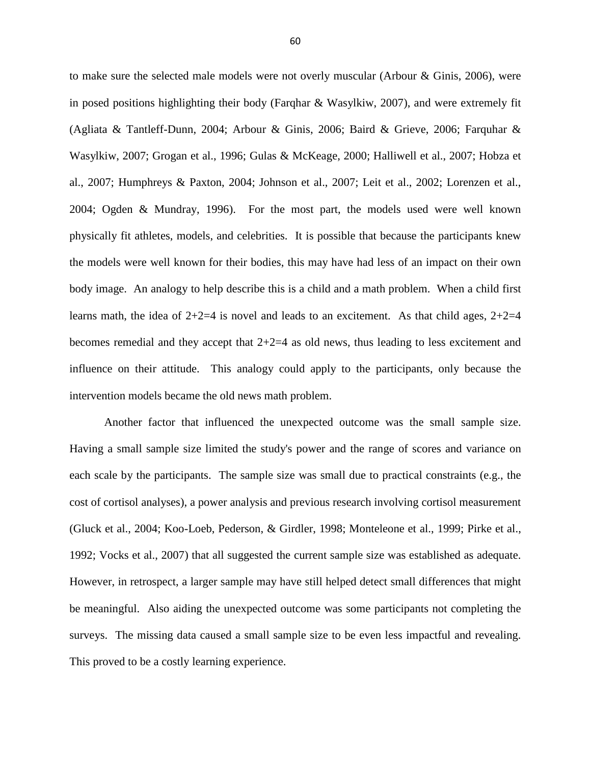to make sure the selected male models were not overly muscular (Arbour & Ginis, 2006), were in posed positions highlighting their body (Farqhar & Wasylkiw, 2007), and were extremely fit (Agliata & Tantleff-Dunn, 2004; Arbour & Ginis, 2006; Baird & Grieve, 2006; Farquhar & Wasylkiw, 2007; Grogan et al., 1996; Gulas & McKeage, 2000; Halliwell et al., 2007; Hobza et al., 2007; Humphreys & Paxton, 2004; Johnson et al., 2007; Leit et al., 2002; Lorenzen et al., 2004; Ogden & Mundray, 1996). For the most part, the models used were well known physically fit athletes, models, and celebrities. It is possible that because the participants knew the models were well known for their bodies, this may have had less of an impact on their own body image. An analogy to help describe this is a child and a math problem. When a child first learns math, the idea of 2+2=4 is novel and leads to an excitement. As that child ages, 2+2=4 becomes remedial and they accept that 2+2=4 as old news, thus leading to less excitement and influence on their attitude. This analogy could apply to the participants, only because the intervention models became the old news math problem.

Another factor that influenced the unexpected outcome was the small sample size. Having a small sample size limited the study's power and the range of scores and variance on each scale by the participants. The sample size was small due to practical constraints (e.g., the cost of cortisol analyses), a power analysis and previous research involving cortisol measurement (Gluck et al., 2004; Koo-Loeb, Pederson, & Girdler, 1998; Monteleone et al., 1999; Pirke et al., 1992; Vocks et al., 2007) that all suggested the current sample size was established as adequate. However, in retrospect, a larger sample may have still helped detect small differences that might be meaningful. Also aiding the unexpected outcome was some participants not completing the surveys. The missing data caused a small sample size to be even less impactful and revealing. This proved to be a costly learning experience.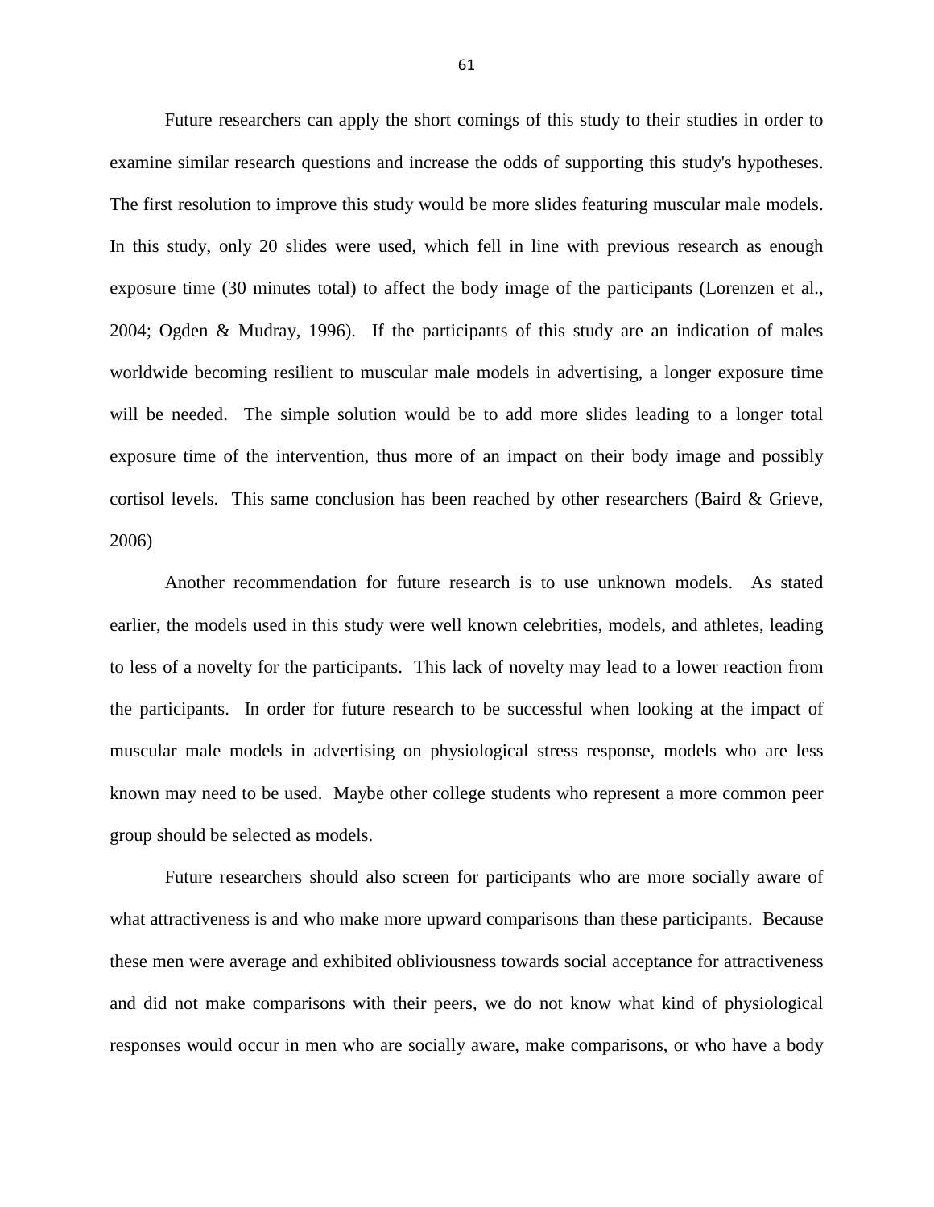Future researchers can apply the short comings of this study to their studies in order to examine similar research questions and increase the odds of supporting this study's hypotheses. The first resolution to improve this study would be more slides featuring muscular male models. In this study, only 20 slides were used, which fell in line with previous research as enough exposure time (30 minutes total) to affect the body image of the participants (Lorenzen et al., 2004; Ogden & Mudray, 1996). If the participants of this study are an indication of males worldwide becoming resilient to muscular male models in advertising, a longer exposure time will be needed. The simple solution would be to add more slides leading to a longer total exposure time of the intervention, thus more of an impact on their body image and possibly cortisol levels. This same conclusion has been reached by other researchers (Baird & Grieve, 2006)

Another recommendation for future research is to use unknown models. As stated earlier, the models used in this study were well known celebrities, models, and athletes, leading to less of a novelty for the participants. This lack of novelty may lead to a lower reaction from the participants. In order for future research to be successful when looking at the impact of muscular male models in advertising on physiological stress response, models who are less known may need to be used. Maybe other college students who represent a more common peer group should be selected as models.

Future researchers should also screen for participants who are more socially aware of what attractiveness is and who make more upward comparisons than these participants. Because these men were average and exhibited obliviousness towards social acceptance for attractiveness and did not make comparisons with their peers, we do not know what kind of physiological responses would occur in men who are socially aware, make comparisons, or who have a body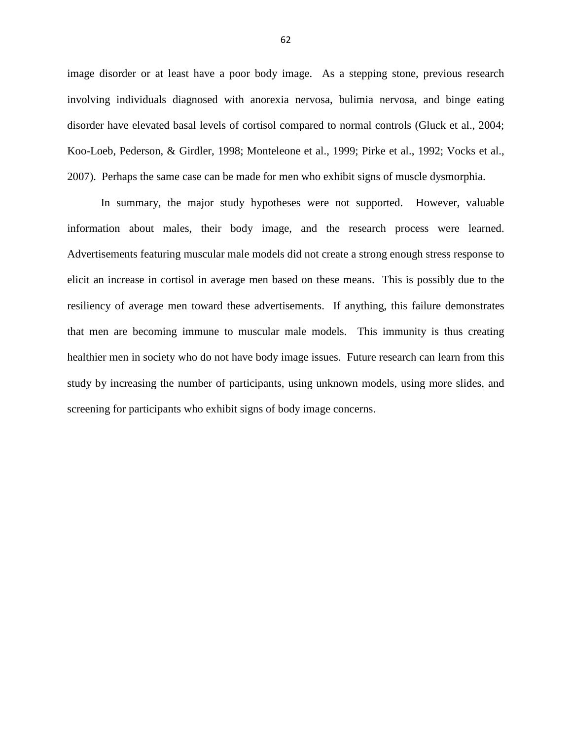image disorder or at least have a poor body image. As a stepping stone, previous research involving individuals diagnosed with anorexia nervosa, bulimia nervosa, and binge eating disorder have elevated basal levels of cortisol compared to normal controls (Gluck et al., 2004; Koo-Loeb, Pederson, & Girdler, 1998; Monteleone et al., 1999; Pirke et al., 1992; Vocks et al., 2007). Perhaps the same case can be made for men who exhibit signs of muscle dysmorphia.

In summary, the major study hypotheses were not supported. However, valuable information about males, their body image, and the research process were learned. Advertisements featuring muscular male models did not create a strong enough stress response to elicit an increase in cortisol in average men based on these means. This is possibly due to the resiliency of average men toward these advertisements. If anything, this failure demonstrates that men are becoming immune to muscular male models. This immunity is thus creating healthier men in society who do not have body image issues. Future research can learn from this study by increasing the number of participants, using unknown models, using more slides, and screening for participants who exhibit signs of body image concerns.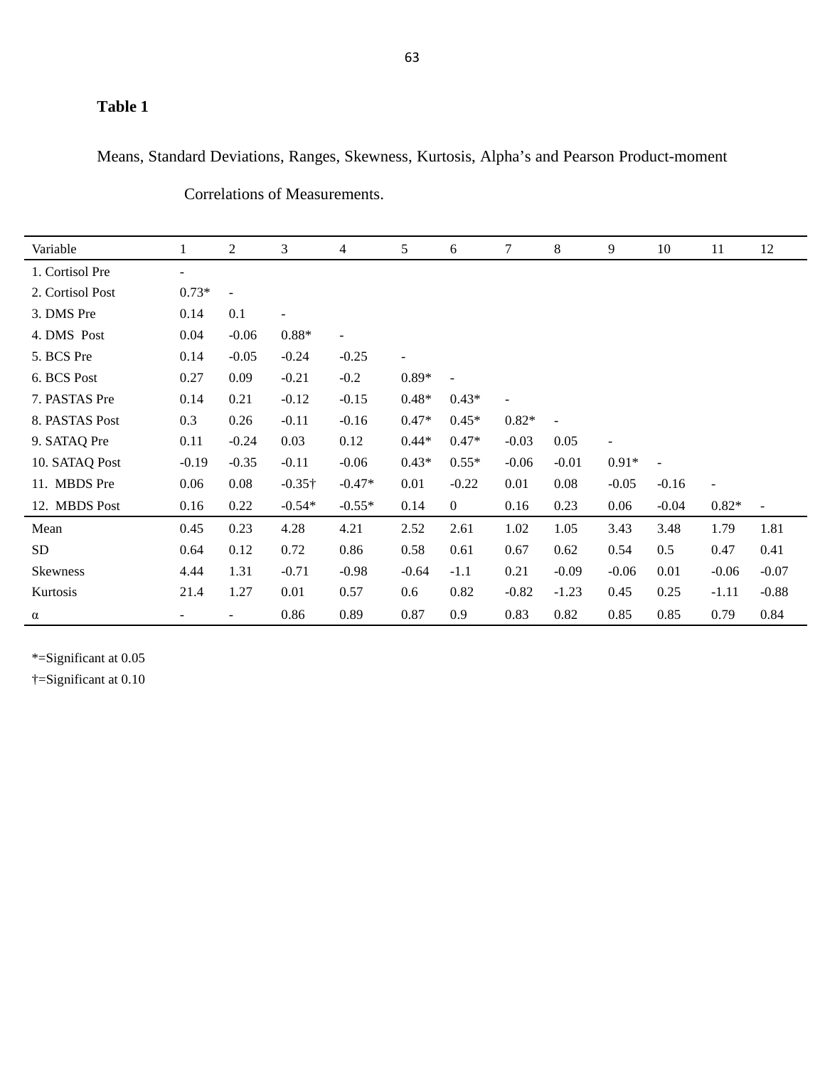**Table 1**

Means, Standard Deviations, Ranges, Skewness, Kurtosis, Alpha's and Pearson Product-moment Correlations of Measurements.

| Variable | 1 | 2 | 3 | 4 | 5 | 6 | 7 | 8 | 9 | 10 | 11 | 12 |
|---|---|---|---|---|---|---|---|---|---|---|---|---|
| 1. Cortisol Pre | - | | | | | | | | | | | |
| 2. Cortisol Post | 0.73* | - | | | | | | | | | | |
| 3. DMS Pre | 0.14 | 0.1 | - | | | | | | | | | |
| 4. DMS Post | 0.04 | -0.06 | 0.88* | - | | | | | | | | |
| 5. BCS Pre | 0.14 | -0.05 | -0.24 | -0.25 | - | | | | | | | |
| 6. BCS Post | 0.27 | 0.09 | -0.21 | -0.2 | 0.89* | - | | | | | | |
| 7. PASTAS Pre | 0.14 | 0.21 | -0.12 | -0.15 | 0.48* | 0.43* | - | | | | | |
| 8. PASTAS Post | 0.3 | 0.26 | -0.11 | -0.16 | 0.47* | 0.45* | 0.82* | - | | | | |
| 9. SATAQ Pre | 0.11 | -0.24 | 0.03 | 0.12 | 0.44* | 0.47* | -0.03 | 0.05 | - | | | |
| 10. SATAQ Post | -0.19 | -0.35 | -0.11 | -0.06 | 0.43* | 0.55* | -0.06 | -0.01 | 0.91* | - | | |
| 11. MBDS Pre | 0.06 | 0.08 | -0.35† | -0.47* | 0.01 | -0.22 | 0.01 | 0.08 | -0.05 | -0.16 | - | |
| 12. MBDS Post | 0.16 | 0.22 | -0.54* | -0.55* | 0.14 | 0 | 0.16 | 0.23 | 0.06 | -0.04 | 0.82* | - |
| Mean | 0.45 | 0.23 | 4.28 | 4.21 | 2.52 | 2.61 | 1.02 | 1.05 | 3.43 | 3.48 | 1.79 | 1.81 |
| SD | 0.64 | 0.12 | 0.72 | 0.86 | 0.58 | 0.61 | 0.67 | 0.62 | 0.54 | 0.5 | 0.47 | 0.41 |
| Skewness | 4.44 | 1.31 | -0.71 | -0.98 | -0.64 | -1.1 | 0.21 | -0.09 | -0.06 | 0.01 | -0.06 | -0.07 |
| Kurtosis | 21.4 | 1.27 | 0.01 | 0.57 | 0.6 | 0.82 | -0.82 | -1.23 | 0.45 | 0.25 | -1.11 | -0.88 |
| α | - | - | 0.86 | 0.89 | 0.87 | 0.9 | 0.83 | 0.82 | 0.85 | 0.85 | 0.79 | 0.84 |

*=Significant at 0.05

†=Significant at 0.10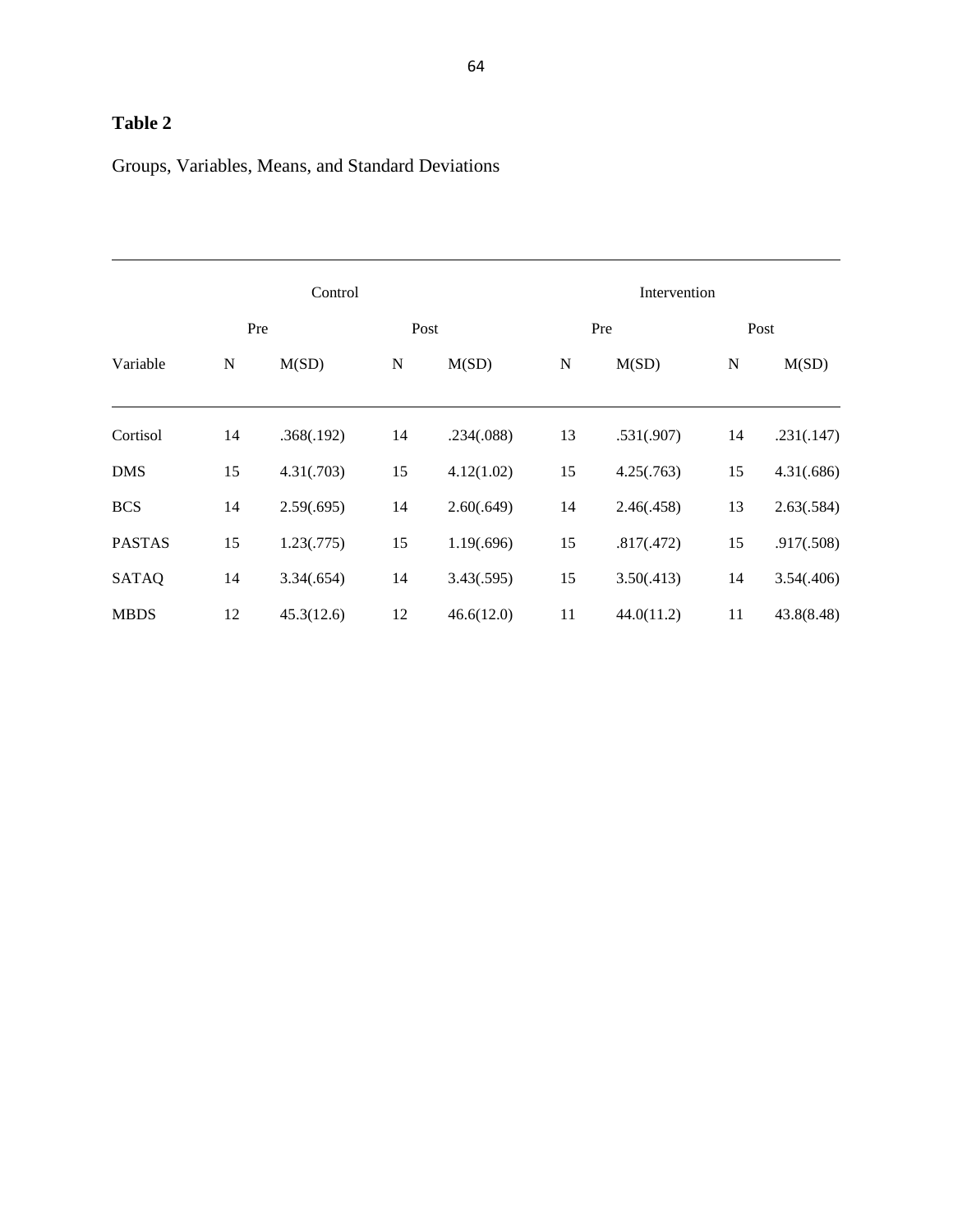**Table 2**

Groups, Variables, Means, and Standard Deviations

| | Control | | | | Intervention | | | |
|---|---|---|---|---|---|---|---|---|
| | Pre | | Post | | Pre | | Post | |
| Variable | N | M(SD) | N | M(SD) | N | M(SD) | N | M(SD) |
| Cortisol | 14 | .368(.192) | 14 | .234(.088) | 13 | .531(.907) | 14 | .231(.147) |
| DMS | 15 | 4.31(.703) | 15 | 4.12(1.02) | 15 | 4.25(.763) | 15 | 4.31(.686) |
| BCS | 14 | 2.59(.695) | 14 | 2.60(.649) | 14 | 2.46(.458) | 13 | 2.63(.584) |
| PASTAS | 15 | 1.23(.775) | 15 | 1.19(.696) | 15 | .817(.472) | 15 | .917(.508) |
| SATAQ | 14 | 3.34(.654) | 14 | 3.43(.595) | 15 | 3.50(.413) | 14 | 3.54(.406) |
| MBDS | 12 | 45.3(12.6) | 12 | 46.6(12.0) | 11 | 44.0(11.2) | 11 | 43.8(8.48) |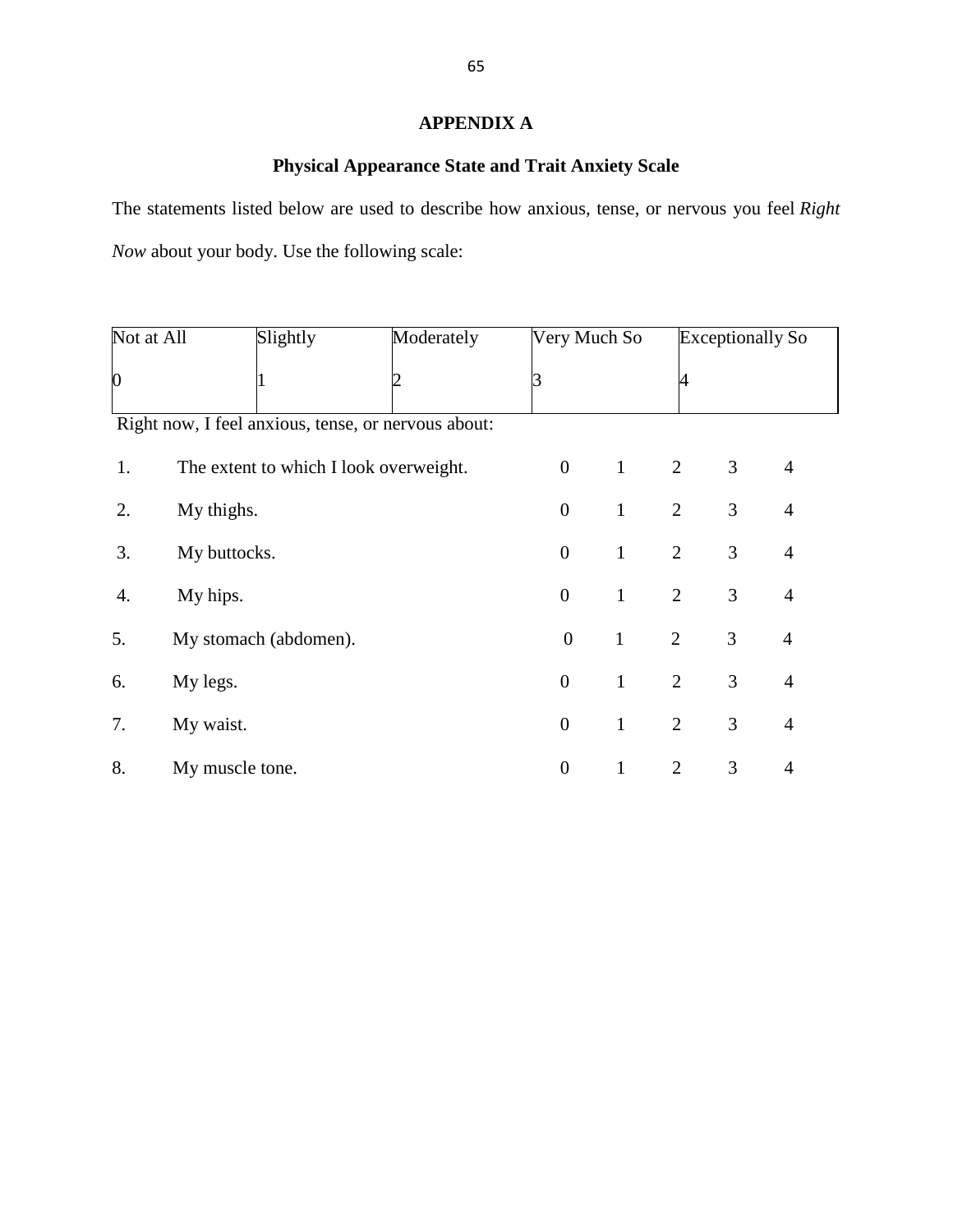## APPENDIX A

### Physical Appearance State and Trait Anxiety Scale

The statements listed below are used to describe how anxious, tense, or nervous you feel *Right Now* about your body. Use the following scale:

| Not at All | Slightly | Moderately | Very Much So | Exceptionally So |
|---|---|---|---|---|
| 0 | 1 | 2 | 3 | 4 |

Right now, I feel anxious, tense, or nervous about:

| | | | | | | |
|---|---|---|---|---|---|---|
| 1. | The extent to which I look overweight. | 0 | 1 | 2 | 3 | 4 |
| 2. | My thighs. | 0 | 1 | 2 | 3 | 4 |
| 3. | My buttocks. | 0 | 1 | 2 | 3 | 4 |
| 4. | My hips. | 0 | 1 | 2 | 3 | 4 |
| 5. | My stomach (abdomen). | 0 | 1 | 2 | 3 | 4 |
| 6. | My legs. | 0 | 1 | 2 | 3 | 4 |
| 7. | My waist. | 0 | 1 | 2 | 3 | 4 |
| 8. | My muscle tone. | 0 | 1 | 2 | 3 | 4 |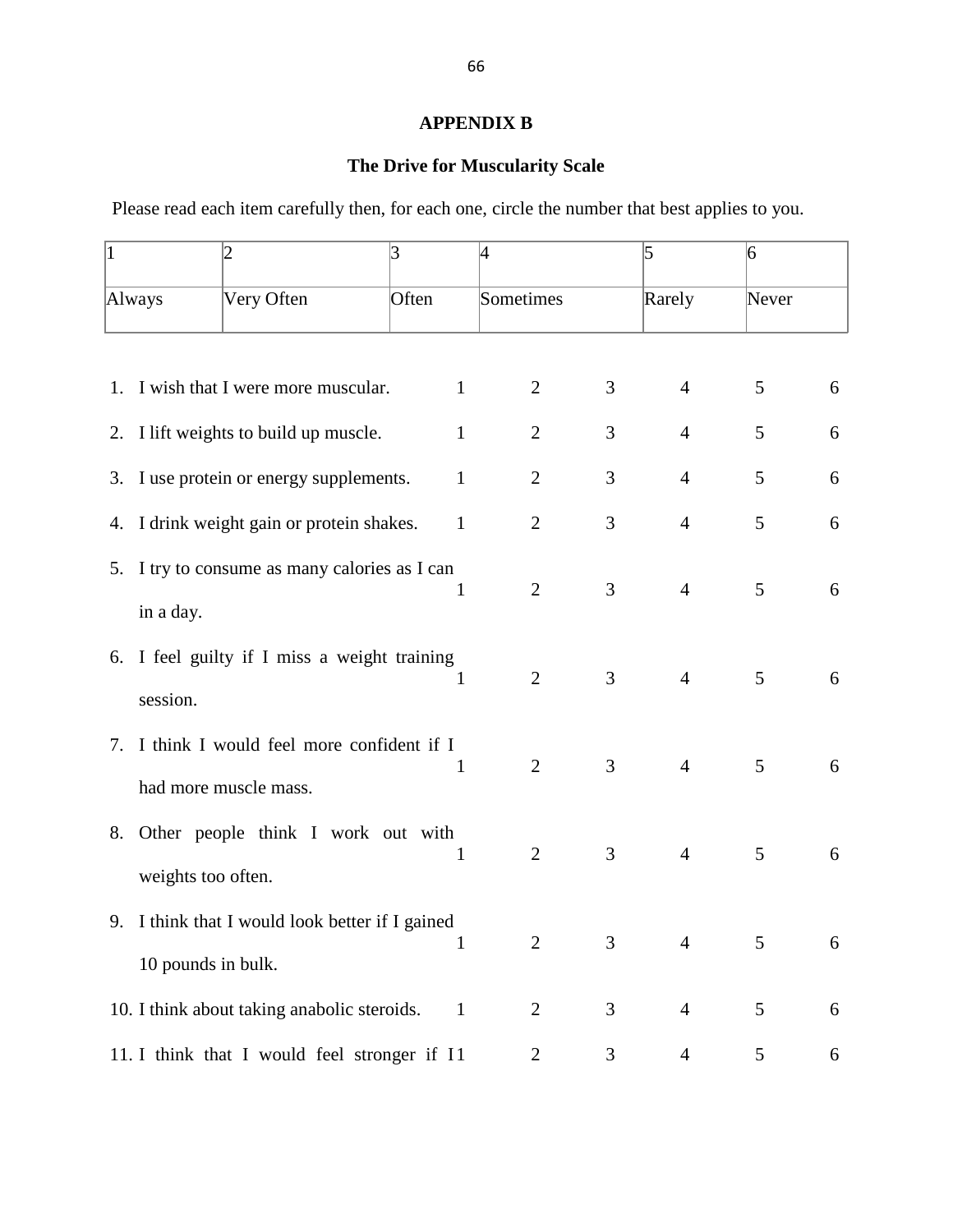## APPENDIX B

## The Drive for Muscularity Scale

Please read each item carefully then, for each one, circle the number that best applies to you.

| 1 | 2 | 3 | 4 | 5 | 6 |
|---|---|---|---|---|---|
| Always | Very Often | Often | Sometimes | Rarely | Never |

| Item | | | | | | |
|---|---|---|---|---|---|---|
| 1. I wish that I were more muscular. | 1 | 2 | 3 | 4 | 5 | 6 |
| 2. I lift weights to build up muscle. | 1 | 2 | 3 | 4 | 5 | 6 |
| 3. I use protein or energy supplements. | 1 | 2 | 3 | 4 | 5 | 6 |
| 4. I drink weight gain or protein shakes. | 1 | 2 | 3 | 4 | 5 | 6 |
| 5. I try to consume as many calories as I can in a day. | 1 | 2 | 3 | 4 | 5 | 6 |
| 6. I feel guilty if I miss a weight training session. | 1 | 2 | 3 | 4 | 5 | 6 |
| 7. I think I would feel more confident if I had more muscle mass. | 1 | 2 | 3 | 4 | 5 | 6 |
| 8. Other people think I work out with weights too often. | 1 | 2 | 3 | 4 | 5 | 6 |
| 9. I think that I would look better if I gained 10 pounds in bulk. | 1 | 2 | 3 | 4 | 5 | 6 |
| 10. I think about taking anabolic steroids. | 1 | 2 | 3 | 4 | 5 | 6 |
| 11. I think that I would feel stronger if I | 1 | 2 | 3 | 4 | 5 | 6 |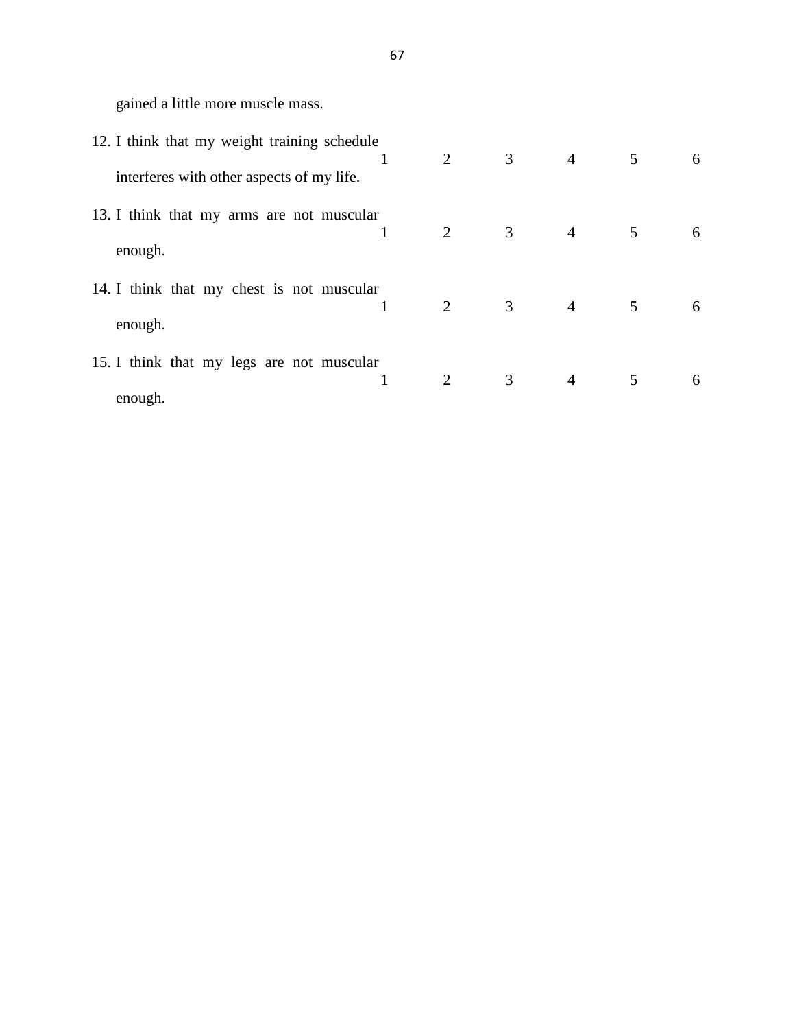gained a little more muscle mass.

| | | | | | | |
|---|---|---|---|---|---|---|
| 12. I think that my weight training schedule interferes with other aspects of my life. | 1 | 2 | 3 | 4 | 5 | 6 |
| 13. I think that my arms are not muscular enough. | 1 | 2 | 3 | 4 | 5 | 6 |
| 14. I think that my chest is not muscular enough. | 1 | 2 | 3 | 4 | 5 | 6 |
| 15. I think that my legs are not muscular enough. | 1 | 2 | 3 | 4 | 5 | 6 |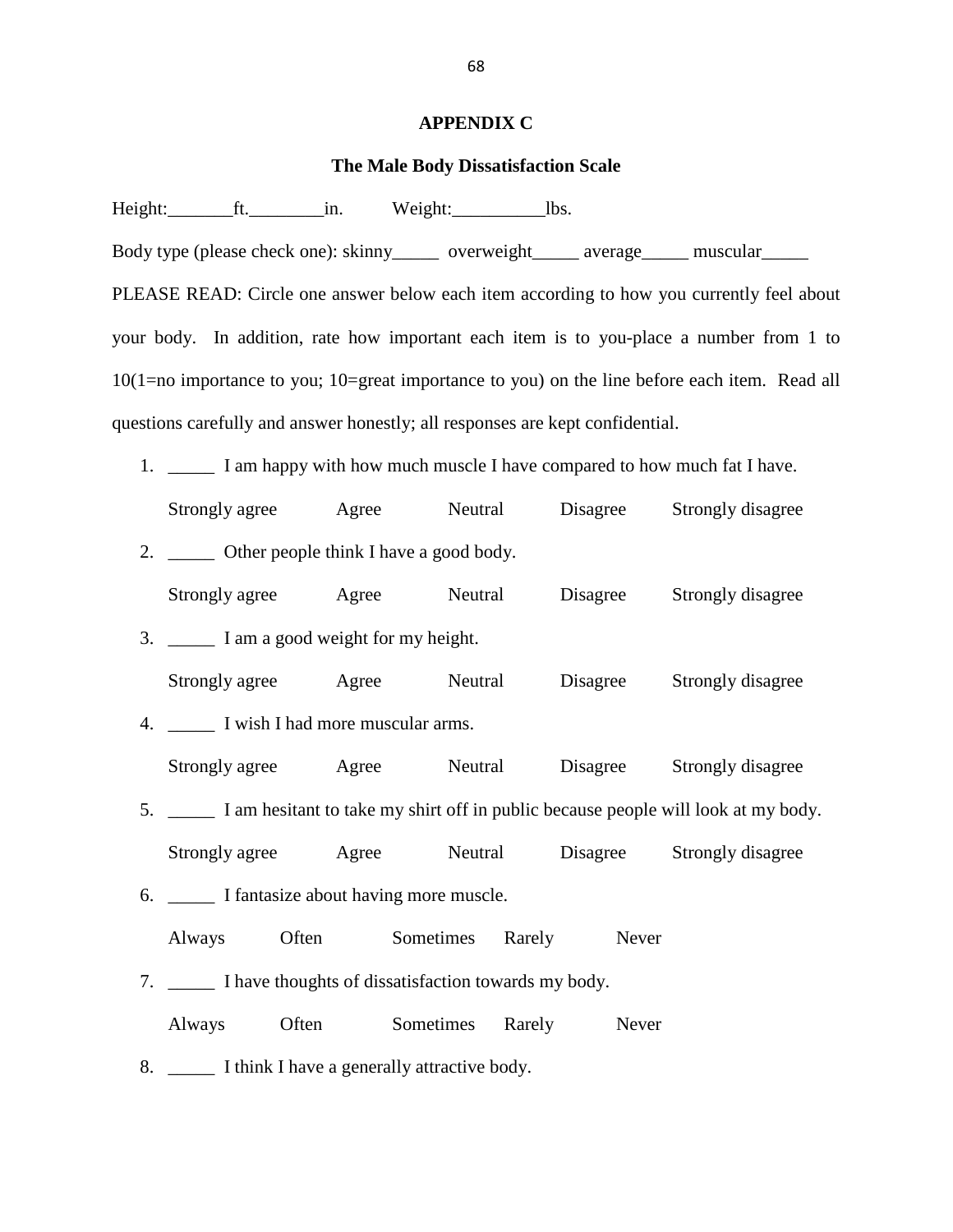## APPENDIX C

### The Male Body Dissatisfaction Scale

Height:_______ft.________in.    Weight:__________lbs.

Body type (please check one): skinny_____ overweight_____ average_____ muscular_____

PLEASE READ: Circle one answer below each item according to how you currently feel about your body. In addition, rate how important each item is to you-place a number from 1 to 10(1=no importance to you; 10=great importance to you) on the line before each item. Read all questions carefully and answer honestly; all responses are kept confidential.

1. _____ I am happy with how much muscle I have compared to how much fat I have.

   Strongly agree    Agree    Neutral    Disagree    Strongly disagree

2. _____ Other people think I have a good body.

   Strongly agree    Agree    Neutral    Disagree    Strongly disagree

3. _____ I am a good weight for my height.

   Strongly agree    Agree    Neutral    Disagree    Strongly disagree

4. _____ I wish I had more muscular arms.

   Strongly agree    Agree    Neutral    Disagree    Strongly disagree

5. _____ I am hesitant to take my shirt off in public because people will look at my body.

   Strongly agree    Agree    Neutral    Disagree    Strongly disagree

6. _____ I fantasize about having more muscle.

   Always    Often    Sometimes    Rarely    Never

7. _____ I have thoughts of dissatisfaction towards my body.

   Always    Often    Sometimes    Rarely    Never

8. _____ I think I have a generally attractive body.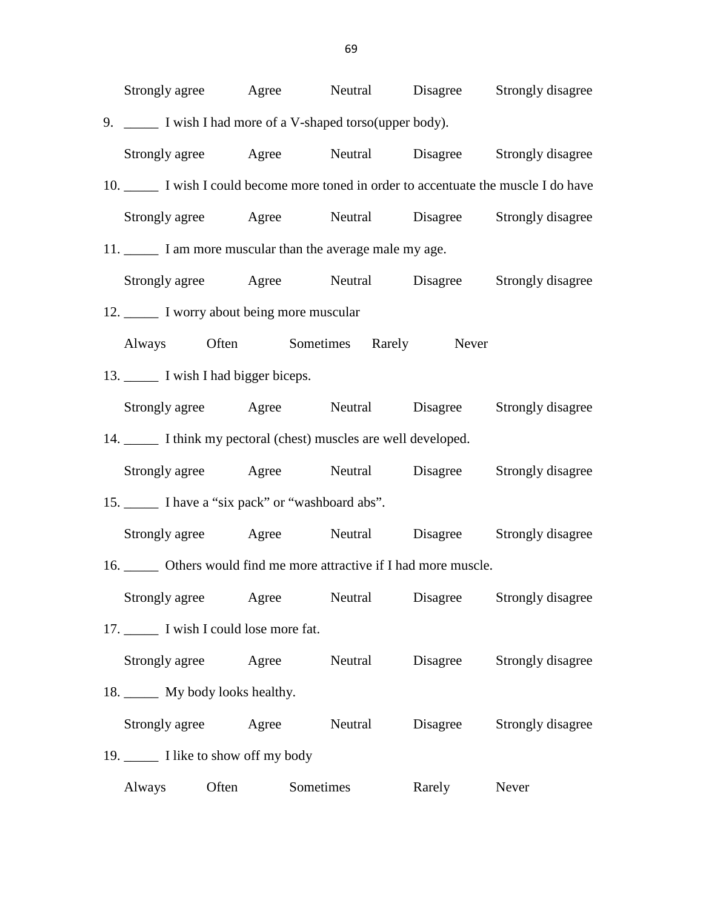Strongly agree  Agree  Neutral  Disagree  Strongly disagree

9. _____ I wish I had more of a V-shaped torso(upper body).

   Strongly agree  Agree  Neutral  Disagree  Strongly disagree

10. _____ I wish I could become more toned in order to accentuate the muscle I do have

   Strongly agree  Agree  Neutral  Disagree  Strongly disagree

11. _____ I am more muscular than the average male my age.

   Strongly agree  Agree  Neutral  Disagree  Strongly disagree

12. _____ I worry about being more muscular

   Always  Often  Sometimes  Rarely  Never

13. _____ I wish I had bigger biceps.

   Strongly agree  Agree  Neutral  Disagree  Strongly disagree

14. _____ I think my pectoral (chest) muscles are well developed.

   Strongly agree  Agree  Neutral  Disagree  Strongly disagree

15. _____ I have a "six pack" or "washboard abs".

   Strongly agree  Agree  Neutral  Disagree  Strongly disagree

16. _____ Others would find me more attractive if I had more muscle.

   Strongly agree  Agree  Neutral  Disagree  Strongly disagree

17. _____ I wish I could lose more fat.

   Strongly agree  Agree  Neutral  Disagree  Strongly disagree

18. _____ My body looks healthy.

   Strongly agree  Agree  Neutral  Disagree  Strongly disagree

19. _____ I like to show off my body

   Always  Often  Sometimes  Rarely  Never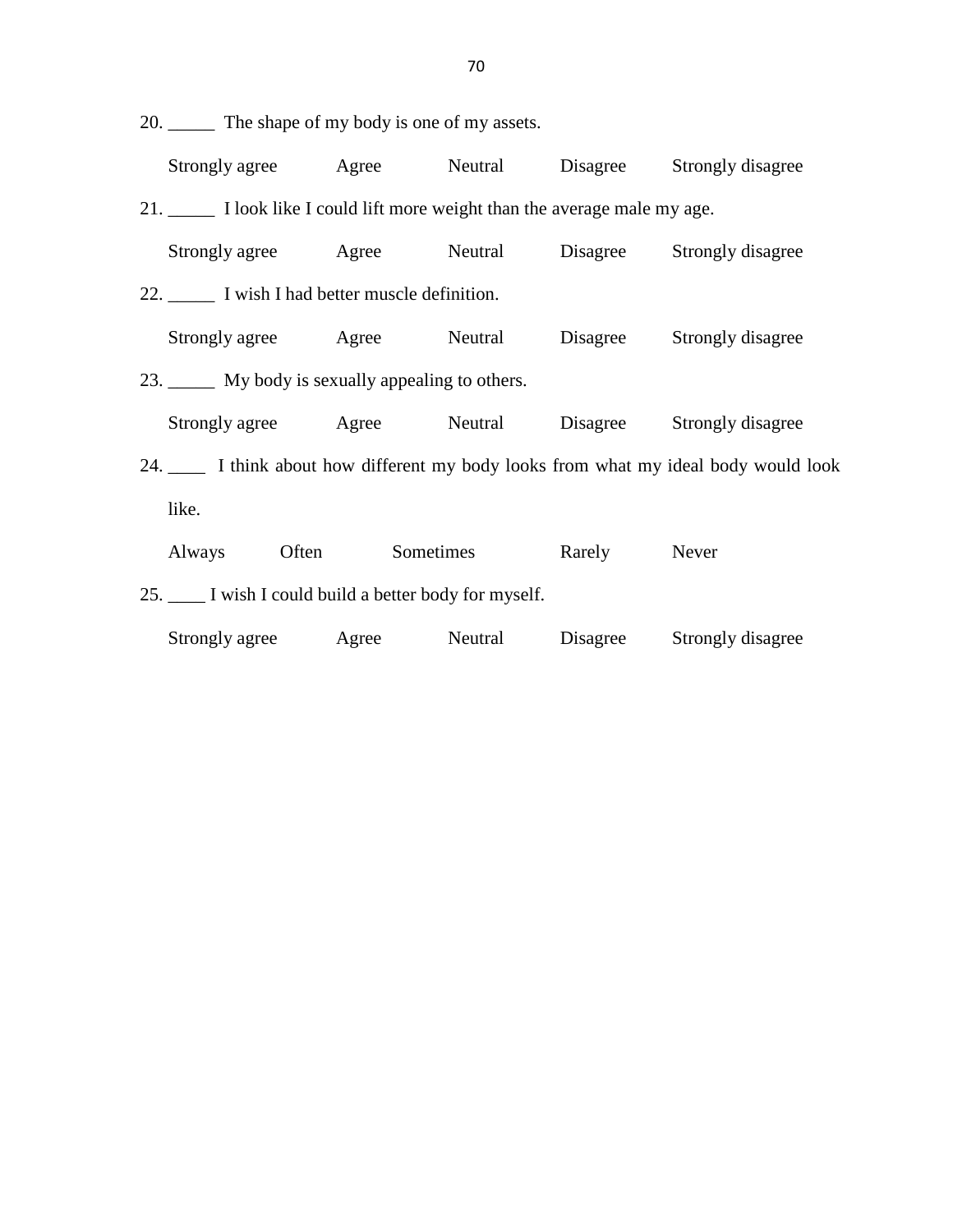20. _____ The shape of my body is one of my assets.

    Strongly agree    Agree    Neutral    Disagree    Strongly disagree

21. _____ I look like I could lift more weight than the average male my age.

    Strongly agree    Agree    Neutral    Disagree    Strongly disagree

22. _____ I wish I had better muscle definition.

    Strongly agree    Agree    Neutral    Disagree    Strongly disagree

23. _____ My body is sexually appealing to others.

    Strongly agree    Agree    Neutral    Disagree    Strongly disagree

24. ____ I think about how different my body looks from what my ideal body would look like.

    Always    Often    Sometimes    Rarely    Never

25. ____ I wish I could build a better body for myself.

    Strongly agree    Agree    Neutral    Disagree    Strongly disagree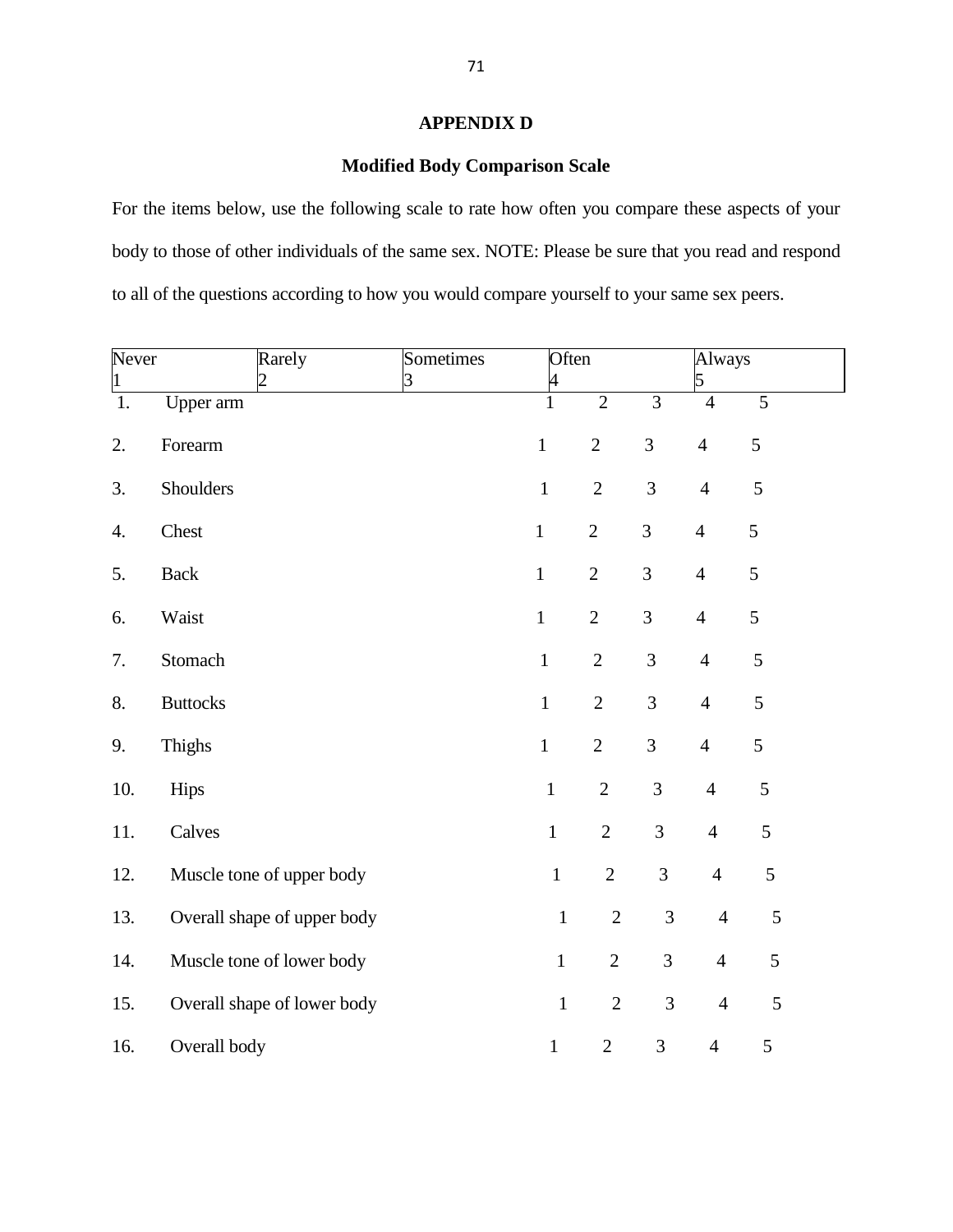## APPENDIX D

### Modified Body Comparison Scale

For the items below, use the following scale to rate how often you compare these aspects of your body to those of other individuals of the same sex. NOTE: Please be sure that you read and respond to all of the questions according to how you would compare yourself to your same sex peers.

| Never | Rarely | Sometimes | Often | Always |
|---|---|---|---|---|
| 1 | 2 | 3 | 4 | 5 |

| | | | | | | |
|---|---|---|---|---|---|---|
| 1. | Upper arm | 1 | 2 | 3 | 4 | 5 |
| 2. | Forearm | 1 | 2 | 3 | 4 | 5 |
| 3. | Shoulders | 1 | 2 | 3 | 4 | 5 |
| 4. | Chest | 1 | 2 | 3 | 4 | 5 |
| 5. | Back | 1 | 2 | 3 | 4 | 5 |
| 6. | Waist | 1 | 2 | 3 | 4 | 5 |
| 7. | Stomach | 1 | 2 | 3 | 4 | 5 |
| 8. | Buttocks | 1 | 2 | 3 | 4 | 5 |
| 9. | Thighs | 1 | 2 | 3 | 4 | 5 |
| 10. | Hips | 1 | 2 | 3 | 4 | 5 |
| 11. | Calves | 1 | 2 | 3 | 4 | 5 |
| 12. | Muscle tone of upper body | 1 | 2 | 3 | 4 | 5 |
| 13. | Overall shape of upper body | 1 | 2 | 3 | 4 | 5 |
| 14. | Muscle tone of lower body | 1 | 2 | 3 | 4 | 5 |
| 15. | Overall shape of lower body | 1 | 2 | 3 | 4 | 5 |
| 16. | Overall body | 1 | 2 | 3 | 4 | 5 |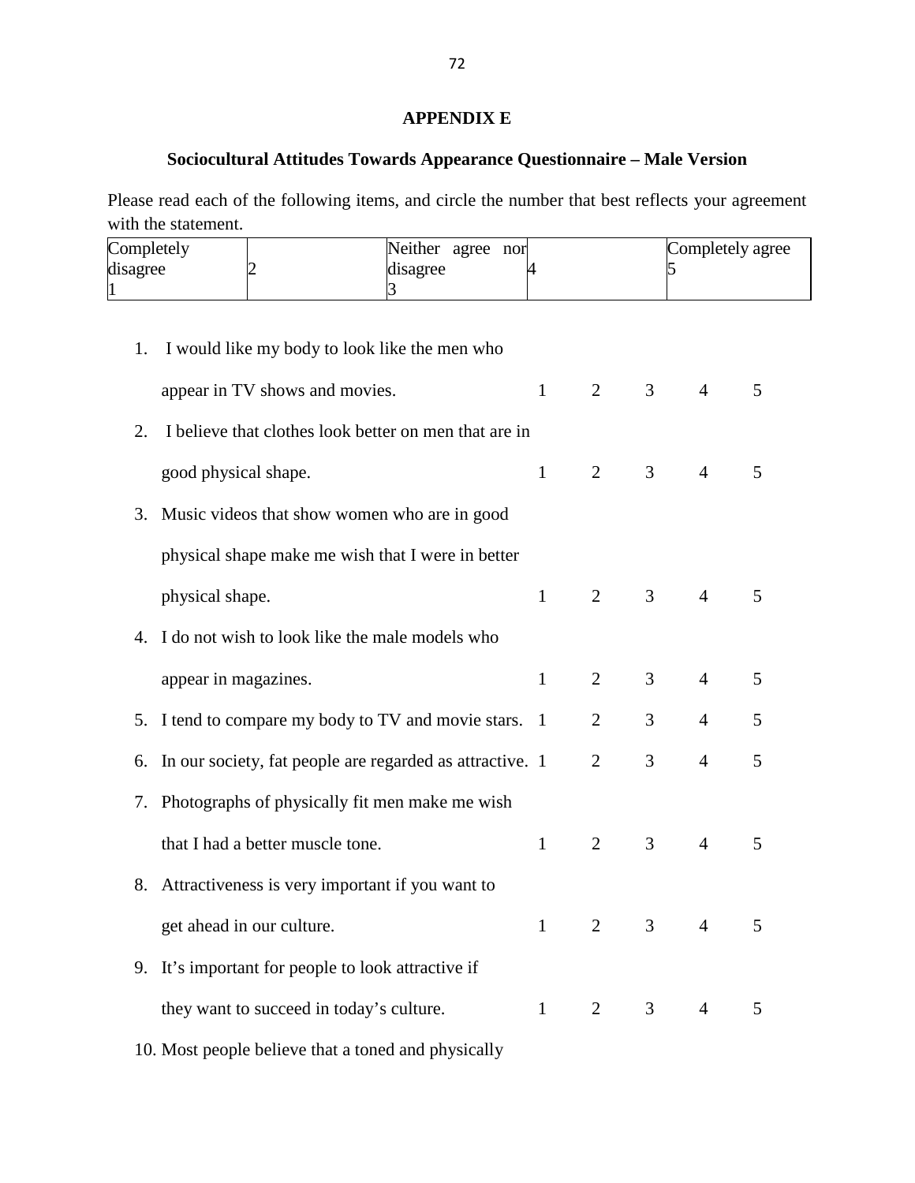## APPENDIX E

### Sociocultural Attitudes Towards Appearance Questionnaire – Male Version

Please read each of the following items, and circle the number that best reflects your agreement with the statement.

| Completely disagree 1 | 2 | Neither agree nor disagree 3 | 4 | Completely agree 5 |
|---|---|---|---|---|

| | | | | | |
|---|---|---|---|---|---|
| 1. I would like my body to look like the men who appear in TV shows and movies. | 1 | 2 | 3 | 4 | 5 |
| 2. I believe that clothes look better on men that are in good physical shape. | 1 | 2 | 3 | 4 | 5 |
| 3. Music videos that show women who are in good physical shape make me wish that I were in better physical shape. | 1 | 2 | 3 | 4 | 5 |
| 4. I do not wish to look like the male models who appear in magazines. | 1 | 2 | 3 | 4 | 5 |
| 5. I tend to compare my body to TV and movie stars. | 1 | 2 | 3 | 4 | 5 |
| 6. In our society, fat people are regarded as attractive. | 1 | 2 | 3 | 4 | 5 |
| 7. Photographs of physically fit men make me wish that I had a better muscle tone. | 1 | 2 | 3 | 4 | 5 |
| 8. Attractiveness is very important if you want to get ahead in our culture. | 1 | 2 | 3 | 4 | 5 |
| 9. It's important for people to look attractive if they want to succeed in today's culture. | 1 | 2 | 3 | 4 | 5 |

10. Most people believe that a toned and physically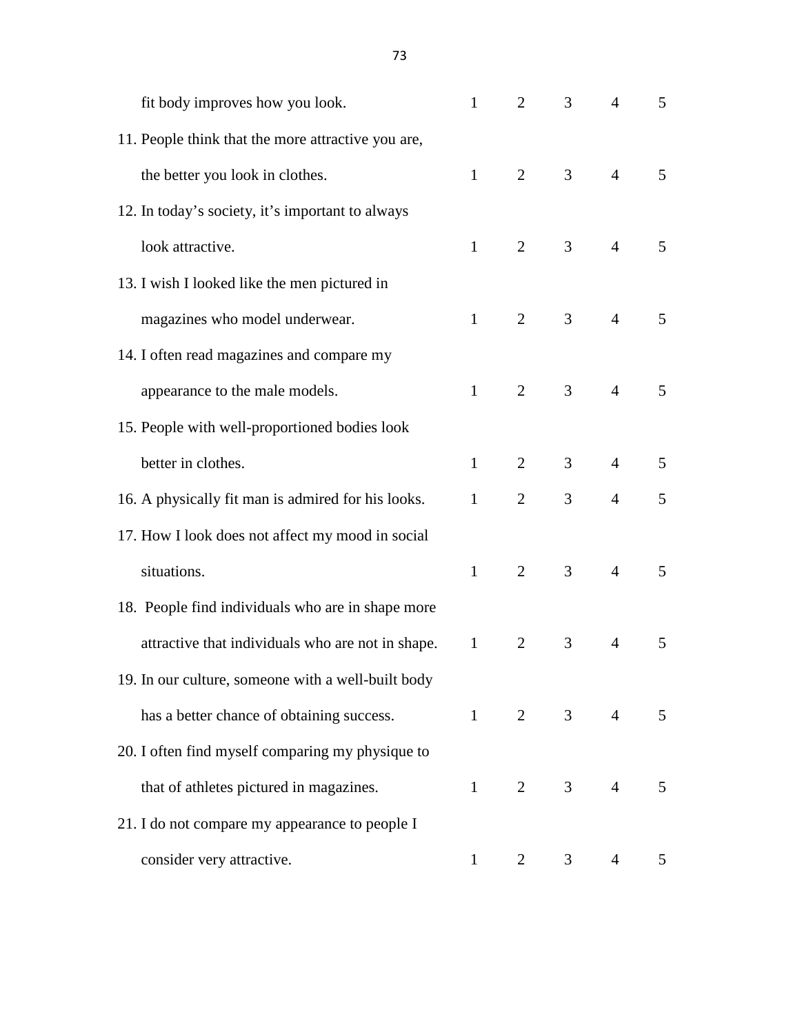| | | | | | |
|---|---|---|---|---|---|
| fit body improves how you look. | 1 | 2 | 3 | 4 | 5 |
| 11. People think that the more attractive you are, the better you look in clothes. | 1 | 2 | 3 | 4 | 5 |
| 12. In today's society, it's important to always look attractive. | 1 | 2 | 3 | 4 | 5 |
| 13. I wish I looked like the men pictured in magazines who model underwear. | 1 | 2 | 3 | 4 | 5 |
| 14. I often read magazines and compare my appearance to the male models. | 1 | 2 | 3 | 4 | 5 |
| 15. People with well-proportioned bodies look better in clothes. | 1 | 2 | 3 | 4 | 5 |
| 16. A physically fit man is admired for his looks. | 1 | 2 | 3 | 4 | 5 |
| 17. How I look does not affect my mood in social situations. | 1 | 2 | 3 | 4 | 5 |
| 18. People find individuals who are in shape more attractive that individuals who are not in shape. | 1 | 2 | 3 | 4 | 5 |
| 19. In our culture, someone with a well-built body has a better chance of obtaining success. | 1 | 2 | 3 | 4 | 5 |
| 20. I often find myself comparing my physique to that of athletes pictured in magazines. | 1 | 2 | 3 | 4 | 5 |
| 21. I do not compare my appearance to people I consider very attractive. | 1 | 2 | 3 | 4 | 5 |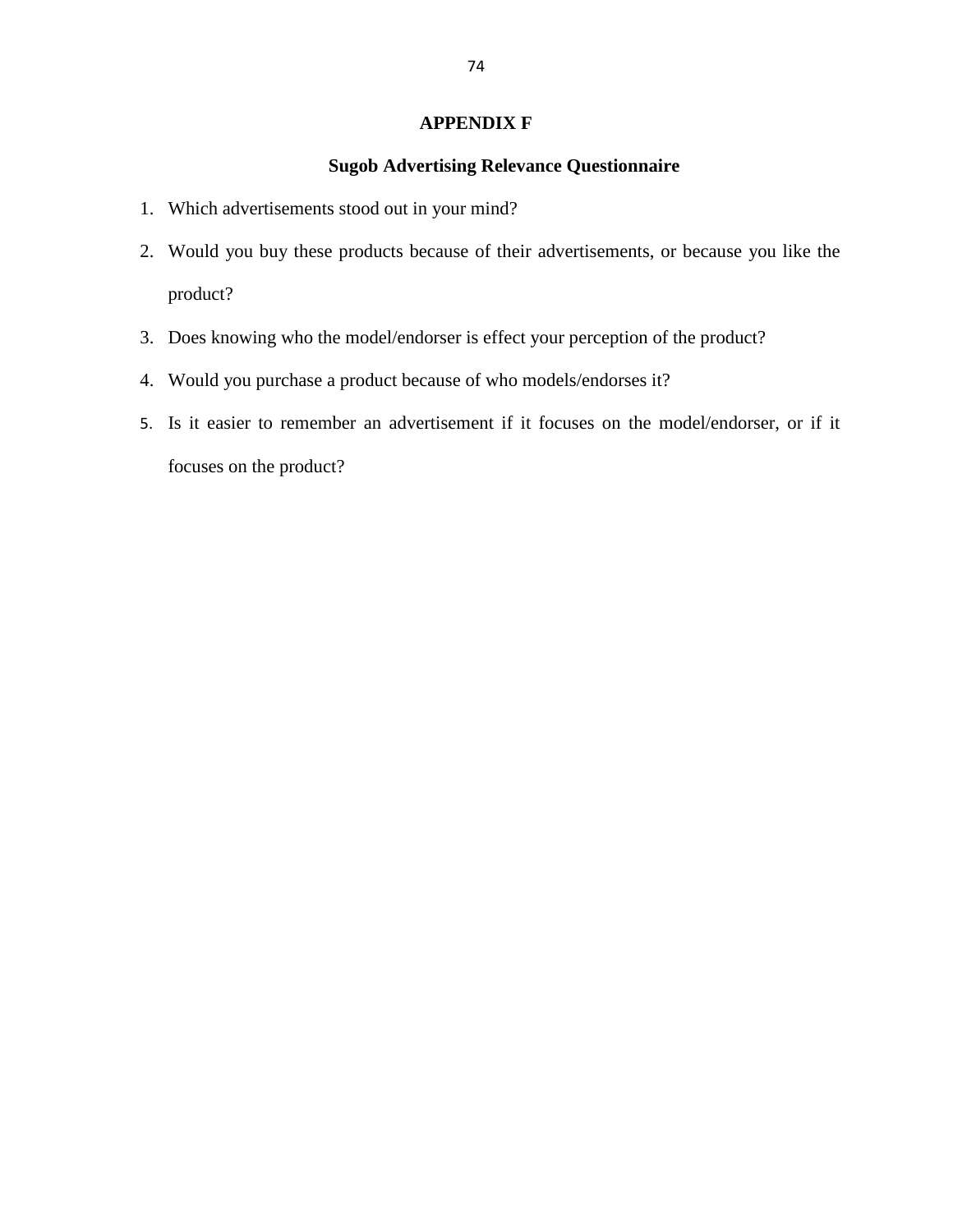# APPENDIX F

## Sugob Advertising Relevance Questionnaire

1. Which advertisements stood out in your mind?
2. Would you buy these products because of their advertisements, or because you like the product?
3. Does knowing who the model/endorser is effect your perception of the product?
4. Would you purchase a product because of who models/endorses it?
5. Is it easier to remember an advertisement if it focuses on the model/endorser, or if it focuses on the product?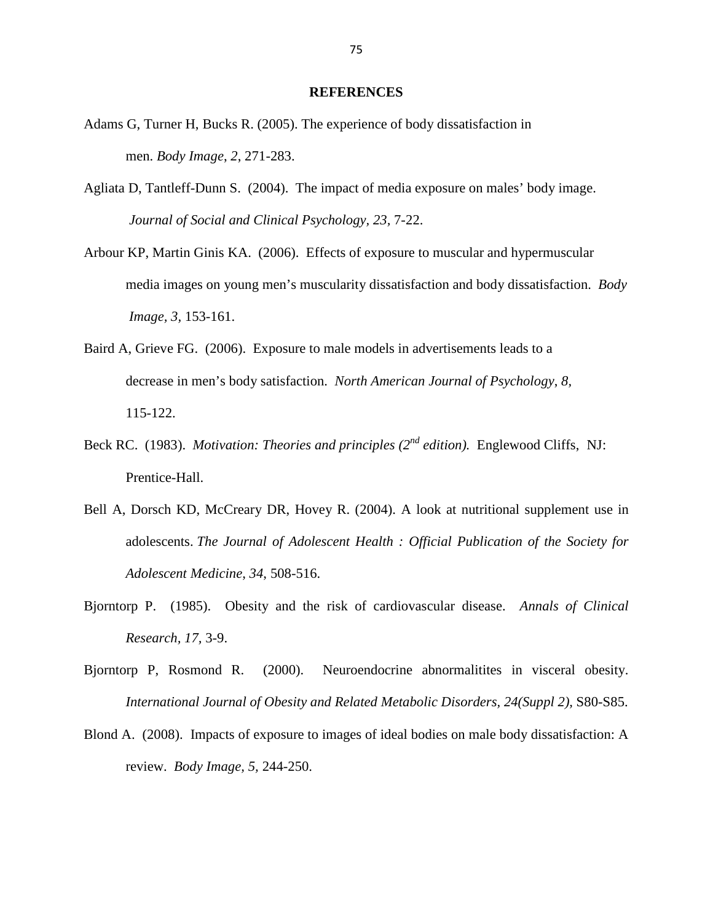# REFERENCES

Adams G, Turner H, Bucks R. (2005). The experience of body dissatisfaction in men. *Body Image*, *2*, 271-283.

Agliata D, Tantleff-Dunn S. (2004). The impact of media exposure on males' body image. *Journal of Social and Clinical Psychology*, *23*, 7-22.

Arbour KP, Martin Ginis KA. (2006). Effects of exposure to muscular and hypermuscular media images on young men's muscularity dissatisfaction and body dissatisfaction. *Body Image*, *3*, 153-161.

Baird A, Grieve FG. (2006). Exposure to male models in advertisements leads to a decrease in men's body satisfaction. *North American Journal of Psychology*, *8*, 115-122.

Beck RC. (1983). *Motivation: Theories and principles (2nd edition).* Englewood Cliffs, NJ: Prentice-Hall.

Bell A, Dorsch KD, McCreary DR, Hovey R. (2004). A look at nutritional supplement use in adolescents. *The Journal of Adolescent Health : Official Publication of the Society for Adolescent Medicine*, *34*, 508-516.

Bjorntorp P. (1985). Obesity and the risk of cardiovascular disease. *Annals of Clinical Research*, *17*, 3-9.

Bjorntorp P, Rosmond R. (2000). Neuroendocrine abnormalitites in visceral obesity. *International Journal of Obesity and Related Metabolic Disorders, 24(Suppl 2),* S80-S85.

Blond A. (2008). Impacts of exposure to images of ideal bodies on male body dissatisfaction: A review. *Body Image*, *5*, 244-250.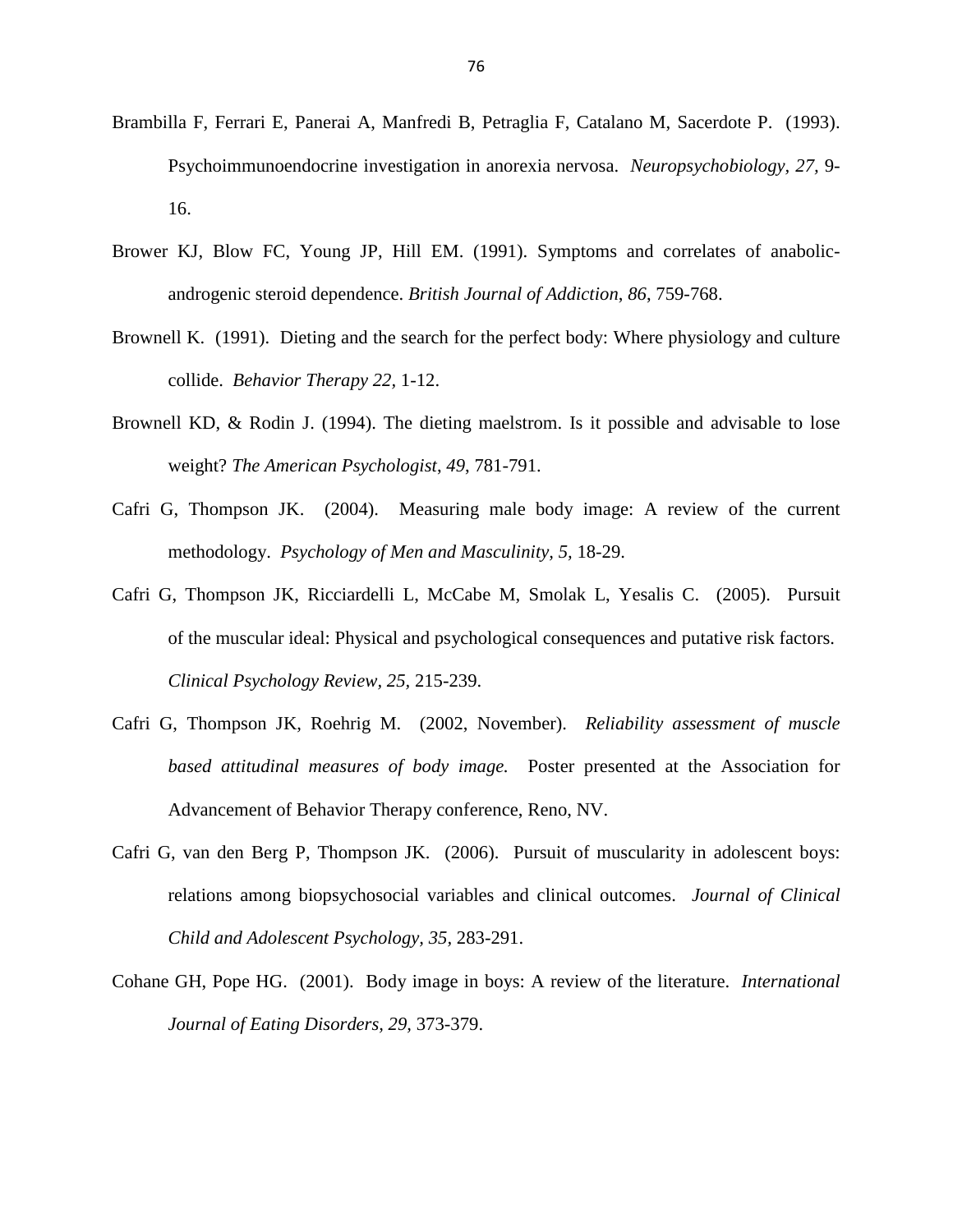Brambilla F, Ferrari E, Panerai A, Manfredi B, Petraglia F, Catalano M, Sacerdote P. (1993). Psychoimmunoendocrine investigation in anorexia nervosa. *Neuropsychobiology, 27*, 9-16.

Brower KJ, Blow FC, Young JP, Hill EM. (1991). Symptoms and correlates of anabolic-androgenic steroid dependence. *British Journal of Addiction*, *86*, 759-768.

Brownell K. (1991). Dieting and the search for the perfect body: Where physiology and culture collide. *Behavior Therapy 22*, 1-12.

Brownell KD, & Rodin J. (1994). The dieting maelstrom. Is it possible and advisable to lose weight? *The American Psychologist*, *49*, 781-791.

Cafri G, Thompson JK. (2004). Measuring male body image: A review of the current methodology. *Psychology of Men and Masculinity, 5*, 18-29.

Cafri G, Thompson JK, Ricciardelli L, McCabe M, Smolak L, Yesalis C. (2005). Pursuit of the muscular ideal: Physical and psychological consequences and putative risk factors. *Clinical Psychology Review, 25*, 215-239.

Cafri G, Thompson JK, Roehrig M. (2002, November). *Reliability assessment of muscle based attitudinal measures of body image.* Poster presented at the Association for Advancement of Behavior Therapy conference, Reno, NV.

Cafri G, van den Berg P, Thompson JK. (2006). Pursuit of muscularity in adolescent boys: relations among biopsychosocial variables and clinical outcomes. *Journal of Clinical Child and Adolescent Psychology, 35*, 283-291.

Cohane GH, Pope HG. (2001). Body image in boys: A review of the literature. *International Journal of Eating Disorders, 29*, 373-379.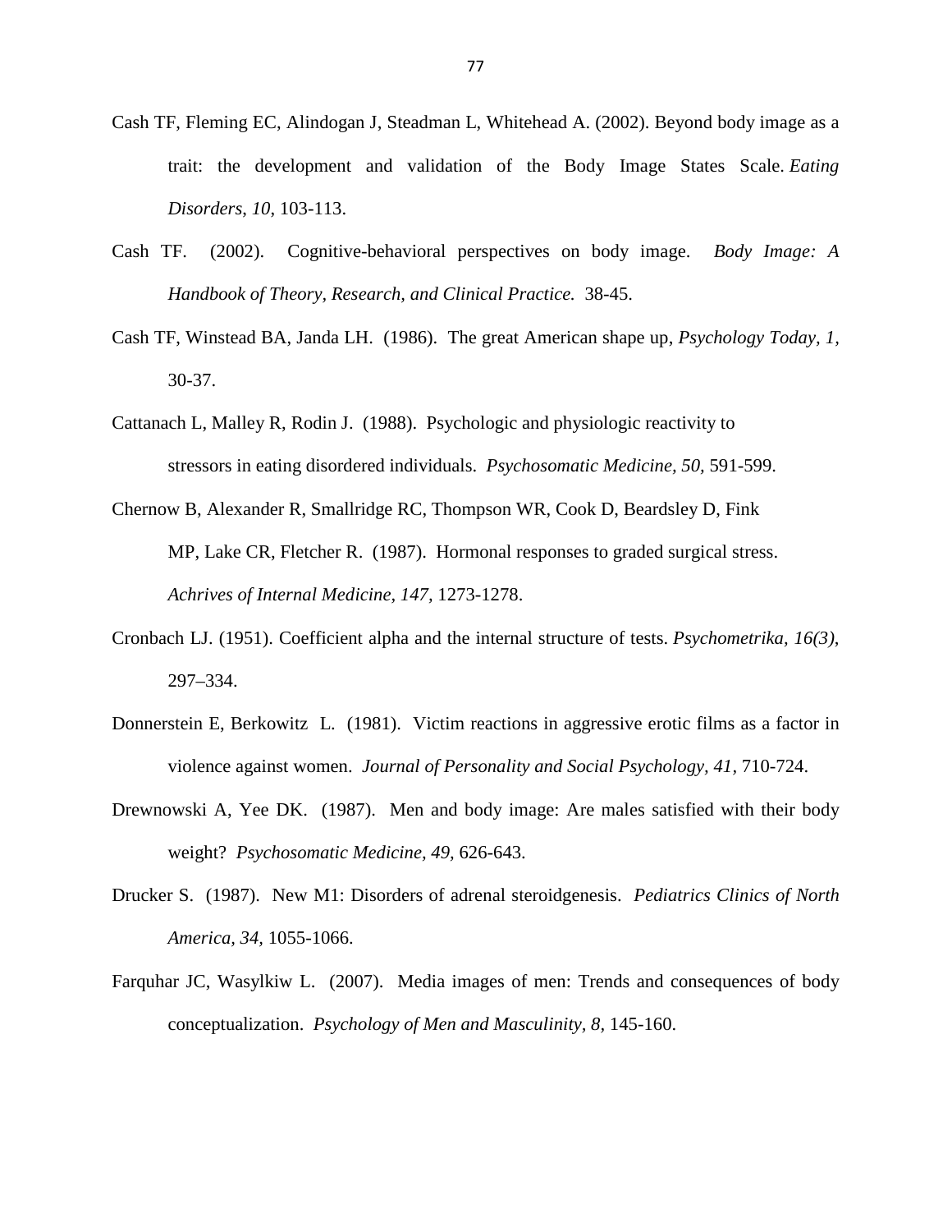Cash TF, Fleming EC, Alindogan J, Steadman L, Whitehead A. (2002). Beyond body image as a trait: the development and validation of the Body Image States Scale. *Eating Disorders*, *10*, 103-113.

Cash TF. (2002). Cognitive-behavioral perspectives on body image. *Body Image: A Handbook of Theory, Research, and Clinical Practice.* 38-45.

Cash TF, Winstead BA, Janda LH. (1986). The great American shape up, *Psychology Today*, *1*, 30-37.

Cattanach L, Malley R, Rodin J. (1988). Psychologic and physiologic reactivity to stressors in eating disordered individuals. *Psychosomatic Medicine, 50,* 591-599.

Chernow B, Alexander R, Smallridge RC, Thompson WR, Cook D, Beardsley D, Fink MP, Lake CR, Fletcher R. (1987). Hormonal responses to graded surgical stress. *Achrives of Internal Medicine, 147,* 1273-1278.

Cronbach LJ. (1951). Coefficient alpha and the internal structure of tests. *Psychometrika, 16(3)*, 297–334.

Donnerstein E, Berkowitz L. (1981). Victim reactions in aggressive erotic films as a factor in violence against women. *Journal of Personality and Social Psychology, 41,* 710-724.

Drewnowski A, Yee DK. (1987). Men and body image: Are males satisfied with their body weight? *Psychosomatic Medicine*, *49,* 626-643.

Drucker S. (1987). New M1: Disorders of adrenal steroidgenesis. *Pediatrics Clinics of North America, 34,* 1055-1066.

Farquhar JC, Wasylkiw L. (2007). Media images of men: Trends and consequences of body conceptualization. *Psychology of Men and Masculinity, 8,* 145-160.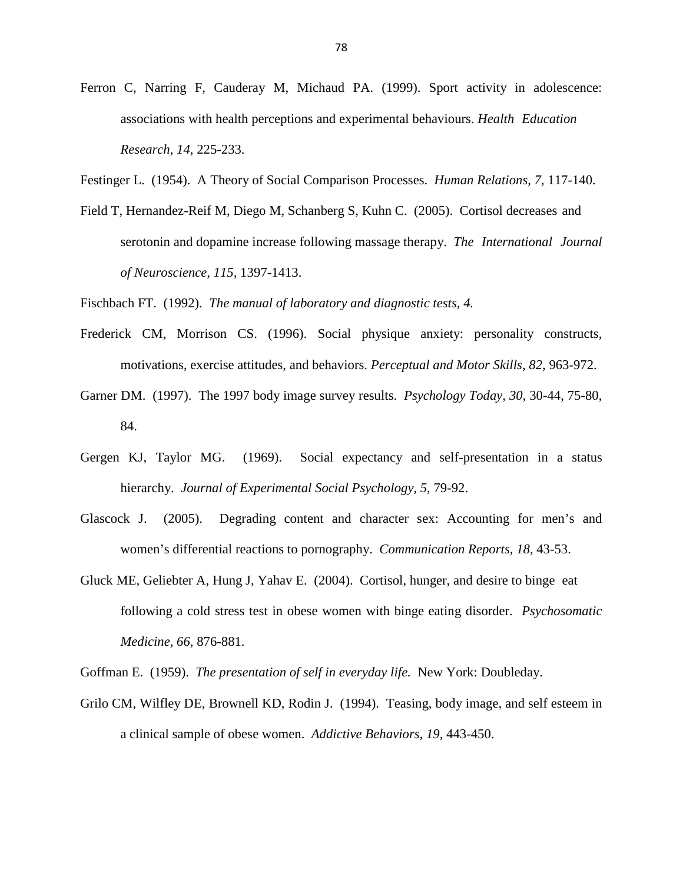Ferron C, Narring F, Cauderay M, Michaud PA. (1999). Sport activity in adolescence: associations with health perceptions and experimental behaviours. *Health Education Research*, *14*, 225-233.

Festinger L. (1954). A Theory of Social Comparison Processes. *Human Relations, 7,* 117-140.

Field T, Hernandez-Reif M, Diego M, Schanberg S, Kuhn C. (2005). Cortisol decreases and serotonin and dopamine increase following massage therapy. *The International Journal of Neuroscience, 115*, 1397-1413.

Fischbach FT. (1992). *The manual of laboratory and diagnostic tests, 4.*

Frederick CM, Morrison CS. (1996). Social physique anxiety: personality constructs, motivations, exercise attitudes, and behaviors. *Perceptual and Motor Skills*, *82*, 963-972.

Garner DM. (1997). The 1997 body image survey results. *Psychology Today, 30*, 30-44, 75-80, 84.

Gergen KJ, Taylor MG. (1969). Social expectancy and self-presentation in a status hierarchy. *Journal of Experimental Social Psychology, 5,* 79-92.

Glascock J. (2005). Degrading content and character sex: Accounting for men's and women's differential reactions to pornography. *Communication Reports, 18,* 43-53.

Gluck ME, Geliebter A, Hung J, Yahav E. (2004). Cortisol, hunger, and desire to binge eat following a cold stress test in obese women with binge eating disorder. *Psychosomatic Medicine, 66,* 876-881.

Goffman E. (1959). *The presentation of self in everyday life.* New York: Doubleday.

Grilo CM, Wilfley DE, Brownell KD, Rodin J. (1994). Teasing, body image, and self esteem in a clinical sample of obese women. *Addictive Behaviors, 19,* 443-450.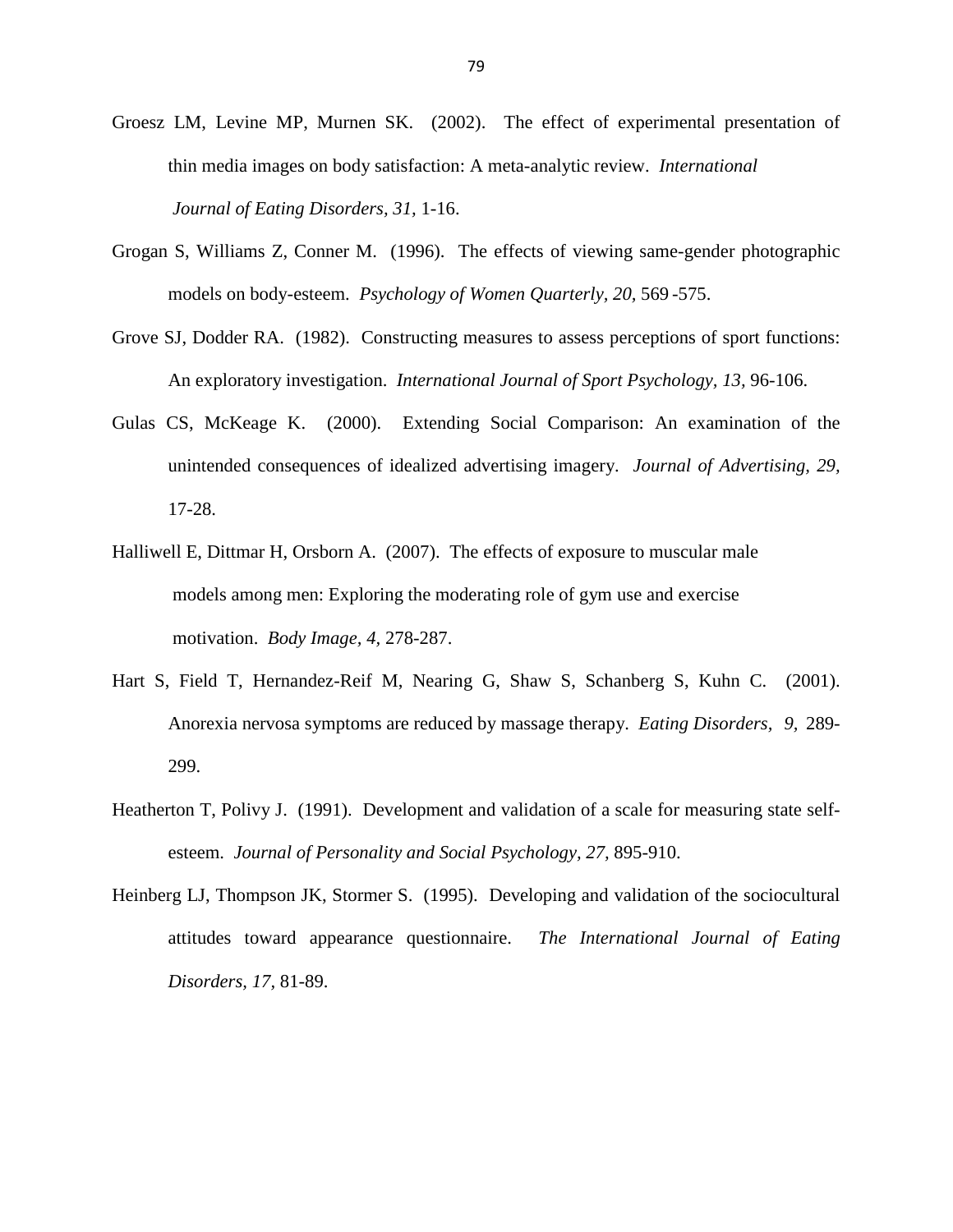Groesz LM, Levine MP, Murnen SK. (2002). The effect of experimental presentation of thin media images on body satisfaction: A meta-analytic review. *International Journal of Eating Disorders, 31,* 1-16.

Grogan S, Williams Z, Conner M. (1996). The effects of viewing same-gender photographic models on body-esteem. *Psychology of Women Quarterly, 20,* 569 -575.

Grove SJ, Dodder RA. (1982). Constructing measures to assess perceptions of sport functions: An exploratory investigation. *International Journal of Sport Psychology, 13,* 96-106.

Gulas CS, McKeage K. (2000). Extending Social Comparison: An examination of the unintended consequences of idealized advertising imagery. *Journal of Advertising, 29,* 17-28.

Halliwell E, Dittmar H, Orsborn A. (2007). The effects of exposure to muscular male models among men: Exploring the moderating role of gym use and exercise motivation. *Body Image, 4,* 278-287.

Hart S, Field T, Hernandez-Reif M, Nearing G, Shaw S, Schanberg S, Kuhn C. (2001). Anorexia nervosa symptoms are reduced by massage therapy. *Eating Disorders, 9,* 289-299.

Heatherton T, Polivy J. (1991). Development and validation of a scale for measuring state self-esteem. *Journal of Personality and Social Psychology, 27,* 895-910.

Heinberg LJ, Thompson JK, Stormer S. (1995). Developing and validation of the sociocultural attitudes toward appearance questionnaire. *The International Journal of Eating Disorders, 17,* 81-89.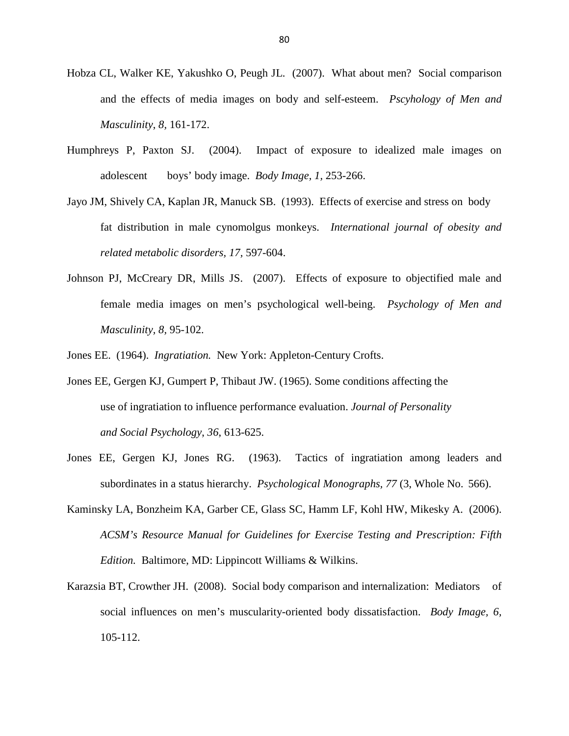Hobza CL, Walker KE, Yakushko O, Peugh JL. (2007). What about men? Social comparison and the effects of media images on body and self-esteem. *Pscyhology of Men and Masculinity*, *8*, 161-172.

Humphreys P, Paxton SJ. (2004). Impact of exposure to idealized male images on adolescent boys' body image. *Body Image, 1*, 253-266.

Jayo JM, Shively CA, Kaplan JR, Manuck SB. (1993). Effects of exercise and stress on body fat distribution in male cynomolgus monkeys. *International journal of obesity and related metabolic disorders, 17*, 597-604.

Johnson PJ, McCreary DR, Mills JS. (2007). Effects of exposure to objectified male and female media images on men's psychological well-being. *Psychology of Men and Masculinity, 8*, 95-102.

Jones EE. (1964). *Ingratiation.* New York: Appleton-Century Crofts.

Jones EE, Gergen KJ, Gumpert P, Thibaut JW. (1965). Some conditions affecting the use of ingratiation to influence performance evaluation. *Journal of Personality and Social Psychology*, *36*, 613-625.

Jones EE, Gergen KJ, Jones RG. (1963). Tactics of ingratiation among leaders and subordinates in a status hierarchy. *Psychological Monographs, 77* (3, Whole No. 566).

Kaminsky LA, Bonzheim KA, Garber CE, Glass SC, Hamm LF, Kohl HW, Mikesky A. (2006). *ACSM's Resource Manual for Guidelines for Exercise Testing and Prescription: Fifth Edition.* Baltimore, MD: Lippincott Williams & Wilkins.

Karazsia BT, Crowther JH. (2008). Social body comparison and internalization: Mediators of social influences on men's muscularity-oriented body dissatisfaction. *Body Image, 6*, 105-112.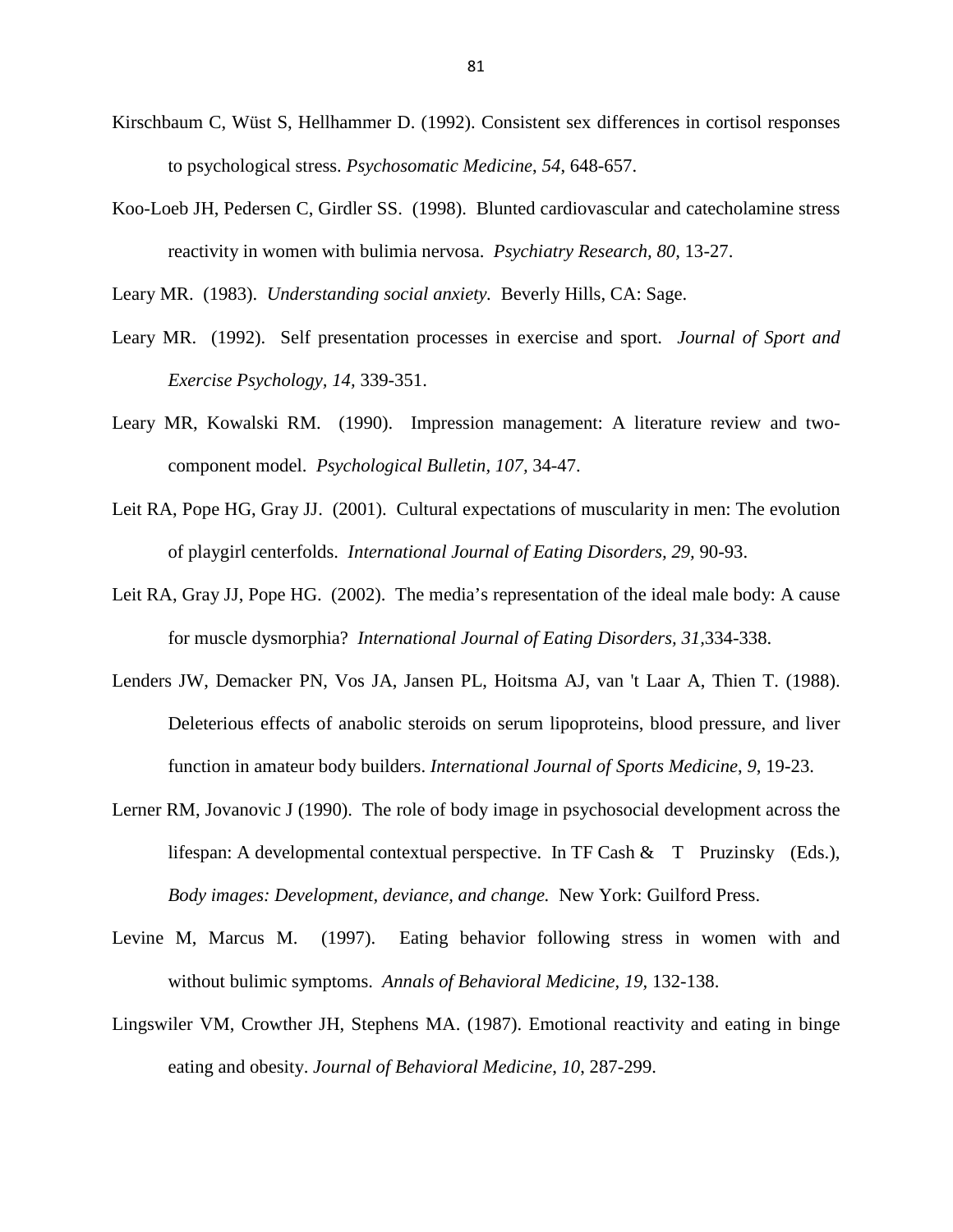Kirschbaum C, Wüst S, Hellhammer D. (1992). Consistent sex differences in cortisol responses to psychological stress. *Psychosomatic Medicine*, *54*, 648-657.

Koo-Loeb JH, Pedersen C, Girdler SS. (1998). Blunted cardiovascular and catecholamine stress reactivity in women with bulimia nervosa. *Psychiatry Research, 80,* 13-27.

Leary MR. (1983). *Understanding social anxiety.* Beverly Hills, CA: Sage.

Leary MR. (1992). Self presentation processes in exercise and sport. *Journal of Sport and Exercise Psychology*, *14,* 339-351.

Leary MR, Kowalski RM. (1990). Impression management: A literature review and two-component model. *Psychological Bulletin, 107,* 34-47.

Leit RA, Pope HG, Gray JJ. (2001). Cultural expectations of muscularity in men: The evolution of playgirl centerfolds. *International Journal of Eating Disorders*, *29,* 90-93.

Leit RA, Gray JJ, Pope HG. (2002). The media's representation of the ideal male body: A cause for muscle dysmorphia? *International Journal of Eating Disorders, 31,*334-338.

Lenders JW, Demacker PN, Vos JA, Jansen PL, Hoitsma AJ, van 't Laar A, Thien T. (1988). Deleterious effects of anabolic steroids on serum lipoproteins, blood pressure, and liver function in amateur body builders. *International Journal of Sports Medicine*, *9*, 19-23.

Lerner RM, Jovanovic J (1990). The role of body image in psychosocial development across the lifespan: A developmental contextual perspective. In TF Cash & T Pruzinsky (Eds.), *Body images: Development, deviance, and change.* New York: Guilford Press.

Levine M, Marcus M. (1997). Eating behavior following stress in women with and without bulimic symptoms. *Annals of Behavioral Medicine*, *19,* 132-138.

Lingswiler VM, Crowther JH, Stephens MA. (1987). Emotional reactivity and eating in binge eating and obesity. *Journal of Behavioral Medicine*, *10*, 287-299.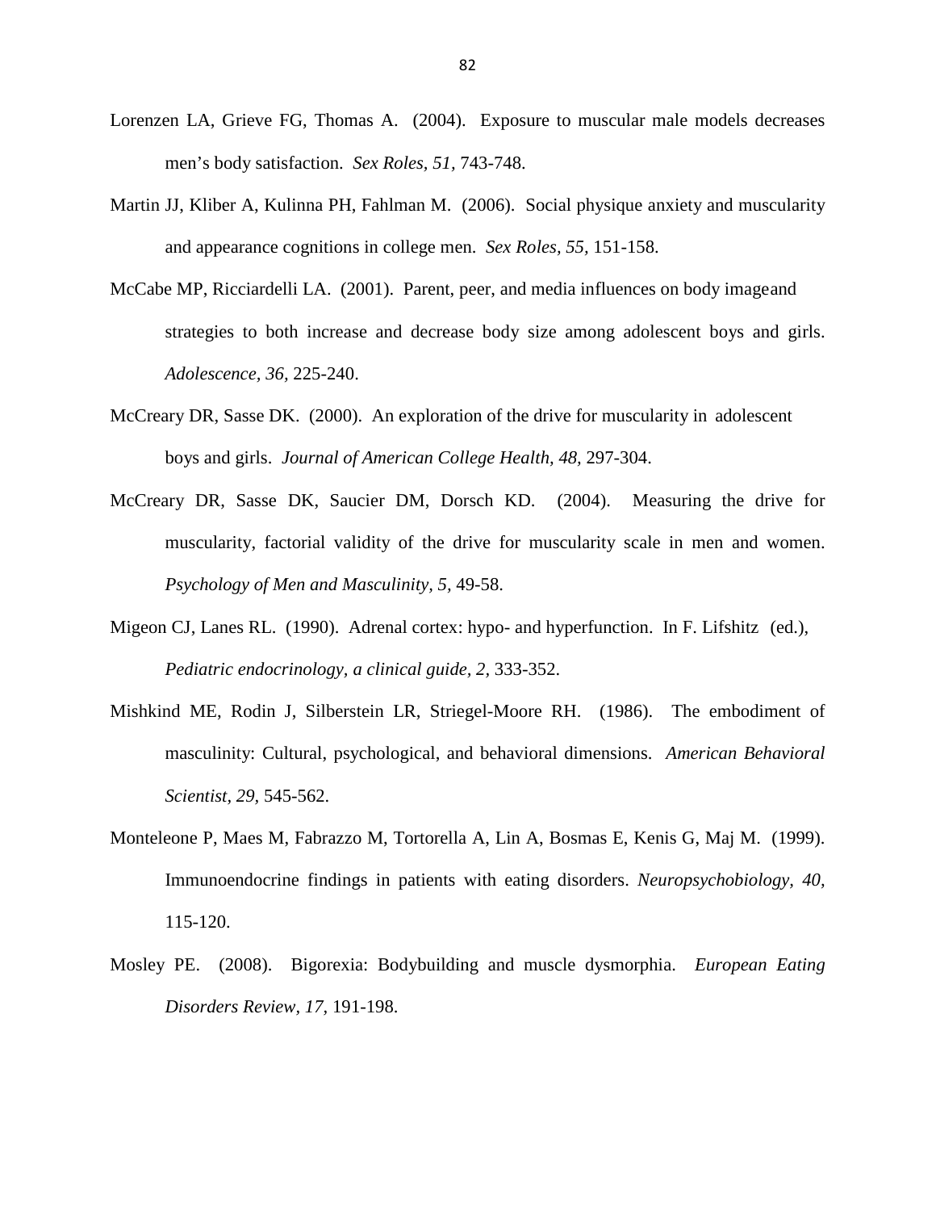Lorenzen LA, Grieve FG, Thomas A. (2004). Exposure to muscular male models decreases men's body satisfaction. *Sex Roles, 51,* 743-748.

Martin JJ, Kliber A, Kulinna PH, Fahlman M. (2006). Social physique anxiety and muscularity and appearance cognitions in college men. *Sex Roles, 55,* 151-158.

McCabe MP, Ricciardelli LA. (2001). Parent, peer, and media influences on body imageand strategies to both increase and decrease body size among adolescent boys and girls. *Adolescence, 36,* 225-240.

McCreary DR, Sasse DK. (2000). An exploration of the drive for muscularity in adolescent boys and girls. *Journal of American College Health, 48,* 297-304.

McCreary DR, Sasse DK, Saucier DM, Dorsch KD. (2004). Measuring the drive for muscularity, factorial validity of the drive for muscularity scale in men and women. *Psychology of Men and Masculinity, 5,* 49-58.

Migeon CJ, Lanes RL. (1990). Adrenal cortex: hypo- and hyperfunction. In F. Lifshitz (ed.), *Pediatric endocrinology, a clinical guide, 2,* 333-352.

Mishkind ME, Rodin J, Silberstein LR, Striegel-Moore RH. (1986). The embodiment of masculinity: Cultural, psychological, and behavioral dimensions. *American Behavioral Scientist, 29,* 545-562.

Monteleone P, Maes M, Fabrazzo M, Tortorella A, Lin A, Bosmas E, Kenis G, Maj M. (1999). Immunoendocrine findings in patients with eating disorders. *Neuropsychobiology, 40,* 115-120.

Mosley PE. (2008). Bigorexia: Bodybuilding and muscle dysmorphia. *European Eating Disorders Review, 17,* 191-198.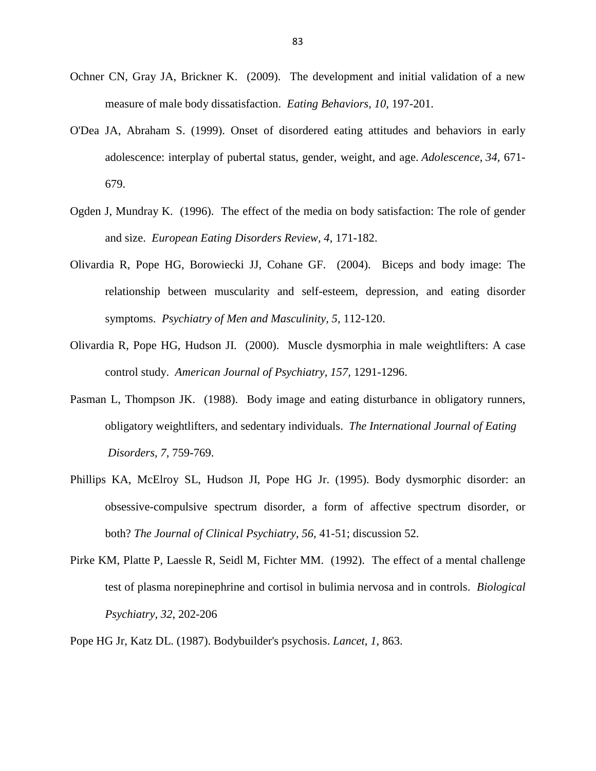Ochner CN, Gray JA, Brickner K. (2009). The development and initial validation of a new measure of male body dissatisfaction. *Eating Behaviors, 10*, 197-201.

O'Dea JA, Abraham S. (1999). Onset of disordered eating attitudes and behaviors in early adolescence: interplay of pubertal status, gender, weight, and age. *Adolescence*, *34*, 671-679.

Ogden J, Mundray K. (1996). The effect of the media on body satisfaction: The role of gender and size. *European Eating Disorders Review, 4,* 171-182.

Olivardia R, Pope HG, Borowiecki JJ, Cohane GF. (2004). Biceps and body image: The relationship between muscularity and self-esteem, depression, and eating disorder symptoms. *Psychiatry of Men and Masculinity, 5*, 112-120.

Olivardia R, Pope HG, Hudson JI. (2000). Muscle dysmorphia in male weightlifters: A case control study. *American Journal of Psychiatry, 157,* 1291-1296.

Pasman L, Thompson JK. (1988). Body image and eating disturbance in obligatory runners, obligatory weightlifters, and sedentary individuals. *The International Journal of Eating Disorders, 7*, 759-769.

Phillips KA, McElroy SL, Hudson JI, Pope HG Jr. (1995). Body dysmorphic disorder: an obsessive-compulsive spectrum disorder, a form of affective spectrum disorder, or both? *The Journal of Clinical Psychiatry*, *56*, 41-51; discussion 52.

Pirke KM, Platte P, Laessle R, Seidl M, Fichter MM. (1992). The effect of a mental challenge test of plasma norepinephrine and cortisol in bulimia nervosa and in controls. *Biological Psychiatry, 32*, 202-206

Pope HG Jr, Katz DL. (1987). Bodybuilder's psychosis. *Lancet*, *1*, 863.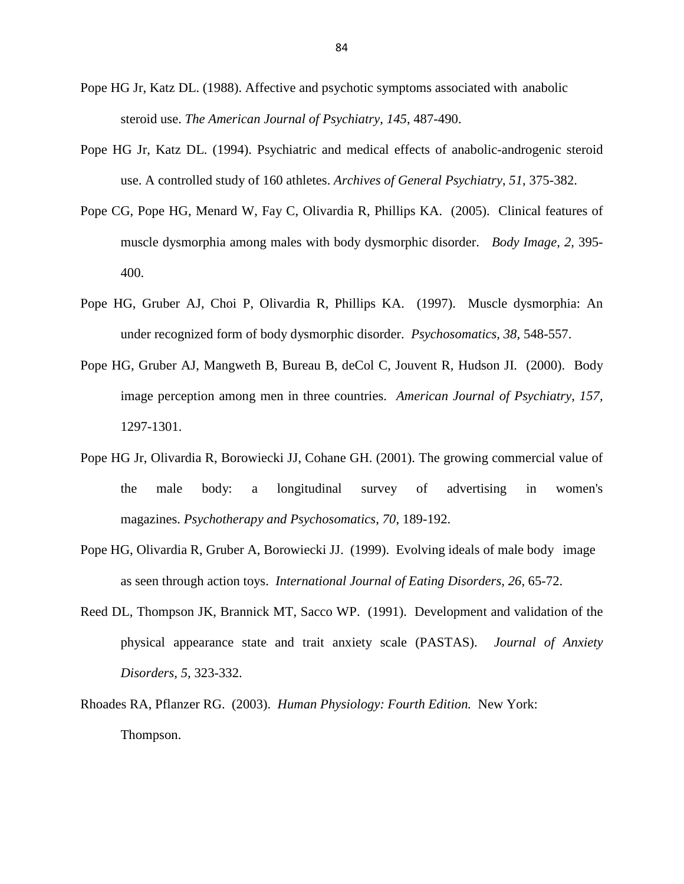Pope HG Jr, Katz DL. (1988). Affective and psychotic symptoms associated with anabolic steroid use. *The American Journal of Psychiatry*, *145*, 487-490.

Pope HG Jr, Katz DL. (1994). Psychiatric and medical effects of anabolic-androgenic steroid use. A controlled study of 160 athletes. *Archives of General Psychiatry*, *51*, 375-382.

Pope CG, Pope HG, Menard W, Fay C, Olivardia R, Phillips KA. (2005). Clinical features of muscle dysmorphia among males with body dysmorphic disorder. *Body Image, 2,* 395-400.

Pope HG, Gruber AJ, Choi P, Olivardia R, Phillips KA. (1997). Muscle dysmorphia: An under recognized form of body dysmorphic disorder. *Psychosomatics, 38,* 548-557.

Pope HG, Gruber AJ, Mangweth B, Bureau B, deCol C, Jouvent R, Hudson JI. (2000). Body image perception among men in three countries. *American Journal of Psychiatry, 157,* 1297-1301.

Pope HG Jr, Olivardia R, Borowiecki JJ, Cohane GH. (2001). The growing commercial value of the male body: a longitudinal survey of advertising in women's magazines. *Psychotherapy and Psychosomatics*, *70*, 189-192.

Pope HG, Olivardia R, Gruber A, Borowiecki JJ. (1999). Evolving ideals of male body image as seen through action toys. *International Journal of Eating Disorders, 26,* 65-72.

Reed DL, Thompson JK, Brannick MT, Sacco WP. (1991). Development and validation of the physical appearance state and trait anxiety scale (PASTAS). *Journal of Anxiety Disorders, 5,* 323-332.

Rhoades RA, Pflanzer RG. (2003). *Human Physiology: Fourth Edition.* New York: Thompson.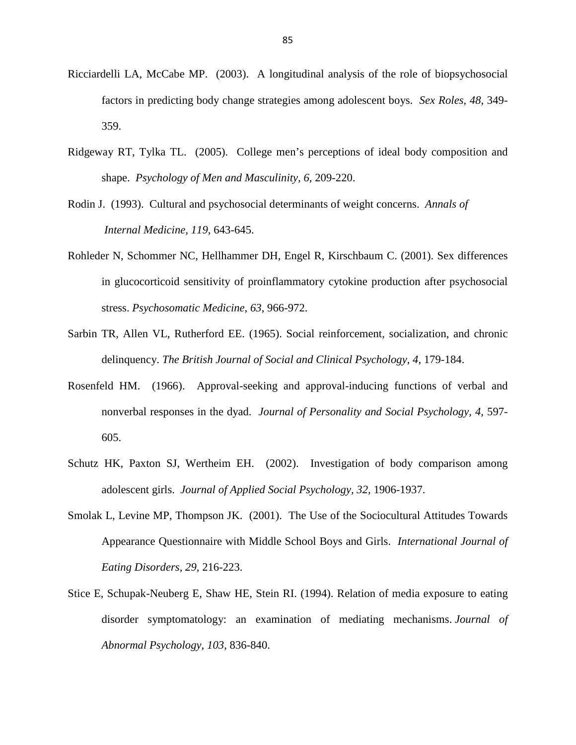Ricciardelli LA, McCabe MP. (2003). A longitudinal analysis of the role of biopsychosocial factors in predicting body change strategies among adolescent boys. *Sex Roles, 48,* 349-359.

Ridgeway RT, Tylka TL. (2005). College men's perceptions of ideal body composition and shape. *Psychology of Men and Masculinity, 6,* 209-220.

Rodin J. (1993). Cultural and psychosocial determinants of weight concerns. *Annals of Internal Medicine, 119*, 643-645.

Rohleder N, Schommer NC, Hellhammer DH, Engel R, Kirschbaum C. (2001). Sex differences in glucocorticoid sensitivity of proinflammatory cytokine production after psychosocial stress. *Psychosomatic Medicine*, *63*, 966-972.

Sarbin TR, Allen VL, Rutherford EE. (1965). Social reinforcement, socialization, and chronic delinquency. *The British Journal of Social and Clinical Psychology*, *4*, 179-184.

Rosenfeld HM. (1966). Approval-seeking and approval-inducing functions of verbal and nonverbal responses in the dyad. *Journal of Personality and Social Psychology, 4,* 597-605.

Schutz HK, Paxton SJ, Wertheim EH. (2002). Investigation of body comparison among adolescent girls. *Journal of Applied Social Psychology, 32,* 1906-1937.

Smolak L, Levine MP, Thompson JK. (2001). The Use of the Sociocultural Attitudes Towards Appearance Questionnaire with Middle School Boys and Girls. *International Journal of Eating Disorders, 29,* 216-223.

Stice E, Schupak-Neuberg E, Shaw HE, Stein RI. (1994). Relation of media exposure to eating disorder symptomatology: an examination of mediating mechanisms. *Journal of Abnormal Psychology*, *103*, 836-840.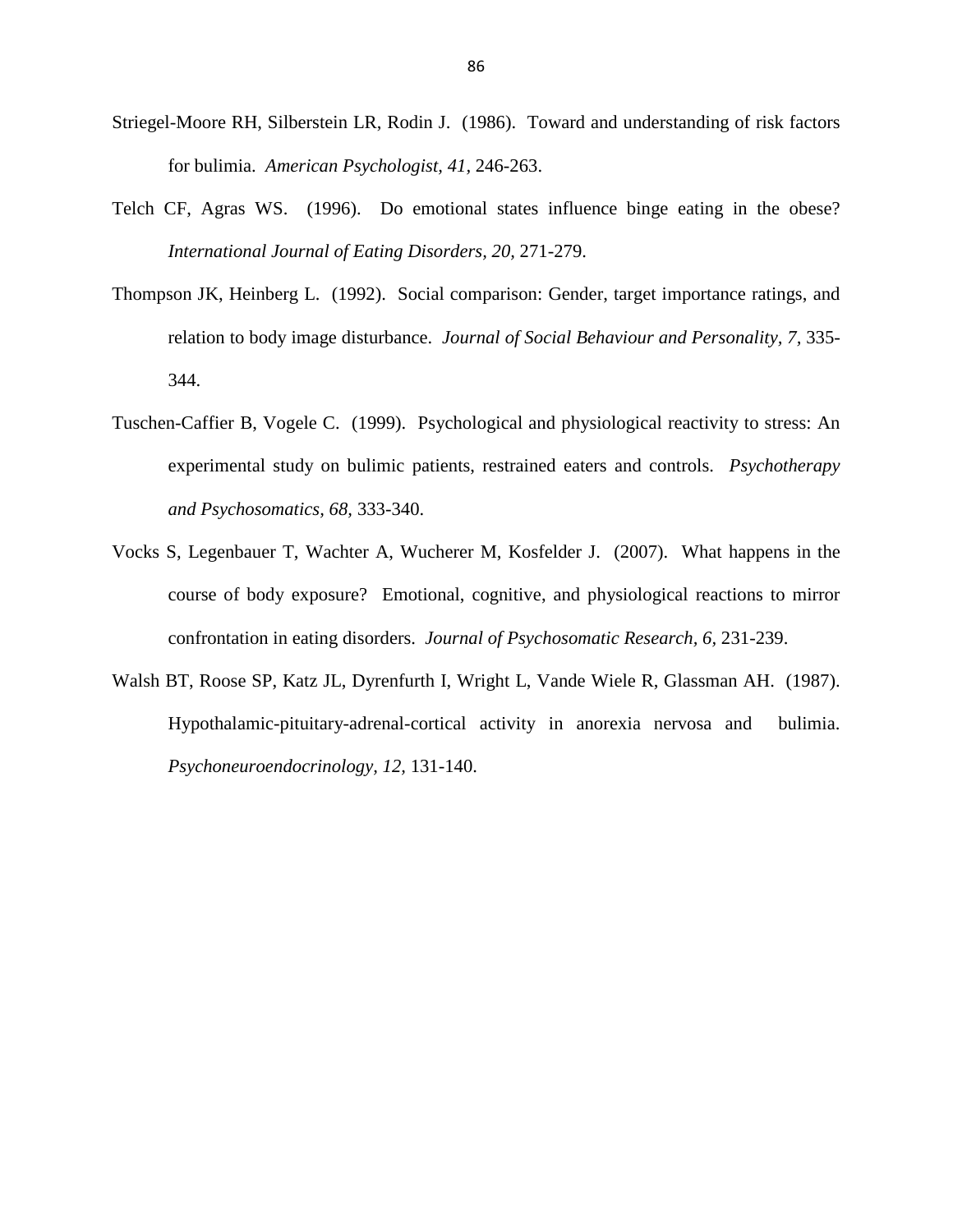Striegel-Moore RH, Silberstein LR, Rodin J. (1986). Toward and understanding of risk factors for bulimia. *American Psychologist, 41*, 246-263.

Telch CF, Agras WS. (1996). Do emotional states influence binge eating in the obese? *International Journal of Eating Disorders, 20,* 271-279.

Thompson JK, Heinberg L. (1992). Social comparison: Gender, target importance ratings, and relation to body image disturbance. *Journal of Social Behaviour and Personality, 7,* 335-344.

Tuschen-Caffier B, Vogele C. (1999). Psychological and physiological reactivity to stress: An experimental study on bulimic patients, restrained eaters and controls. *Psychotherapy and Psychosomatics, 68,* 333-340.

Vocks S, Legenbauer T, Wachter A, Wucherer M, Kosfelder J. (2007). What happens in the course of body exposure? Emotional, cognitive, and physiological reactions to mirror confrontation in eating disorders. *Journal of Psychosomatic Research, 6,* 231-239.

Walsh BT, Roose SP, Katz JL, Dyrenfurth I, Wright L, Vande Wiele R, Glassman AH. (1987). Hypothalamic-pituitary-adrenal-cortical activity in anorexia nervosa and bulimia. *Psychoneuroendocrinology, 12,* 131-140.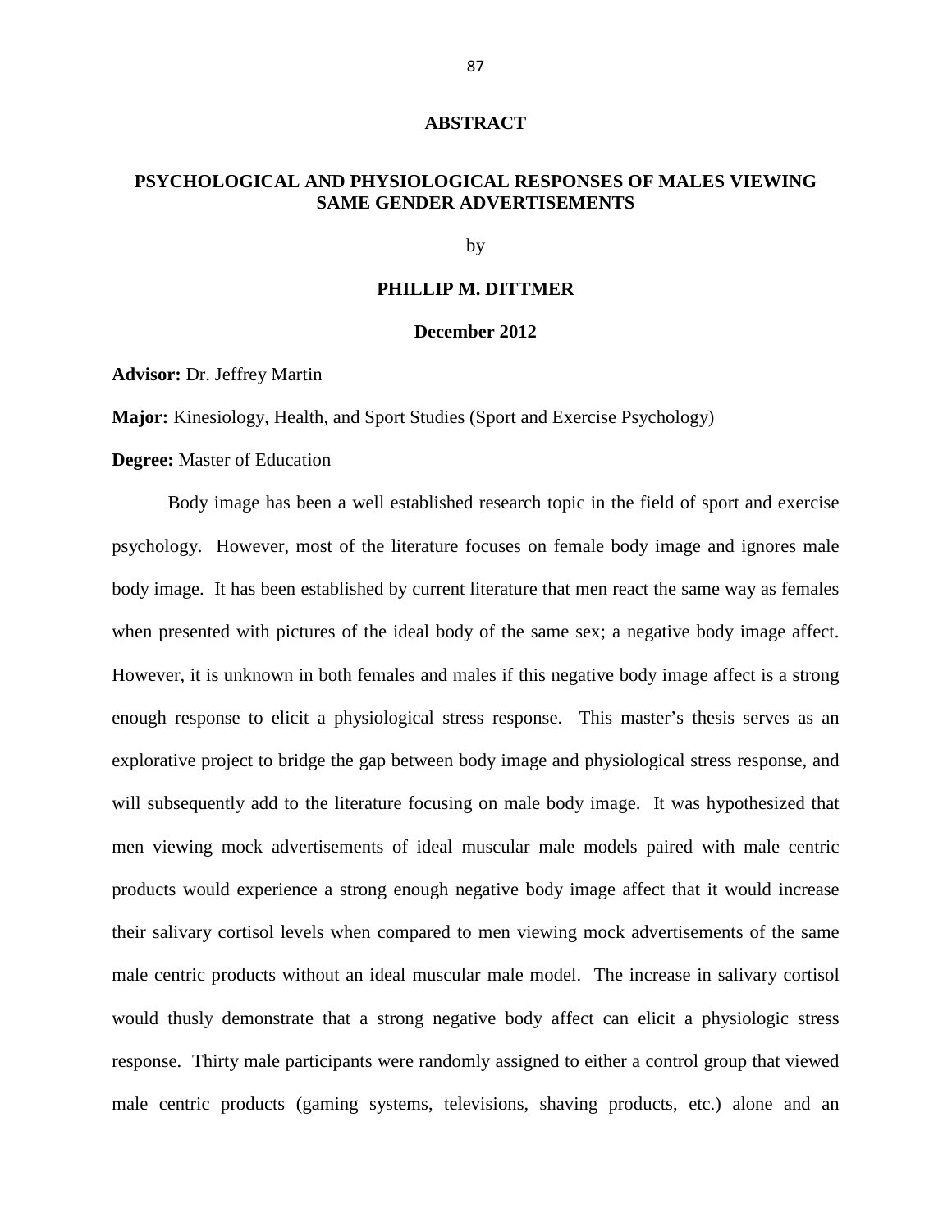## ABSTRACT

### PSYCHOLOGICAL AND PHYSIOLOGICAL RESPONSES OF MALES VIEWING SAME GENDER ADVERTISEMENTS

by

**PHILLIP M. DITTMER**

**December 2012**

**Advisor:** Dr. Jeffrey Martin

**Major:** Kinesiology, Health, and Sport Studies (Sport and Exercise Psychology)

**Degree:** Master of Education

Body image has been a well established research topic in the field of sport and exercise psychology. However, most of the literature focuses on female body image and ignores male body image. It has been established by current literature that men react the same way as females when presented with pictures of the ideal body of the same sex; a negative body image affect. However, it is unknown in both females and males if this negative body image affect is a strong enough response to elicit a physiological stress response. This master's thesis serves as an explorative project to bridge the gap between body image and physiological stress response, and will subsequently add to the literature focusing on male body image. It was hypothesized that men viewing mock advertisements of ideal muscular male models paired with male centric products would experience a strong enough negative body image affect that it would increase their salivary cortisol levels when compared to men viewing mock advertisements of the same male centric products without an ideal muscular male model. The increase in salivary cortisol would thusly demonstrate that a strong negative body affect can elicit a physiologic stress response. Thirty male participants were randomly assigned to either a control group that viewed male centric products (gaming systems, televisions, shaving products, etc.) alone and an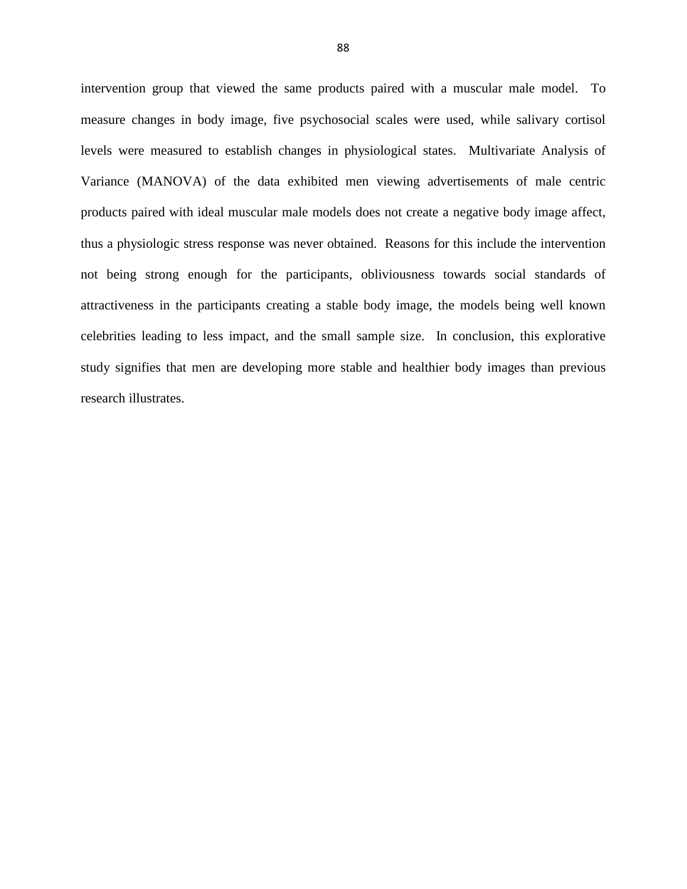intervention group that viewed the same products paired with a muscular male model. To measure changes in body image, five psychosocial scales were used, while salivary cortisol levels were measured to establish changes in physiological states. Multivariate Analysis of Variance (MANOVA) of the data exhibited men viewing advertisements of male centric products paired with ideal muscular male models does not create a negative body image affect, thus a physiologic stress response was never obtained. Reasons for this include the intervention not being strong enough for the participants, obliviousness towards social standards of attractiveness in the participants creating a stable body image, the models being well known celebrities leading to less impact, and the small sample size. In conclusion, this explorative study signifies that men are developing more stable and healthier body images than previous research illustrates.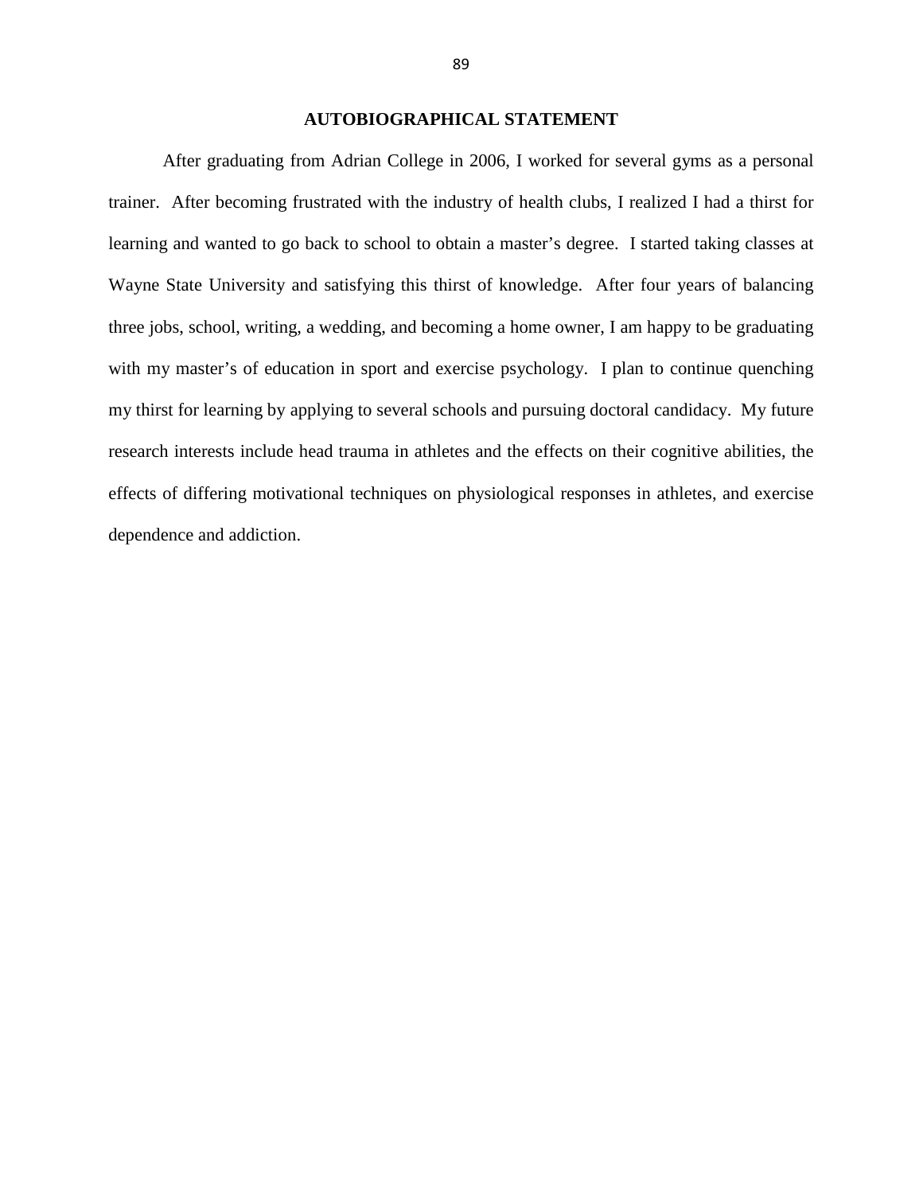# AUTOBIOGRAPHICAL STATEMENT

After graduating from Adrian College in 2006, I worked for several gyms as a personal trainer. After becoming frustrated with the industry of health clubs, I realized I had a thirst for learning and wanted to go back to school to obtain a master's degree. I started taking classes at Wayne State University and satisfying this thirst of knowledge. After four years of balancing three jobs, school, writing, a wedding, and becoming a home owner, I am happy to be graduating with my master's of education in sport and exercise psychology. I plan to continue quenching my thirst for learning by applying to several schools and pursuing doctoral candidacy. My future research interests include head trauma in athletes and the effects on their cognitive abilities, the effects of differing motivational techniques on physiological responses in athletes, and exercise dependence and addiction.